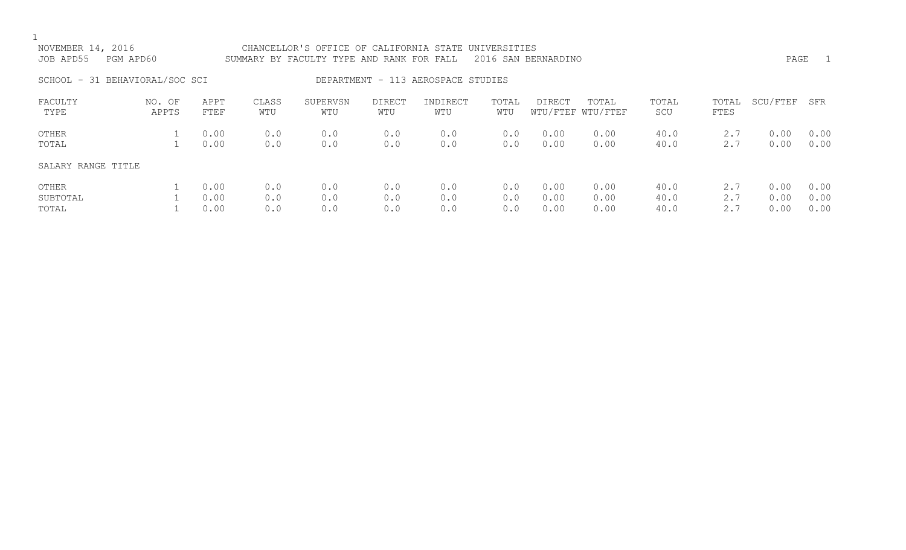NOVEMBER 14, 2016 CHANCELLOR'S OFFICE OF CALIFORNIA STATE UNIVERSITIES
JOB APD55 PGM APD60 SUMMARY BY FACULTY TYPE AND RANK FOR FALL 2016 SAN BERNARDINO

SCHOOL - 31 BEHAVIORAL/SOC SCI DEPARTMENT - 113 AEROSPACE STUDIES

| FACULTY TYPE | NO. OF APPTS | APPT FTEF | CLASS WTU | SUPERVSN WTU | DIRECT WTU | INDIRECT WTU | TOTAL WTU | DIRECT WTU/FTEF | TOTAL WTU/FTEF | TOTAL SCU | TOTAL FTES | SCU/FTEF | SFR |
|---|---|---|---|---|---|---|---|---|---|---|---|---|---|
| OTHER | 1 | 0.00 | 0.0 | 0.0 | 0.0 | 0.0 | 0.0 | 0.00 | 0.00 | 40.0 | 2.7 | 0.00 | 0.00 |
| TOTAL | 1 | 0.00 | 0.0 | 0.0 | 0.0 | 0.0 | 0.0 | 0.00 | 0.00 | 40.0 | 2.7 | 0.00 | 0.00 |
| SALARY RANGE TITLE | | | | | | | | | | | | | |
| OTHER | 1 | 0.00 | 0.0 | 0.0 | 0.0 | 0.0 | 0.0 | 0.00 | 0.00 | 40.0 | 2.7 | 0.00 | 0.00 |
| SUBTOTAL | 1 | 0.00 | 0.0 | 0.0 | 0.0 | 0.0 | 0.0 | 0.00 | 0.00 | 40.0 | 2.7 | 0.00 | 0.00 |
| TOTAL | 1 | 0.00 | 0.0 | 0.0 | 0.0 | 0.0 | 0.0 | 0.00 | 0.00 | 40.0 | 2.7 | 0.00 | 0.00 |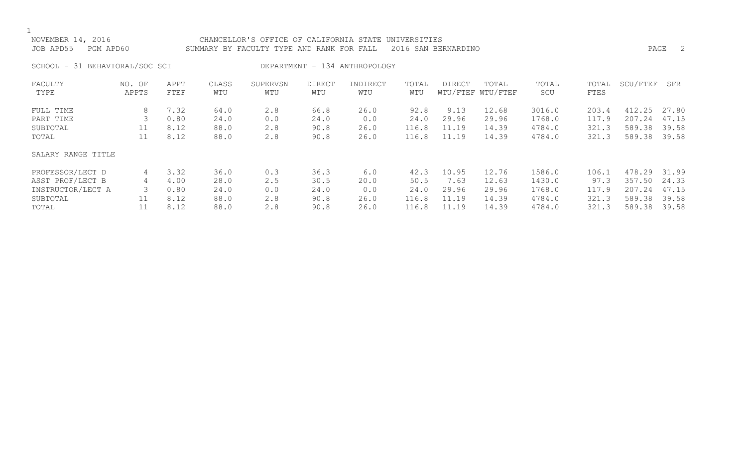NOVEMBER 14, 2016 CHANCELLOR'S OFFICE OF CALIFORNIA STATE UNIVERSITIES
JOB APD55 PGM APD60 SUMMARY BY FACULTY TYPE AND RANK FOR FALL 2016 SAN BERNARDINO

SCHOOL - 31 BEHAVIORAL/SOC SCI DEPARTMENT - 134 ANTHROPOLOGY

| FACULTY TYPE | NO. OF APPTS | APPT FTEF | CLASS WTU | SUPERVSN WTU | DIRECT WTU | INDIRECT WTU | TOTAL WTU | DIRECT WTU/FTEF | TOTAL WTU/FTEF | TOTAL SCU | TOTAL FTES | SCU/FTEF | SFR |
|---|---|---|---|---|---|---|---|---|---|---|---|---|---|
| FULL TIME | 8 | 7.32 | 64.0 | 2.8 | 66.8 | 26.0 | 92.8 | 9.13 | 12.68 | 3016.0 | 203.4 | 412.25 | 27.80 |
| PART TIME | 3 | 0.80 | 24.0 | 0.0 | 24.0 | 0.0 | 24.0 | 29.96 | 29.96 | 1768.0 | 117.9 | 207.24 | 47.15 |
| SUBTOTAL | 11 | 8.12 | 88.0 | 2.8 | 90.8 | 26.0 | 116.8 | 11.19 | 14.39 | 4784.0 | 321.3 | 589.38 | 39.58 |
| TOTAL | 11 | 8.12 | 88.0 | 2.8 | 90.8 | 26.0 | 116.8 | 11.19 | 14.39 | 4784.0 | 321.3 | 589.38 | 39.58 |
| SALARY RANGE TITLE | | | | | | | | | | | | | |
| PROFESSOR/LECT D | 4 | 3.32 | 36.0 | 0.3 | 36.3 | 6.0 | 42.3 | 10.95 | 12.76 | 1586.0 | 106.1 | 478.29 | 31.99 |
| ASST PROF/LECT B | 4 | 4.00 | 28.0 | 2.5 | 30.5 | 20.0 | 50.5 | 7.63 | 12.63 | 1430.0 | 97.3 | 357.50 | 24.33 |
| INSTRUCTOR/LECT A | 3 | 0.80 | 24.0 | 0.0 | 24.0 | 0.0 | 24.0 | 29.96 | 29.96 | 1768.0 | 117.9 | 207.24 | 47.15 |
| SUBTOTAL | 11 | 8.12 | 88.0 | 2.8 | 90.8 | 26.0 | 116.8 | 11.19 | 14.39 | 4784.0 | 321.3 | 589.38 | 39.58 |
| TOTAL | 11 | 8.12 | 88.0 | 2.8 | 90.8 | 26.0 | 116.8 | 11.19 | 14.39 | 4784.0 | 321.3 | 589.38 | 39.58 |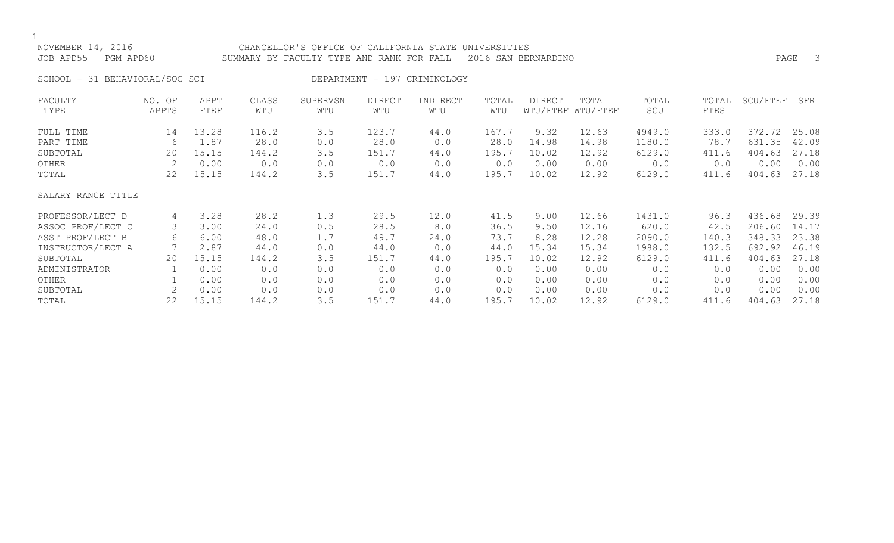NOVEMBER 14, 2016 CHANCELLOR'S OFFICE OF CALIFORNIA STATE UNIVERSITIES
JOB APD55 PGM APD60 SUMMARY BY FACULTY TYPE AND RANK FOR FALL 2016 SAN BERNARDINO

SCHOOL - 31 BEHAVIORAL/SOC SCI DEPARTMENT - 197 CRIMINOLOGY

| FACULTY TYPE | NO. OF APPTS | APPT FTEF | CLASS WTU | SUPERVSN WTU | DIRECT WTU | INDIRECT WTU | TOTAL WTU | DIRECT WTU/FTEF | TOTAL WTU/FTEF | TOTAL SCU | TOTAL FTES | SCU/FTEF | SFR |
|---|---|---|---|---|---|---|---|---|---|---|---|---|---|
| FULL TIME | 14 | 13.28 | 116.2 | 3.5 | 123.7 | 44.0 | 167.7 | 9.32 | 12.63 | 4949.0 | 333.0 | 372.72 | 25.08 |
| PART TIME | 6 | 1.87 | 28.0 | 0.0 | 28.0 | 0.0 | 28.0 | 14.98 | 14.98 | 1180.0 | 78.7 | 631.35 | 42.09 |
| SUBTOTAL | 20 | 15.15 | 144.2 | 3.5 | 151.7 | 44.0 | 195.7 | 10.02 | 12.92 | 6129.0 | 411.6 | 404.63 | 27.18 |
| OTHER | 2 | 0.00 | 0.0 | 0.0 | 0.0 | 0.0 | 0.0 | 0.00 | 0.00 | 0.0 | 0.0 | 0.00 | 0.00 |
| TOTAL | 22 | 15.15 | 144.2 | 3.5 | 151.7 | 44.0 | 195.7 | 10.02 | 12.92 | 6129.0 | 411.6 | 404.63 | 27.18 |
| **SALARY RANGE TITLE** | | | | | | | | | | | | | |
| PROFESSOR/LECT D | 4 | 3.28 | 28.2 | 1.3 | 29.5 | 12.0 | 41.5 | 9.00 | 12.66 | 1431.0 | 96.3 | 436.68 | 29.39 |
| ASSOC PROF/LECT C | 3 | 3.00 | 24.0 | 0.5 | 28.5 | 8.0 | 36.5 | 9.50 | 12.16 | 620.0 | 42.5 | 206.60 | 14.17 |
| ASST PROF/LECT B | 6 | 6.00 | 48.0 | 1.7 | 49.7 | 24.0 | 73.7 | 8.28 | 12.28 | 2090.0 | 140.3 | 348.33 | 23.38 |
| INSTRUCTOR/LECT A | 7 | 2.87 | 44.0 | 0.0 | 44.0 | 0.0 | 44.0 | 15.34 | 15.34 | 1988.0 | 132.5 | 692.92 | 46.19 |
| SUBTOTAL | 20 | 15.15 | 144.2 | 3.5 | 151.7 | 44.0 | 195.7 | 10.02 | 12.92 | 6129.0 | 411.6 | 404.63 | 27.18 |
| ADMINISTRATOR | 1 | 0.00 | 0.0 | 0.0 | 0.0 | 0.0 | 0.0 | 0.00 | 0.00 | 0.0 | 0.0 | 0.00 | 0.00 |
| OTHER | 1 | 0.00 | 0.0 | 0.0 | 0.0 | 0.0 | 0.0 | 0.00 | 0.00 | 0.0 | 0.0 | 0.00 | 0.00 |
| SUBTOTAL | 2 | 0.00 | 0.0 | 0.0 | 0.0 | 0.0 | 0.0 | 0.00 | 0.00 | 0.0 | 0.0 | 0.00 | 0.00 |
| TOTAL | 22 | 15.15 | 144.2 | 3.5 | 151.7 | 44.0 | 195.7 | 10.02 | 12.92 | 6129.0 | 411.6 | 404.63 | 27.18 |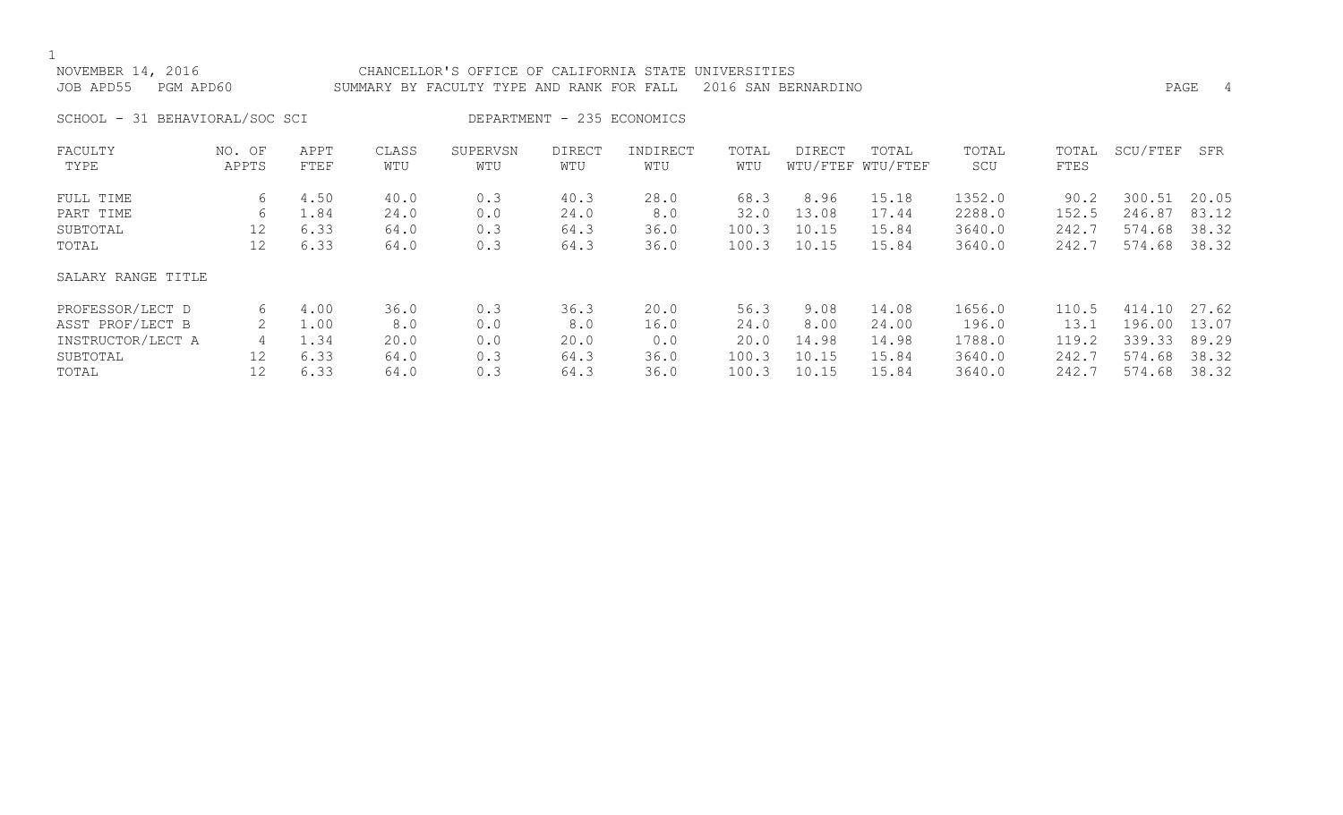NOVEMBER 14, 2016 CHANCELLOR'S OFFICE OF CALIFORNIA STATE UNIVERSITIES
JOB APD55 PGM APD60 SUMMARY BY FACULTY TYPE AND RANK FOR FALL 2016 SAN BERNARDINO

SCHOOL - 31 BEHAVIORAL/SOC SCI DEPARTMENT - 235 ECONOMICS

| FACULTY TYPE | NO. OF APPTS | APPT FTEF | CLASS WTU | SUPERVSN WTU | DIRECT WTU | INDIRECT WTU | TOTAL WTU | DIRECT WTU/FTEF | TOTAL WTU/FTEF | TOTAL SCU | TOTAL FTES | SCU/FTEF | SFR |
|---|---|---|---|---|---|---|---|---|---|---|---|---|---|
| FULL TIME | 6 | 4.50 | 40.0 | 0.3 | 40.3 | 28.0 | 68.3 | 8.96 | 15.18 | 1352.0 | 90.2 | 300.51 | 20.05 |
| PART TIME | 6 | 1.84 | 24.0 | 0.0 | 24.0 | 8.0 | 32.0 | 13.08 | 17.44 | 2288.0 | 152.5 | 246.87 | 83.12 |
| SUBTOTAL | 12 | 6.33 | 64.0 | 0.3 | 64.3 | 36.0 | 100.3 | 10.15 | 15.84 | 3640.0 | 242.7 | 574.68 | 38.32 |
| TOTAL | 12 | 6.33 | 64.0 | 0.3 | 64.3 | 36.0 | 100.3 | 10.15 | 15.84 | 3640.0 | 242.7 | 574.68 | 38.32 |
| SALARY RANGE TITLE | | | | | | | | | | | | | |
| PROFESSOR/LECT D | 6 | 4.00 | 36.0 | 0.3 | 36.3 | 20.0 | 56.3 | 9.08 | 14.08 | 1656.0 | 110.5 | 414.10 | 27.62 |
| ASST PROF/LECT B | 2 | 1.00 | 8.0 | 0.0 | 8.0 | 16.0 | 24.0 | 8.00 | 24.00 | 196.0 | 13.1 | 196.00 | 13.07 |
| INSTRUCTOR/LECT A | 4 | 1.34 | 20.0 | 0.0 | 20.0 | 0.0 | 20.0 | 14.98 | 14.98 | 1788.0 | 119.2 | 339.33 | 89.29 |
| SUBTOTAL | 12 | 6.33 | 64.0 | 0.3 | 64.3 | 36.0 | 100.3 | 10.15 | 15.84 | 3640.0 | 242.7 | 574.68 | 38.32 |
| TOTAL | 12 | 6.33 | 64.0 | 0.3 | 64.3 | 36.0 | 100.3 | 10.15 | 15.84 | 3640.0 | 242.7 | 574.68 | 38.32 |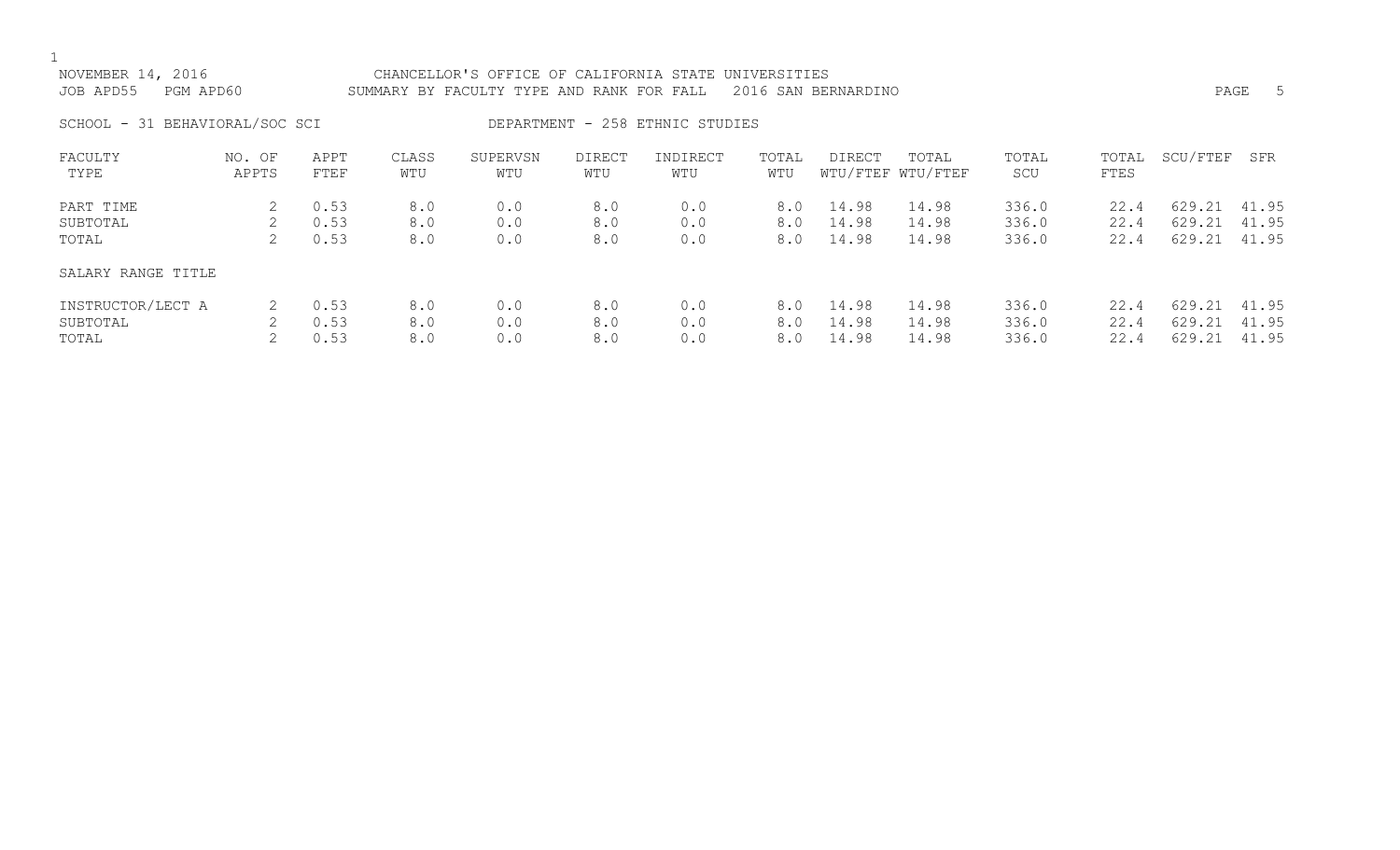NOVEMBER 14, 2016 CHANCELLOR'S OFFICE OF CALIFORNIA STATE UNIVERSITIES
JOB APD55 PGM APD60 SUMMARY BY FACULTY TYPE AND RANK FOR FALL 2016 SAN BERNARDINO

SCHOOL - 31 BEHAVIORAL/SOC SCI DEPARTMENT - 258 ETHNIC STUDIES

| FACULTY TYPE | NO. OF APPTS | APPT FTEF | CLASS WTU | SUPERVSN WTU | DIRECT WTU | INDIRECT WTU | TOTAL WTU | DIRECT WTU/FTEF | TOTAL WTU/FTEF | TOTAL SCU | TOTAL FTES | SCU/FTEF | SFR |
|---|---|---|---|---|---|---|---|---|---|---|---|---|---|
| PART TIME | 2 | 0.53 | 8.0 | 0.0 | 8.0 | 0.0 | 8.0 | 14.98 | 14.98 | 336.0 | 22.4 | 629.21 | 41.95 |
| SUBTOTAL | 2 | 0.53 | 8.0 | 0.0 | 8.0 | 0.0 | 8.0 | 14.98 | 14.98 | 336.0 | 22.4 | 629.21 | 41.95 |
| TOTAL | 2 | 0.53 | 8.0 | 0.0 | 8.0 | 0.0 | 8.0 | 14.98 | 14.98 | 336.0 | 22.4 | 629.21 | 41.95 |
| SALARY RANGE TITLE | | | | | | | | | | | | | |
| INSTRUCTOR/LECT A | 2 | 0.53 | 8.0 | 0.0 | 8.0 | 0.0 | 8.0 | 14.98 | 14.98 | 336.0 | 22.4 | 629.21 | 41.95 |
| SUBTOTAL | 2 | 0.53 | 8.0 | 0.0 | 8.0 | 0.0 | 8.0 | 14.98 | 14.98 | 336.0 | 22.4 | 629.21 | 41.95 |
| TOTAL | 2 | 0.53 | 8.0 | 0.0 | 8.0 | 0.0 | 8.0 | 14.98 | 14.98 | 336.0 | 22.4 | 629.21 | 41.95 |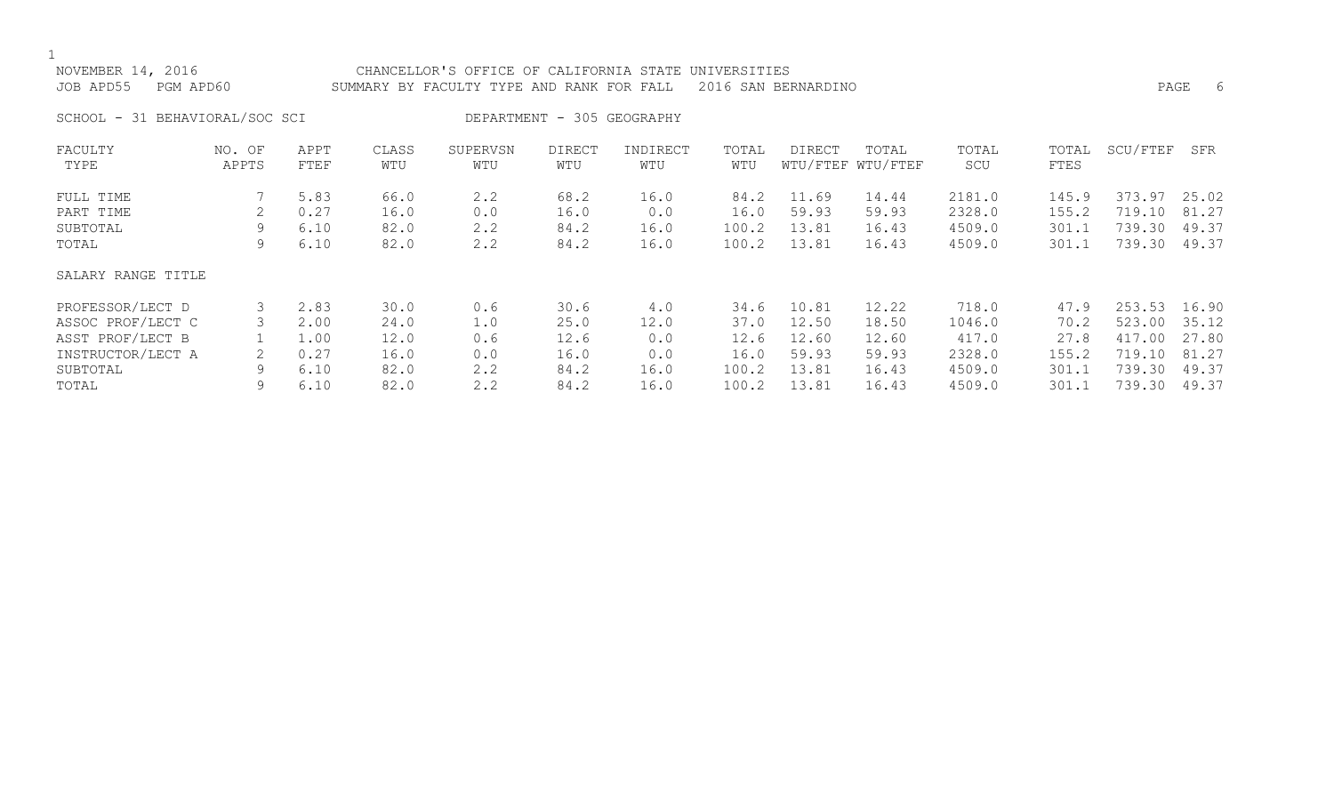NOVEMBER 14, 2016 CHANCELLOR'S OFFICE OF CALIFORNIA STATE UNIVERSITIES
JOB APD55 PGM APD60 SUMMARY BY FACULTY TYPE AND RANK FOR FALL 2016 SAN BERNARDINO

SCHOOL - 31 BEHAVIORAL/SOC SCI DEPARTMENT - 305 GEOGRAPHY

| FACULTY TYPE | NO. OF APPTS | APPT FTEF | CLASS WTU | SUPERVSN WTU | DIRECT WTU | INDIRECT WTU | TOTAL WTU | DIRECT WTU/FTEF | TOTAL WTU/FTEF | TOTAL SCU | TOTAL FTES | SCU/FTEF | SFR |
|---|---|---|---|---|---|---|---|---|---|---|---|---|---|
| FULL TIME | 7 | 5.83 | 66.0 | 2.2 | 68.2 | 16.0 | 84.2 | 11.69 | 14.44 | 2181.0 | 145.9 | 373.97 | 25.02 |
| PART TIME | 2 | 0.27 | 16.0 | 0.0 | 16.0 | 0.0 | 16.0 | 59.93 | 59.93 | 2328.0 | 155.2 | 719.10 | 81.27 |
| SUBTOTAL | 9 | 6.10 | 82.0 | 2.2 | 84.2 | 16.0 | 100.2 | 13.81 | 16.43 | 4509.0 | 301.1 | 739.30 | 49.37 |
| TOTAL | 9 | 6.10 | 82.0 | 2.2 | 84.2 | 16.0 | 100.2 | 13.81 | 16.43 | 4509.0 | 301.1 | 739.30 | 49.37 |
| SALARY RANGE TITLE | | | | | | | | | | | | | |
| PROFESSOR/LECT D | 3 | 2.83 | 30.0 | 0.6 | 30.6 | 4.0 | 34.6 | 10.81 | 12.22 | 718.0 | 47.9 | 253.53 | 16.90 |
| ASSOC PROF/LECT C | 3 | 2.00 | 24.0 | 1.0 | 25.0 | 12.0 | 37.0 | 12.50 | 18.50 | 1046.0 | 70.2 | 523.00 | 35.12 |
| ASST PROF/LECT B | 1 | 1.00 | 12.0 | 0.6 | 12.6 | 0.0 | 12.6 | 12.60 | 12.60 | 417.0 | 27.8 | 417.00 | 27.80 |
| INSTRUCTOR/LECT A | 2 | 0.27 | 16.0 | 0.0 | 16.0 | 0.0 | 16.0 | 59.93 | 59.93 | 2328.0 | 155.2 | 719.10 | 81.27 |
| SUBTOTAL | 9 | 6.10 | 82.0 | 2.2 | 84.2 | 16.0 | 100.2 | 13.81 | 16.43 | 4509.0 | 301.1 | 739.30 | 49.37 |
| TOTAL | 9 | 6.10 | 82.0 | 2.2 | 84.2 | 16.0 | 100.2 | 13.81 | 16.43 | 4509.0 | 301.1 | 739.30 | 49.37 |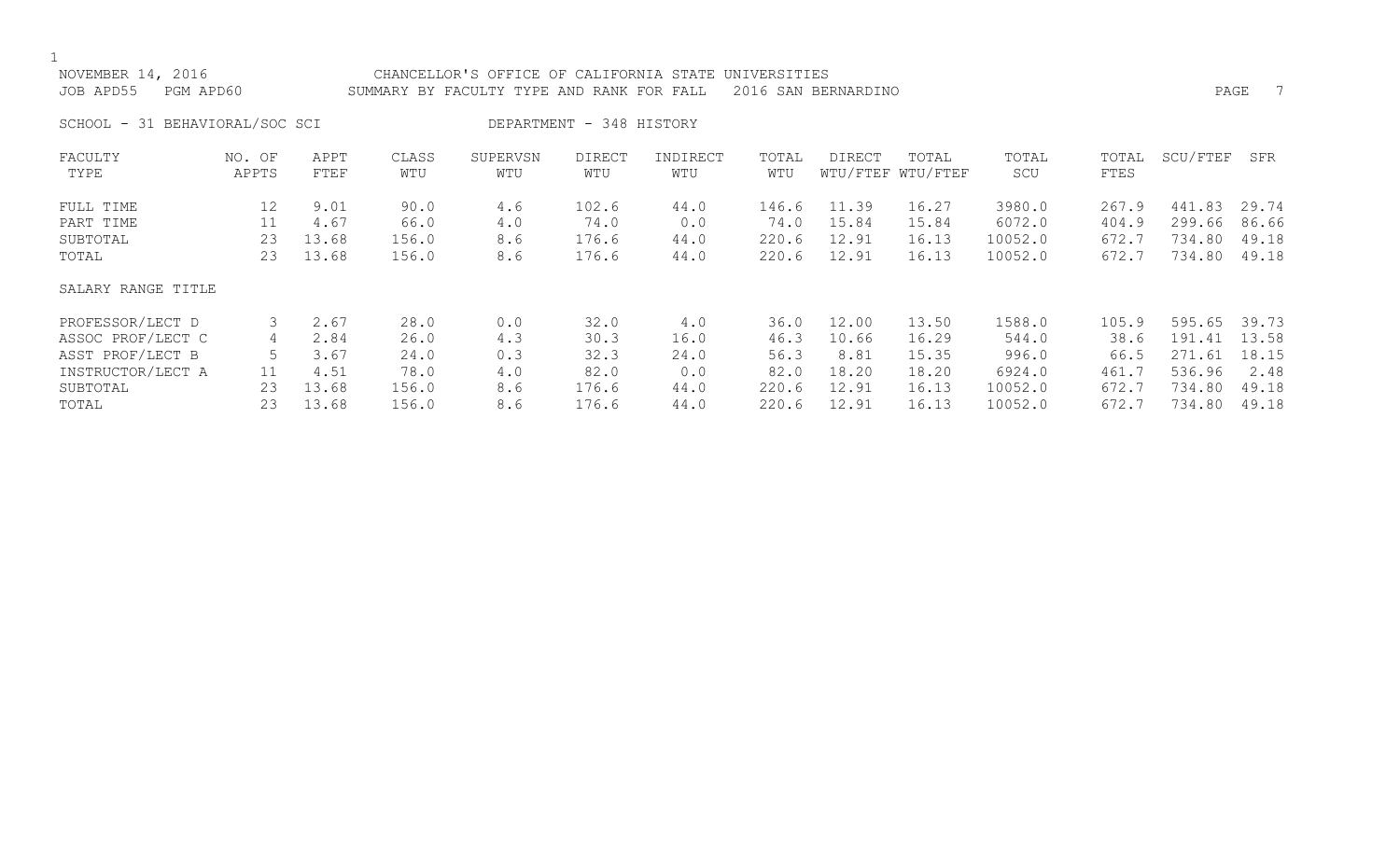NOVEMBER 14, 2016 CHANCELLOR'S OFFICE OF CALIFORNIA STATE UNIVERSITIES
JOB APD55 PGM APD60 SUMMARY BY FACULTY TYPE AND RANK FOR FALL 2016 SAN BERNARDINO

SCHOOL - 31 BEHAVIORAL/SOC SCI DEPARTMENT - 348 HISTORY

| FACULTY TYPE | NO. OF APPTS | APPT FTEF | CLASS WTU | SUPERVSN WTU | DIRECT WTU | INDIRECT WTU | TOTAL WTU | DIRECT WTU/FTEF | TOTAL WTU/FTEF | TOTAL SCU | TOTAL FTES | SCU/FTEF | SFR |
|---|---|---|---|---|---|---|---|---|---|---|---|---|---|
| FULL TIME | 12 | 9.01 | 90.0 | 4.6 | 102.6 | 44.0 | 146.6 | 11.39 | 16.27 | 3980.0 | 267.9 | 441.83 | 29.74 |
| PART TIME | 11 | 4.67 | 66.0 | 4.0 | 74.0 | 0.0 | 74.0 | 15.84 | 15.84 | 6072.0 | 404.9 | 299.66 | 86.66 |
| SUBTOTAL | 23 | 13.68 | 156.0 | 8.6 | 176.6 | 44.0 | 220.6 | 12.91 | 16.13 | 10052.0 | 672.7 | 734.80 | 49.18 |
| TOTAL | 23 | 13.68 | 156.0 | 8.6 | 176.6 | 44.0 | 220.6 | 12.91 | 16.13 | 10052.0 | 672.7 | 734.80 | 49.18 |
| SALARY RANGE TITLE | | | | | | | | | | | | | |
| PROFESSOR/LECT D | 3 | 2.67 | 28.0 | 0.0 | 32.0 | 4.0 | 36.0 | 12.00 | 13.50 | 1588.0 | 105.9 | 595.65 | 39.73 |
| ASSOC PROF/LECT C | 4 | 2.84 | 26.0 | 4.3 | 30.3 | 16.0 | 46.3 | 10.66 | 16.29 | 544.0 | 38.6 | 191.41 | 13.58 |
| ASST PROF/LECT B | 5 | 3.67 | 24.0 | 0.3 | 32.3 | 24.0 | 56.3 | 8.81 | 15.35 | 996.0 | 66.5 | 271.61 | 18.15 |
| INSTRUCTOR/LECT A | 11 | 4.51 | 78.0 | 4.0 | 82.0 | 0.0 | 82.0 | 18.20 | 18.20 | 6924.0 | 461.7 | 536.96 | 2.48 |
| SUBTOTAL | 23 | 13.68 | 156.0 | 8.6 | 176.6 | 44.0 | 220.6 | 12.91 | 16.13 | 10052.0 | 672.7 | 734.80 | 49.18 |
| TOTAL | 23 | 13.68 | 156.0 | 8.6 | 176.6 | 44.0 | 220.6 | 12.91 | 16.13 | 10052.0 | 672.7 | 734.80 | 49.18 |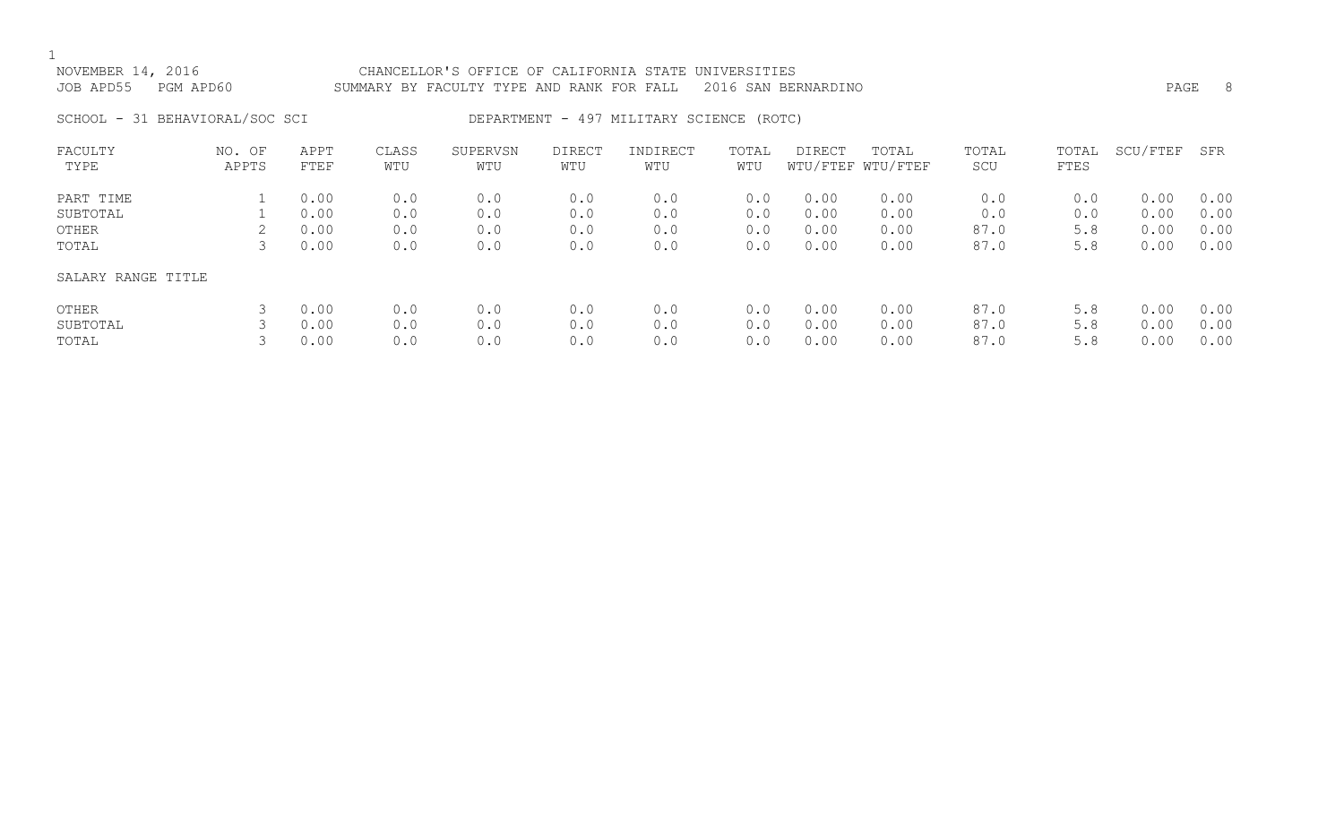NOVEMBER 14, 2016 CHANCELLOR'S OFFICE OF CALIFORNIA STATE UNIVERSITIES
JOB APD55 PGM APD60 SUMMARY BY FACULTY TYPE AND RANK FOR FALL 2016 SAN BERNARDINO

SCHOOL - 31 BEHAVIORAL/SOC SCI DEPARTMENT - 497 MILITARY SCIENCE (ROTC)

| FACULTY TYPE | NO. OF APPTS | APPT FTEF | CLASS WTU | SUPERVSN WTU | DIRECT WTU | INDIRECT WTU | TOTAL WTU | DIRECT WTU/FTEF | TOTAL WTU/FTEF | TOTAL SCU | TOTAL FTES | SCU/FTEF | SFR |
|---|---|---|---|---|---|---|---|---|---|---|---|---|---|
| PART TIME | 1 | 0.00 | 0.0 | 0.0 | 0.0 | 0.0 | 0.0 | 0.00 | 0.00 | 0.0 | 0.0 | 0.00 | 0.00 |
| SUBTOTAL | 1 | 0.00 | 0.0 | 0.0 | 0.0 | 0.0 | 0.0 | 0.00 | 0.00 | 0.0 | 0.0 | 0.00 | 0.00 |
| OTHER | 2 | 0.00 | 0.0 | 0.0 | 0.0 | 0.0 | 0.0 | 0.00 | 0.00 | 87.0 | 5.8 | 0.00 | 0.00 |
| TOTAL | 3 | 0.00 | 0.0 | 0.0 | 0.0 | 0.0 | 0.0 | 0.00 | 0.00 | 87.0 | 5.8 | 0.00 | 0.00 |
| SALARY RANGE TITLE | | | | | | | | | | | | | |
| OTHER | 3 | 0.00 | 0.0 | 0.0 | 0.0 | 0.0 | 0.0 | 0.00 | 0.00 | 87.0 | 5.8 | 0.00 | 0.00 |
| SUBTOTAL | 3 | 0.00 | 0.0 | 0.0 | 0.0 | 0.0 | 0.0 | 0.00 | 0.00 | 87.0 | 5.8 | 0.00 | 0.00 |
| TOTAL | 3 | 0.00 | 0.0 | 0.0 | 0.0 | 0.0 | 0.0 | 0.00 | 0.00 | 87.0 | 5.8 | 0.00 | 0.00 |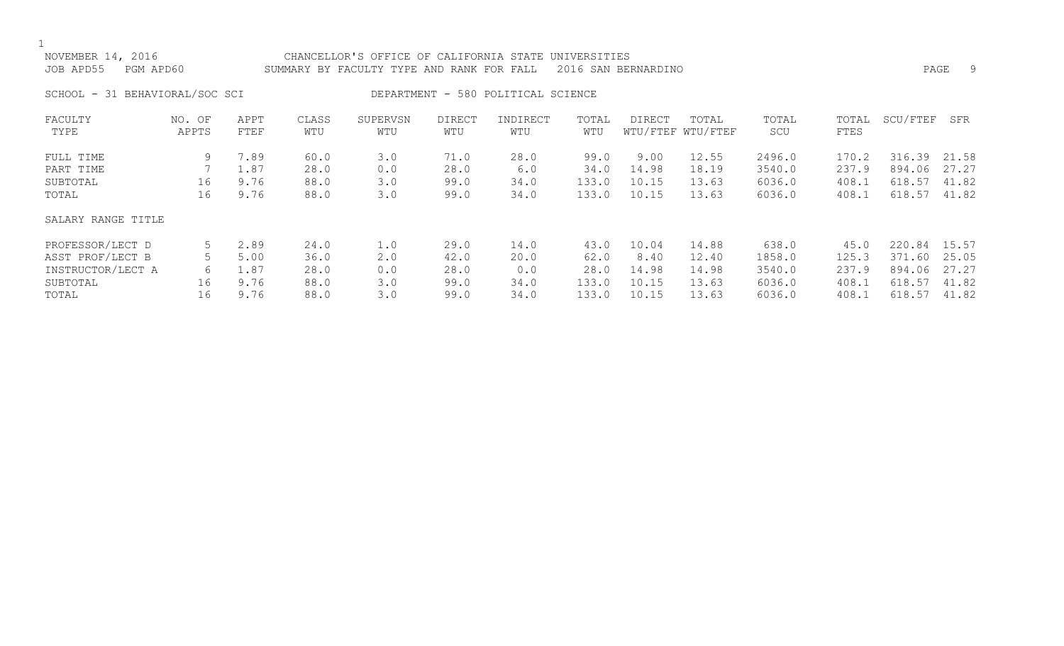NOVEMBER 14, 2016 CHANCELLOR'S OFFICE OF CALIFORNIA STATE UNIVERSITIES
JOB APD55 PGM APD60 SUMMARY BY FACULTY TYPE AND RANK FOR FALL 2016 SAN BERNARDINO

SCHOOL - 31 BEHAVIORAL/SOC SCI DEPARTMENT - 580 POLITICAL SCIENCE

| FACULTY TYPE | NO. OF APPTS | APPT FTEF | CLASS WTU | SUPERVSN WTU | DIRECT WTU | INDIRECT WTU | TOTAL WTU | DIRECT WTU/FTEF | TOTAL WTU/FTEF | TOTAL SCU | TOTAL FTES | SCU/FTEF | SFR |
|---|---|---|---|---|---|---|---|---|---|---|---|---|---|
| FULL TIME | 9 | 7.89 | 60.0 | 3.0 | 71.0 | 28.0 | 99.0 | 9.00 | 12.55 | 2496.0 | 170.2 | 316.39 | 21.58 |
| PART TIME | 7 | 1.87 | 28.0 | 0.0 | 28.0 | 6.0 | 34.0 | 14.98 | 18.19 | 3540.0 | 237.9 | 894.06 | 27.27 |
| SUBTOTAL | 16 | 9.76 | 88.0 | 3.0 | 99.0 | 34.0 | 133.0 | 10.15 | 13.63 | 6036.0 | 408.1 | 618.57 | 41.82 |
| TOTAL | 16 | 9.76 | 88.0 | 3.0 | 99.0 | 34.0 | 133.0 | 10.15 | 13.63 | 6036.0 | 408.1 | 618.57 | 41.82 |
| SALARY RANGE TITLE | | | | | | | | | | | | | |
| PROFESSOR/LECT D | 5 | 2.89 | 24.0 | 1.0 | 29.0 | 14.0 | 43.0 | 10.04 | 14.88 | 638.0 | 45.0 | 220.84 | 15.57 |
| ASST PROF/LECT B | 5 | 5.00 | 36.0 | 2.0 | 42.0 | 20.0 | 62.0 | 8.40 | 12.40 | 1858.0 | 125.3 | 371.60 | 25.05 |
| INSTRUCTOR/LECT A | 6 | 1.87 | 28.0 | 0.0 | 28.0 | 0.0 | 28.0 | 14.98 | 14.98 | 3540.0 | 237.9 | 894.06 | 27.27 |
| SUBTOTAL | 16 | 9.76 | 88.0 | 3.0 | 99.0 | 34.0 | 133.0 | 10.15 | 13.63 | 6036.0 | 408.1 | 618.57 | 41.82 |
| TOTAL | 16 | 9.76 | 88.0 | 3.0 | 99.0 | 34.0 | 133.0 | 10.15 | 13.63 | 6036.0 | 408.1 | 618.57 | 41.82 |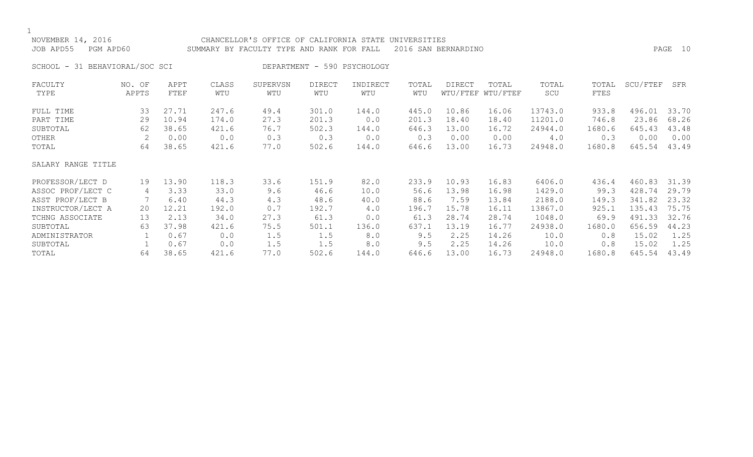NOVEMBER 14, 2016 CHANCELLOR'S OFFICE OF CALIFORNIA STATE UNIVERSITIES
JOB APD55 PGM APD60 SUMMARY BY FACULTY TYPE AND RANK FOR FALL 2016 SAN BERNARDINO

SCHOOL - 31 BEHAVIORAL/SOC SCI DEPARTMENT - 590 PSYCHOLOGY

| FACULTY TYPE | NO. OF APPTS | APPT FTEF | CLASS WTU | SUPERVSN WTU | DIRECT WTU | INDIRECT WTU | TOTAL WTU | DIRECT WTU/FTEF | TOTAL WTU/FTEF | TOTAL SCU | TOTAL FTES | SCU/FTEF | SFR |
|---|---|---|---|---|---|---|---|---|---|---|---|---|---|
| FULL TIME | 33 | 27.71 | 247.6 | 49.4 | 301.0 | 144.0 | 445.0 | 10.86 | 16.06 | 13743.0 | 933.8 | 496.01 | 33.70 |
| PART TIME | 29 | 10.94 | 174.0 | 27.3 | 201.3 | 0.0 | 201.3 | 18.40 | 18.40 | 11201.0 | 746.8 | 23.86 | 68.26 |
| SUBTOTAL | 62 | 38.65 | 421.6 | 76.7 | 502.3 | 144.0 | 646.3 | 13.00 | 16.72 | 24944.0 | 1680.6 | 645.43 | 43.48 |
| OTHER | 2 | 0.00 | 0.0 | 0.3 | 0.3 | 0.0 | 0.3 | 0.00 | 0.00 | 4.0 | 0.3 | 0.00 | 0.00 |
| TOTAL | 64 | 38.65 | 421.6 | 77.0 | 502.6 | 144.0 | 646.6 | 13.00 | 16.73 | 24948.0 | 1680.8 | 645.54 | 43.49 |
| SALARY RANGE TITLE | | | | | | | | | | | | | |
| PROFESSOR/LECT D | 19 | 13.90 | 118.3 | 33.6 | 151.9 | 82.0 | 233.9 | 10.93 | 16.83 | 6406.0 | 436.4 | 460.83 | 31.39 |
| ASSOC PROF/LECT C | 4 | 3.33 | 33.0 | 9.6 | 46.6 | 10.0 | 56.6 | 13.98 | 16.98 | 1429.0 | 99.3 | 428.74 | 29.79 |
| ASST PROF/LECT B | 7 | 6.40 | 44.3 | 4.3 | 48.6 | 40.0 | 88.6 | 7.59 | 13.84 | 2188.0 | 149.3 | 341.82 | 23.32 |
| INSTRUCTOR/LECT A | 20 | 12.21 | 192.0 | 0.7 | 192.7 | 4.0 | 196.7 | 15.78 | 16.11 | 13867.0 | 925.1 | 135.43 | 75.75 |
| TCHNG ASSOCIATE | 13 | 2.13 | 34.0 | 27.3 | 61.3 | 0.0 | 61.3 | 28.74 | 28.74 | 1048.0 | 69.9 | 491.33 | 32.76 |
| SUBTOTAL | 63 | 37.98 | 421.6 | 75.5 | 501.1 | 136.0 | 637.1 | 13.19 | 16.77 | 24938.0 | 1680.0 | 656.59 | 44.23 |
| ADMINISTRATOR | 1 | 0.67 | 0.0 | 1.5 | 1.5 | 8.0 | 9.5 | 2.25 | 14.26 | 10.0 | 0.8 | 15.02 | 1.25 |
| SUBTOTAL | 1 | 0.67 | 0.0 | 1.5 | 1.5 | 8.0 | 9.5 | 2.25 | 14.26 | 10.0 | 0.8 | 15.02 | 1.25 |
| TOTAL | 64 | 38.65 | 421.6 | 77.0 | 502.6 | 144.0 | 646.6 | 13.00 | 16.73 | 24948.0 | 1680.8 | 645.54 | 43.49 |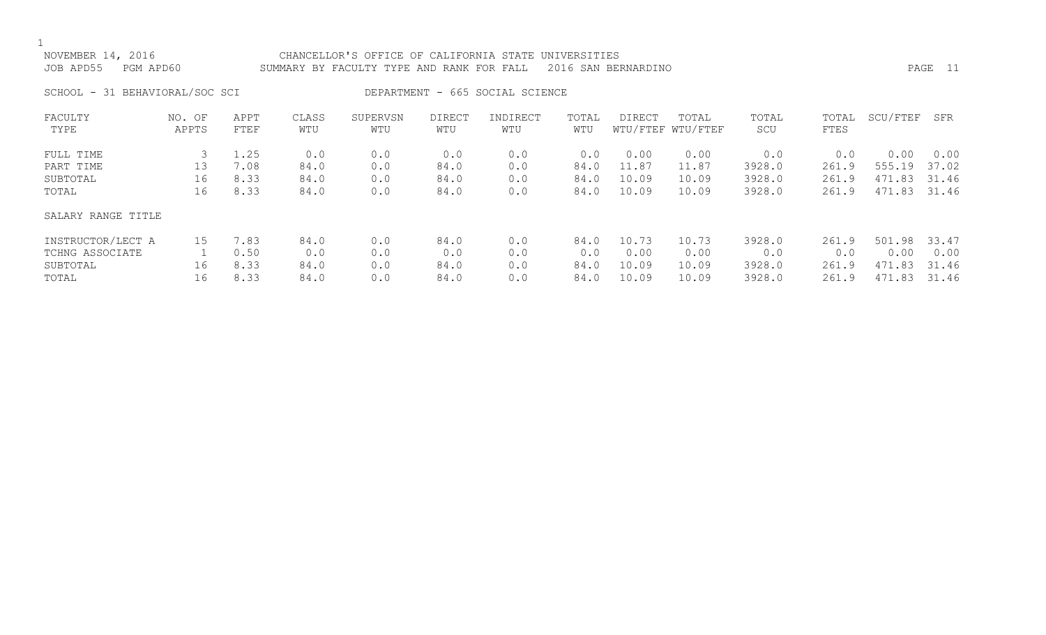NOVEMBER 14, 2016 CHANCELLOR'S OFFICE OF CALIFORNIA STATE UNIVERSITIES
JOB APD55 PGM APD60 SUMMARY BY FACULTY TYPE AND RANK FOR FALL 2016 SAN BERNARDINO

SCHOOL - 31 BEHAVIORAL/SOC SCI DEPARTMENT - 665 SOCIAL SCIENCE

| FACULTY TYPE | NO. OF APPTS | APPT FTEF | CLASS WTU | SUPERVSN WTU | DIRECT WTU | INDIRECT WTU | TOTAL WTU | DIRECT WTU/FTEF | TOTAL WTU/FTEF | TOTAL SCU | TOTAL FTES | SCU/FTEF | SFR |
|---|---|---|---|---|---|---|---|---|---|---|---|---|---|
| FULL TIME | 3 | 1.25 | 0.0 | 0.0 | 0.0 | 0.0 | 0.0 | 0.00 | 0.00 | 0.0 | 0.0 | 0.00 | 0.00 |
| PART TIME | 13 | 7.08 | 84.0 | 0.0 | 84.0 | 0.0 | 84.0 | 11.87 | 11.87 | 3928.0 | 261.9 | 555.19 | 37.02 |
| SUBTOTAL | 16 | 8.33 | 84.0 | 0.0 | 84.0 | 0.0 | 84.0 | 10.09 | 10.09 | 3928.0 | 261.9 | 471.83 | 31.46 |
| TOTAL | 16 | 8.33 | 84.0 | 0.0 | 84.0 | 0.0 | 84.0 | 10.09 | 10.09 | 3928.0 | 261.9 | 471.83 | 31.46 |
| SALARY RANGE TITLE | | | | | | | | | | | | | |
| INSTRUCTOR/LECT A | 15 | 7.83 | 84.0 | 0.0 | 84.0 | 0.0 | 84.0 | 10.73 | 10.73 | 3928.0 | 261.9 | 501.98 | 33.47 |
| TCHNG ASSOCIATE | 1 | 0.50 | 0.0 | 0.0 | 0.0 | 0.0 | 0.0 | 0.00 | 0.00 | 0.0 | 0.0 | 0.00 | 0.00 |
| SUBTOTAL | 16 | 8.33 | 84.0 | 0.0 | 84.0 | 0.0 | 84.0 | 10.09 | 10.09 | 3928.0 | 261.9 | 471.83 | 31.46 |
| TOTAL | 16 | 8.33 | 84.0 | 0.0 | 84.0 | 0.0 | 84.0 | 10.09 | 10.09 | 3928.0 | 261.9 | 471.83 | 31.46 |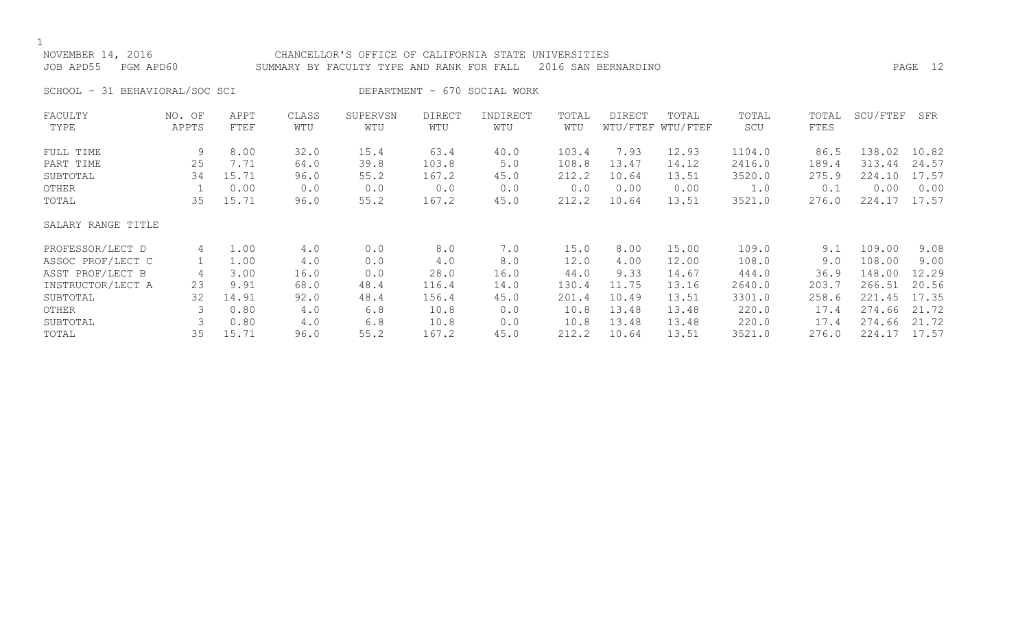NOVEMBER 14, 2016 CHANCELLOR'S OFFICE OF CALIFORNIA STATE UNIVERSITIES
JOB APD55 PGM APD60 SUMMARY BY FACULTY TYPE AND RANK FOR FALL 2016 SAN BERNARDINO

SCHOOL - 31 BEHAVIORAL/SOC SCI DEPARTMENT - 670 SOCIAL WORK

| FACULTY TYPE | NO. OF APPTS | APPT FTEF | CLASS WTU | SUPERVSN WTU | DIRECT WTU | INDIRECT WTU | TOTAL WTU | DIRECT WTU/FTEF | TOTAL WTU/FTEF | TOTAL SCU | TOTAL FTES | SCU/FTEF | SFR |
|---|---|---|---|---|---|---|---|---|---|---|---|---|---|
| FULL TIME | 9 | 8.00 | 32.0 | 15.4 | 63.4 | 40.0 | 103.4 | 7.93 | 12.93 | 1104.0 | 86.5 | 138.02 | 10.82 |
| PART TIME | 25 | 7.71 | 64.0 | 39.8 | 103.8 | 5.0 | 108.8 | 13.47 | 14.12 | 2416.0 | 189.4 | 313.44 | 24.57 |
| SUBTOTAL | 34 | 15.71 | 96.0 | 55.2 | 167.2 | 45.0 | 212.2 | 10.64 | 13.51 | 3520.0 | 275.9 | 224.10 | 17.57 |
| OTHER | 1 | 0.00 | 0.0 | 0.0 | 0.0 | 0.0 | 0.0 | 0.00 | 0.00 | 1.0 | 0.1 | 0.00 | 0.00 |
| TOTAL | 35 | 15.71 | 96.0 | 55.2 | 167.2 | 45.0 | 212.2 | 10.64 | 13.51 | 3521.0 | 276.0 | 224.17 | 17.57 |
| SALARY RANGE TITLE | | | | | | | | | | | | | |
| PROFESSOR/LECT D | 4 | 1.00 | 4.0 | 0.0 | 8.0 | 7.0 | 15.0 | 8.00 | 15.00 | 109.0 | 9.1 | 109.00 | 9.08 |
| ASSOC PROF/LECT C | 1 | 1.00 | 4.0 | 0.0 | 4.0 | 8.0 | 12.0 | 4.00 | 12.00 | 108.0 | 9.0 | 108.00 | 9.00 |
| ASST PROF/LECT B | 4 | 3.00 | 16.0 | 0.0 | 28.0 | 16.0 | 44.0 | 9.33 | 14.67 | 444.0 | 36.9 | 148.00 | 12.29 |
| INSTRUCTOR/LECT A | 23 | 9.91 | 68.0 | 48.4 | 116.4 | 14.0 | 130.4 | 11.75 | 13.16 | 2640.0 | 203.7 | 266.51 | 20.56 |
| SUBTOTAL | 32 | 14.91 | 92.0 | 48.4 | 156.4 | 45.0 | 201.4 | 10.49 | 13.51 | 3301.0 | 258.6 | 221.45 | 17.35 |
| OTHER | 3 | 0.80 | 4.0 | 6.8 | 10.8 | 0.0 | 10.8 | 13.48 | 13.48 | 220.0 | 17.4 | 274.66 | 21.72 |
| SUBTOTAL | 3 | 0.80 | 4.0 | 6.8 | 10.8 | 0.0 | 10.8 | 13.48 | 13.48 | 220.0 | 17.4 | 274.66 | 21.72 |
| TOTAL | 35 | 15.71 | 96.0 | 55.2 | 167.2 | 45.0 | 212.2 | 10.64 | 13.51 | 3521.0 | 276.0 | 224.17 | 17.57 |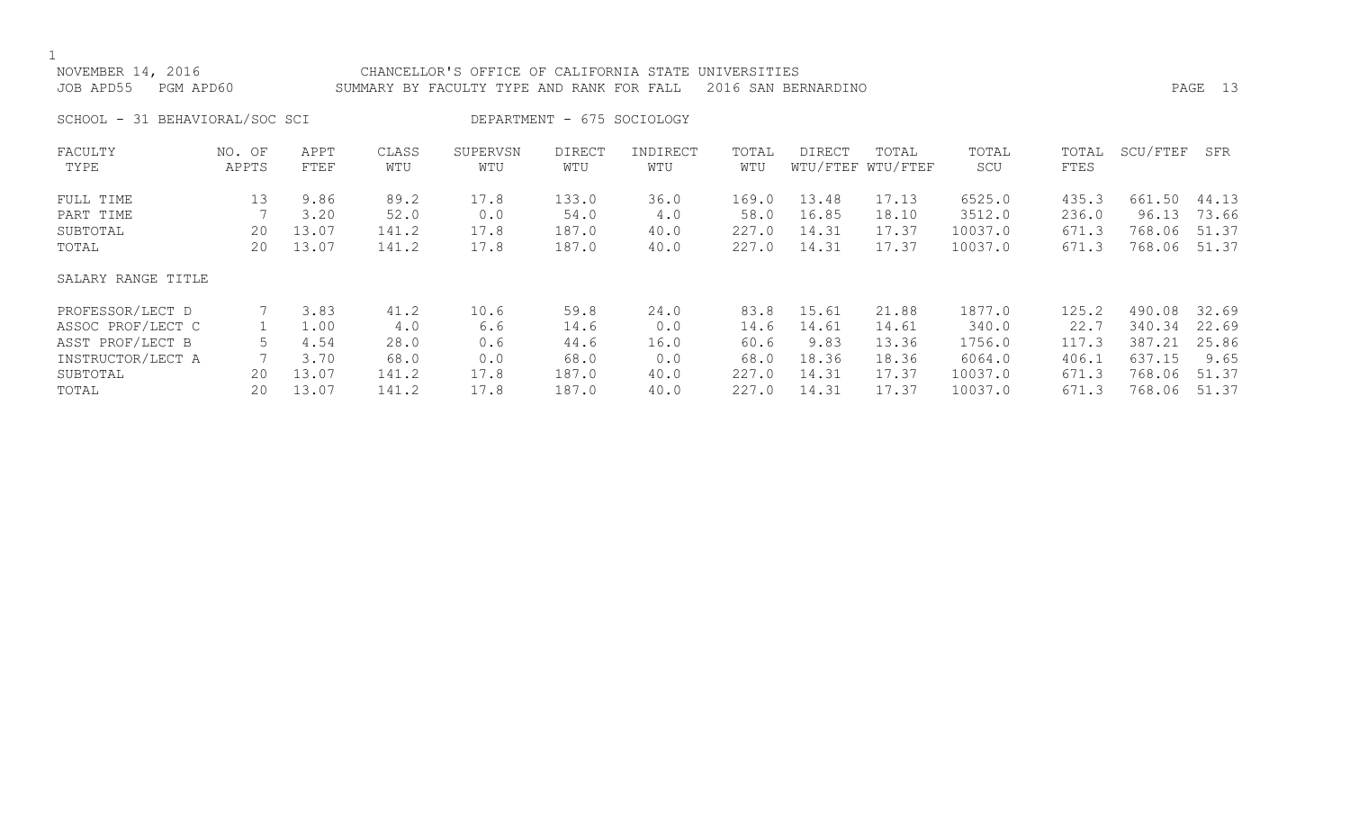NOVEMBER 14, 2016 CHANCELLOR'S OFFICE OF CALIFORNIA STATE UNIVERSITIES
JOB APD55 PGM APD60 SUMMARY BY FACULTY TYPE AND RANK FOR FALL 2016 SAN BERNARDINO

SCHOOL - 31 BEHAVIORAL/SOC SCI DEPARTMENT - 675 SOCIOLOGY

| FACULTY TYPE | NO. OF APPTS | APPT FTEF | CLASS WTU | SUPERVSN WTU | DIRECT WTU | INDIRECT WTU | TOTAL WTU | DIRECT WTU/FTEF | TOTAL WTU/FTEF | TOTAL SCU | TOTAL FTES | SCU/FTEF | SFR |
|---|---|---|---|---|---|---|---|---|---|---|---|---|---|
| FULL TIME | 13 | 9.86 | 89.2 | 17.8 | 133.0 | 36.0 | 169.0 | 13.48 | 17.13 | 6525.0 | 435.3 | 661.50 | 44.13 |
| PART TIME | 7 | 3.20 | 52.0 | 0.0 | 54.0 | 4.0 | 58.0 | 16.85 | 18.10 | 3512.0 | 236.0 | 96.13 | 73.66 |
| SUBTOTAL | 20 | 13.07 | 141.2 | 17.8 | 187.0 | 40.0 | 227.0 | 14.31 | 17.37 | 10037.0 | 671.3 | 768.06 | 51.37 |
| TOTAL | 20 | 13.07 | 141.2 | 17.8 | 187.0 | 40.0 | 227.0 | 14.31 | 17.37 | 10037.0 | 671.3 | 768.06 | 51.37 |
| SALARY RANGE TITLE | | | | | | | | | | | | | |
| PROFESSOR/LECT D | 7 | 3.83 | 41.2 | 10.6 | 59.8 | 24.0 | 83.8 | 15.61 | 21.88 | 1877.0 | 125.2 | 490.08 | 32.69 |
| ASSOC PROF/LECT C | 1 | 1.00 | 4.0 | 6.6 | 14.6 | 0.0 | 14.6 | 14.61 | 14.61 | 340.0 | 22.7 | 340.34 | 22.69 |
| ASST PROF/LECT B | 5 | 4.54 | 28.0 | 0.6 | 44.6 | 16.0 | 60.6 | 9.83 | 13.36 | 1756.0 | 117.3 | 387.21 | 25.86 |
| INSTRUCTOR/LECT A | 7 | 3.70 | 68.0 | 0.0 | 68.0 | 0.0 | 68.0 | 18.36 | 18.36 | 6064.0 | 406.1 | 637.15 | 9.65 |
| SUBTOTAL | 20 | 13.07 | 141.2 | 17.8 | 187.0 | 40.0 | 227.0 | 14.31 | 17.37 | 10037.0 | 671.3 | 768.06 | 51.37 |
| TOTAL | 20 | 13.07 | 141.2 | 17.8 | 187.0 | 40.0 | 227.0 | 14.31 | 17.37 | 10037.0 | 671.3 | 768.06 | 51.37 |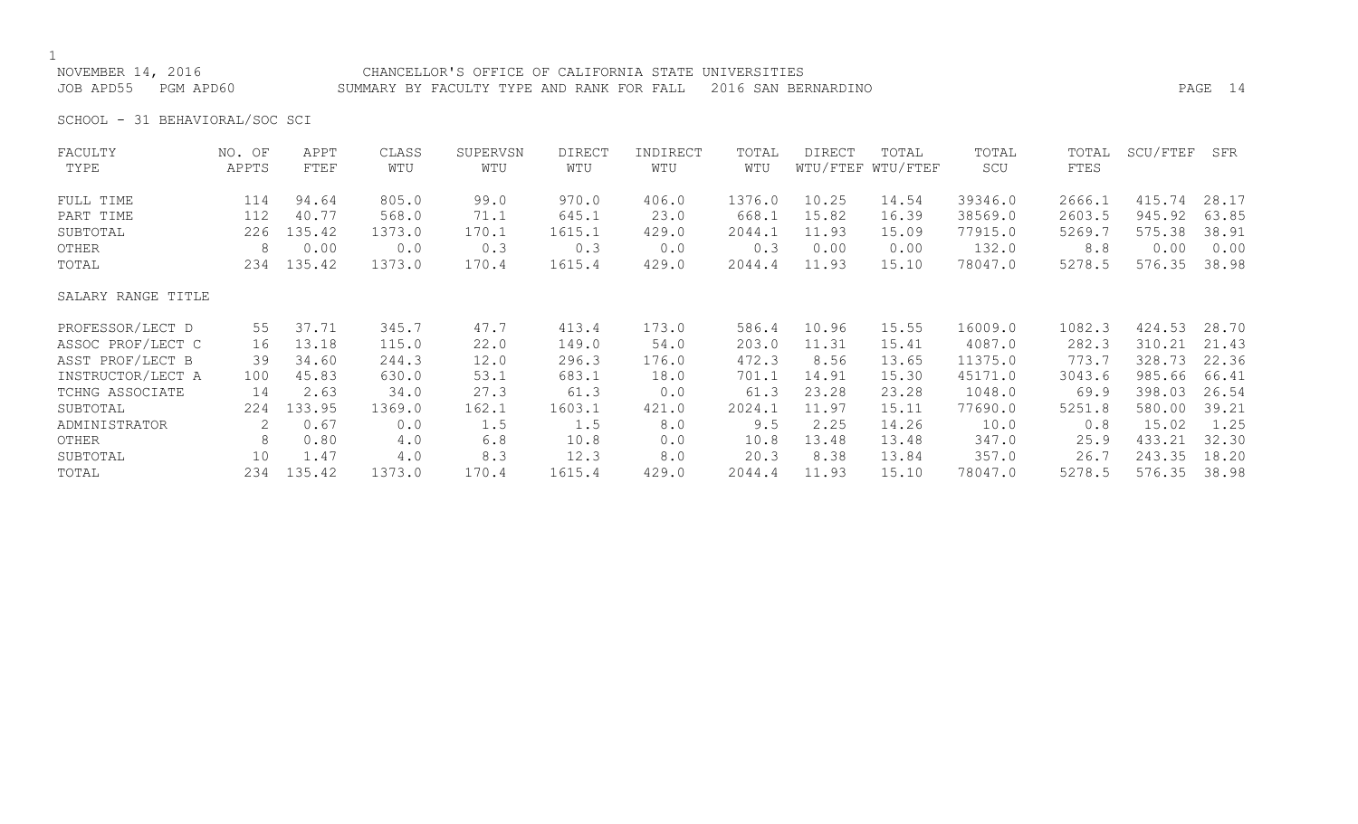NOVEMBER 14, 2016 CHANCELLOR'S OFFICE OF CALIFORNIA STATE UNIVERSITIES
JOB APD55 PGM APD60 SUMMARY BY FACULTY TYPE AND RANK FOR FALL 2016 SAN BERNARDINO

SCHOOL - 31 BEHAVIORAL/SOC SCI

| FACULTY TYPE | NO. OF APPTS | APPT FTEF | CLASS WTU | SUPERVSN WTU | DIRECT WTU | INDIRECT WTU | TOTAL WTU | DIRECT WTU/FTEF | TOTAL WTU/FTEF | TOTAL SCU | TOTAL FTES | SCU/FTEF | SFR |
|---|---|---|---|---|---|---|---|---|---|---|---|---|---|
| FULL TIME | 114 | 94.64 | 805.0 | 99.0 | 970.0 | 406.0 | 1376.0 | 10.25 | 14.54 | 39346.0 | 2666.1 | 415.74 | 28.17 |
| PART TIME | 112 | 40.77 | 568.0 | 71.1 | 645.1 | 23.0 | 668.1 | 15.82 | 16.39 | 38569.0 | 2603.5 | 945.92 | 63.85 |
| SUBTOTAL | 226 | 135.42 | 1373.0 | 170.1 | 1615.1 | 429.0 | 2044.1 | 11.93 | 15.09 | 77915.0 | 5269.7 | 575.38 | 38.91 |
| OTHER | 8 | 0.00 | 0.0 | 0.3 | 0.3 | 0.0 | 0.3 | 0.00 | 0.00 | 132.0 | 8.8 | 0.00 | 0.00 |
| TOTAL | 234 | 135.42 | 1373.0 | 170.4 | 1615.4 | 429.0 | 2044.4 | 11.93 | 15.10 | 78047.0 | 5278.5 | 576.35 | 38.98 |
| **SALARY RANGE TITLE** | | | | | | | | | | | | | |
| PROFESSOR/LECT D | 55 | 37.71 | 345.7 | 47.7 | 413.4 | 173.0 | 586.4 | 10.96 | 15.55 | 16009.0 | 1082.3 | 424.53 | 28.70 |
| ASSOC PROF/LECT C | 16 | 13.18 | 115.0 | 22.0 | 149.0 | 54.0 | 203.0 | 11.31 | 15.41 | 4087.0 | 282.3 | 310.21 | 21.43 |
| ASST PROF/LECT B | 39 | 34.60 | 244.3 | 12.0 | 296.3 | 176.0 | 472.3 | 8.56 | 13.65 | 11375.0 | 773.7 | 328.73 | 22.36 |
| INSTRUCTOR/LECT A | 100 | 45.83 | 630.0 | 53.1 | 683.1 | 18.0 | 701.1 | 14.91 | 15.30 | 45171.0 | 3043.6 | 985.66 | 66.41 |
| TCHNG ASSOCIATE | 14 | 2.63 | 34.0 | 27.3 | 61.3 | 0.0 | 61.3 | 23.28 | 23.28 | 1048.0 | 69.9 | 398.03 | 26.54 |
| SUBTOTAL | 224 | 133.95 | 1369.0 | 162.1 | 1603.1 | 421.0 | 2024.1 | 11.97 | 15.11 | 77690.0 | 5251.8 | 580.00 | 39.21 |
| ADMINISTRATOR | 2 | 0.67 | 0.0 | 1.5 | 1.5 | 8.0 | 9.5 | 2.25 | 14.26 | 10.0 | 0.8 | 15.02 | 1.25 |
| OTHER | 8 | 0.80 | 4.0 | 6.8 | 10.8 | 0.0 | 10.8 | 13.48 | 13.48 | 347.0 | 25.9 | 433.21 | 32.30 |
| SUBTOTAL | 10 | 1.47 | 4.0 | 8.3 | 12.3 | 8.0 | 20.3 | 8.38 | 13.84 | 357.0 | 26.7 | 243.35 | 18.20 |
| TOTAL | 234 | 135.42 | 1373.0 | 170.4 | 1615.4 | 429.0 | 2044.4 | 11.93 | 15.10 | 78047.0 | 5278.5 | 576.35 | 38.98 |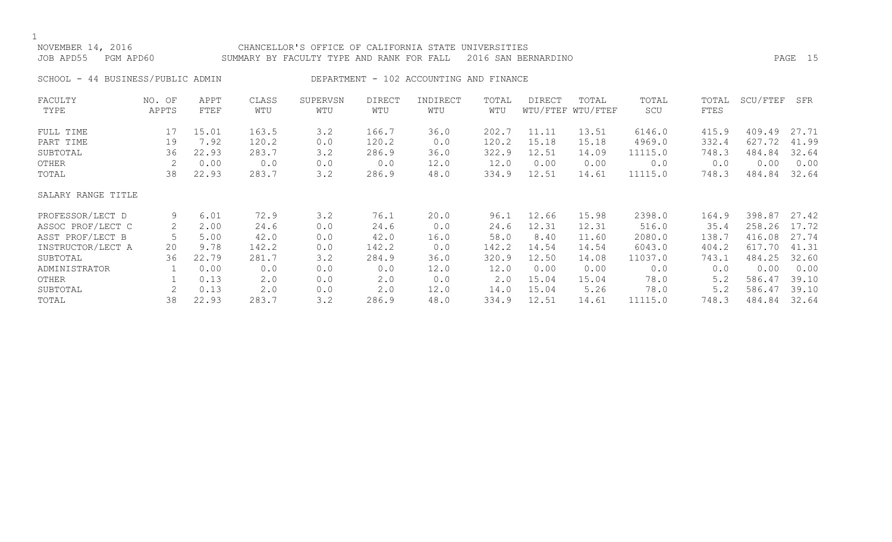NOVEMBER 14, 2016 CHANCELLOR'S OFFICE OF CALIFORNIA STATE UNIVERSITIES
JOB APD55 PGM APD60 SUMMARY BY FACULTY TYPE AND RANK FOR FALL 2016 SAN BERNARDINO

SCHOOL - 44 BUSINESS/PUBLIC ADMIN DEPARTMENT - 102 ACCOUNTING AND FINANCE

| FACULTY TYPE | NO. OF APPTS | APPT FTEF | CLASS WTU | SUPERVSN WTU | DIRECT WTU | INDIRECT WTU | TOTAL WTU | DIRECT WTU/FTEF | TOTAL WTU/FTEF | TOTAL SCU | TOTAL FTES | SCU/FTEF | SFR |
|---|---|---|---|---|---|---|---|---|---|---|---|---|---|
| FULL TIME | 17 | 15.01 | 163.5 | 3.2 | 166.7 | 36.0 | 202.7 | 11.11 | 13.51 | 6146.0 | 415.9 | 409.49 | 27.71 |
| PART TIME | 19 | 7.92 | 120.2 | 0.0 | 120.2 | 0.0 | 120.2 | 15.18 | 15.18 | 4969.0 | 332.4 | 627.72 | 41.99 |
| SUBTOTAL | 36 | 22.93 | 283.7 | 3.2 | 286.9 | 36.0 | 322.9 | 12.51 | 14.09 | 11115.0 | 748.3 | 484.84 | 32.64 |
| OTHER | 2 | 0.00 | 0.0 | 0.0 | 0.0 | 12.0 | 12.0 | 0.00 | 0.00 | 0.0 | 0.0 | 0.00 | 0.00 |
| TOTAL | 38 | 22.93 | 283.7 | 3.2 | 286.9 | 48.0 | 334.9 | 12.51 | 14.61 | 11115.0 | 748.3 | 484.84 | 32.64 |
| SALARY RANGE TITLE | | | | | | | | | | | | | |
| PROFESSOR/LECT D | 9 | 6.01 | 72.9 | 3.2 | 76.1 | 20.0 | 96.1 | 12.66 | 15.98 | 2398.0 | 164.9 | 398.87 | 27.42 |
| ASSOC PROF/LECT C | 2 | 2.00 | 24.6 | 0.0 | 24.6 | 0.0 | 24.6 | 12.31 | 12.31 | 516.0 | 35.4 | 258.26 | 17.72 |
| ASST PROF/LECT B | 5 | 5.00 | 42.0 | 0.0 | 42.0 | 16.0 | 58.0 | 8.40 | 11.60 | 2080.0 | 138.7 | 416.08 | 27.74 |
| INSTRUCTOR/LECT A | 20 | 9.78 | 142.2 | 0.0 | 142.2 | 0.0 | 142.2 | 14.54 | 14.54 | 6043.0 | 404.2 | 617.70 | 41.31 |
| SUBTOTAL | 36 | 22.79 | 281.7 | 3.2 | 284.9 | 36.0 | 320.9 | 12.50 | 14.08 | 11037.0 | 743.1 | 484.25 | 32.60 |
| ADMINISTRATOR | 1 | 0.00 | 0.0 | 0.0 | 0.0 | 12.0 | 12.0 | 0.00 | 0.00 | 0.0 | 0.0 | 0.00 | 0.00 |
| OTHER | 1 | 0.13 | 2.0 | 0.0 | 2.0 | 0.0 | 2.0 | 15.04 | 15.04 | 78.0 | 5.2 | 586.47 | 39.10 |
| SUBTOTAL | 2 | 0.13 | 2.0 | 0.0 | 2.0 | 12.0 | 14.0 | 15.04 | 5.26 | 78.0 | 5.2 | 586.47 | 39.10 |
| TOTAL | 38 | 22.93 | 283.7 | 3.2 | 286.9 | 48.0 | 334.9 | 12.51 | 14.61 | 11115.0 | 748.3 | 484.84 | 32.64 |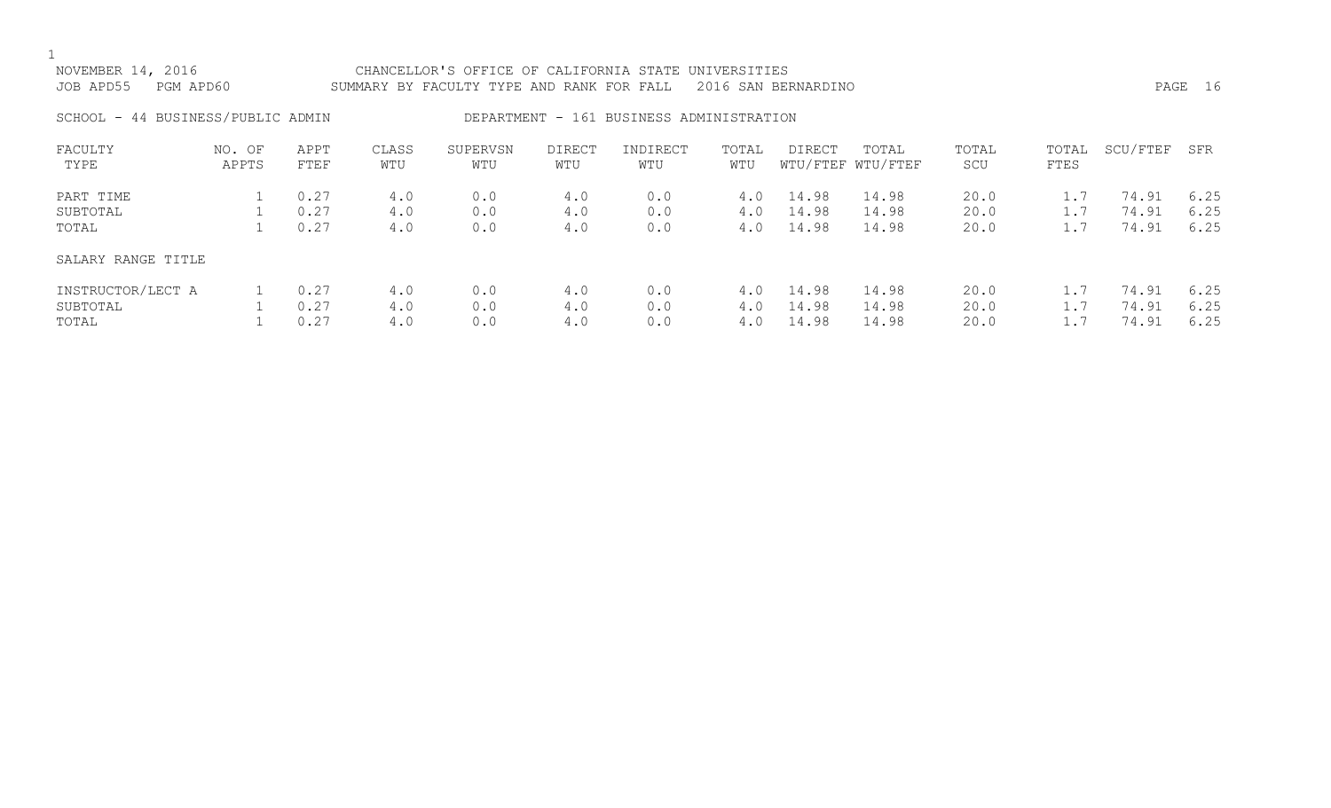NOVEMBER 14, 2016 CHANCELLOR'S OFFICE OF CALIFORNIA STATE UNIVERSITIES
JOB APD55 PGM APD60 SUMMARY BY FACULTY TYPE AND RANK FOR FALL 2016 SAN BERNARDINO

SCHOOL - 44 BUSINESS/PUBLIC ADMIN DEPARTMENT - 161 BUSINESS ADMINISTRATION

| FACULTY TYPE | NO. OF APPTS | APPT FTEF | CLASS WTU | SUPERVSN WTU | DIRECT WTU | INDIRECT WTU | TOTAL WTU | DIRECT WTU/FTEF | TOTAL WTU/FTEF | TOTAL SCU | TOTAL FTES | SCU/FTEF | SFR |
|---|---|---|---|---|---|---|---|---|---|---|---|---|---|
| PART TIME | 1 | 0.27 | 4.0 | 0.0 | 4.0 | 0.0 | 4.0 | 14.98 | 14.98 | 20.0 | 1.7 | 74.91 | 6.25 |
| SUBTOTAL | 1 | 0.27 | 4.0 | 0.0 | 4.0 | 0.0 | 4.0 | 14.98 | 14.98 | 20.0 | 1.7 | 74.91 | 6.25 |
| TOTAL | 1 | 0.27 | 4.0 | 0.0 | 4.0 | 0.0 | 4.0 | 14.98 | 14.98 | 20.0 | 1.7 | 74.91 | 6.25 |
| SALARY RANGE TITLE | | | | | | | | | | | | | |
| INSTRUCTOR/LECT A | 1 | 0.27 | 4.0 | 0.0 | 4.0 | 0.0 | 4.0 | 14.98 | 14.98 | 20.0 | 1.7 | 74.91 | 6.25 |
| SUBTOTAL | 1 | 0.27 | 4.0 | 0.0 | 4.0 | 0.0 | 4.0 | 14.98 | 14.98 | 20.0 | 1.7 | 74.91 | 6.25 |
| TOTAL | 1 | 0.27 | 4.0 | 0.0 | 4.0 | 0.0 | 4.0 | 14.98 | 14.98 | 20.0 | 1.7 | 74.91 | 6.25 |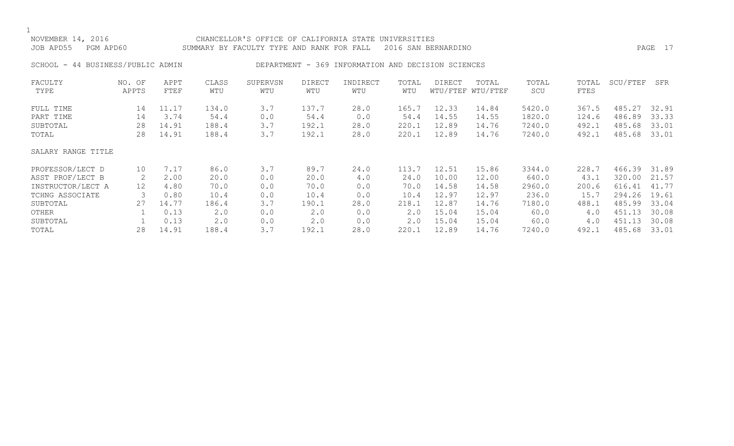NOVEMBER 14, 2016 — CHANCELLOR'S OFFICE OF CALIFORNIA STATE UNIVERSITIES

JOB APD55 PGM APD60 — SUMMARY BY FACULTY TYPE AND RANK FOR FALL 2016 SAN BERNARDINO

SCHOOL - 44 BUSINESS/PUBLIC ADMIN — DEPARTMENT - 369 INFORMATION AND DECISION SCIENCES

| FACULTY TYPE | NO. OF APPTS | APPT FTEF | CLASS WTU | SUPERVSN WTU | DIRECT WTU | INDIRECT WTU | TOTAL WTU | DIRECT WTU/FTEF | TOTAL WTU/FTEF | TOTAL SCU | TOTAL FTES | SCU/FTEF | SFR |
|---|---|---|---|---|---|---|---|---|---|---|---|---|---|
| FULL TIME | 14 | 11.17 | 134.0 | 3.7 | 137.7 | 28.0 | 165.7 | 12.33 | 14.84 | 5420.0 | 367.5 | 485.27 | 32.91 |
| PART TIME | 14 | 3.74 | 54.4 | 0.0 | 54.4 | 0.0 | 54.4 | 14.55 | 14.55 | 1820.0 | 124.6 | 486.89 | 33.33 |
| SUBTOTAL | 28 | 14.91 | 188.4 | 3.7 | 192.1 | 28.0 | 220.1 | 12.89 | 14.76 | 7240.0 | 492.1 | 485.68 | 33.01 |
| TOTAL | 28 | 14.91 | 188.4 | 3.7 | 192.1 | 28.0 | 220.1 | 12.89 | 14.76 | 7240.0 | 492.1 | 485.68 | 33.01 |

| SALARY RANGE TITLE | NO. OF APPTS | APPT FTEF | CLASS WTU | SUPERVSN WTU | DIRECT WTU | INDIRECT WTU | TOTAL WTU | DIRECT WTU/FTEF | TOTAL WTU/FTEF | TOTAL SCU | TOTAL FTES | SCU/FTEF | SFR |
|---|---|---|---|---|---|---|---|---|---|---|---|---|---|
| PROFESSOR/LECT D | 10 | 7.17 | 86.0 | 3.7 | 89.7 | 24.0 | 113.7 | 12.51 | 15.86 | 3344.0 | 228.7 | 466.39 | 31.89 |
| ASST PROF/LECT B | 2 | 2.00 | 20.0 | 0.0 | 20.0 | 4.0 | 24.0 | 10.00 | 12.00 | 640.0 | 43.1 | 320.00 | 21.57 |
| INSTRUCTOR/LECT A | 12 | 4.80 | 70.0 | 0.0 | 70.0 | 0.0 | 70.0 | 14.58 | 14.58 | 2960.0 | 200.6 | 616.41 | 41.77 |
| TCHNG ASSOCIATE | 3 | 0.80 | 10.4 | 0.0 | 10.4 | 0.0 | 10.4 | 12.97 | 12.97 | 236.0 | 15.7 | 294.26 | 19.61 |
| SUBTOTAL | 27 | 14.77 | 186.4 | 3.7 | 190.1 | 28.0 | 218.1 | 12.87 | 14.76 | 7180.0 | 488.1 | 485.99 | 33.04 |
| OTHER | 1 | 0.13 | 2.0 | 0.0 | 2.0 | 0.0 | 2.0 | 15.04 | 15.04 | 60.0 | 4.0 | 451.13 | 30.08 |
| SUBTOTAL | 1 | 0.13 | 2.0 | 0.0 | 2.0 | 0.0 | 2.0 | 15.04 | 15.04 | 60.0 | 4.0 | 451.13 | 30.08 |
| TOTAL | 28 | 14.91 | 188.4 | 3.7 | 192.1 | 28.0 | 220.1 | 12.89 | 14.76 | 7240.0 | 492.1 | 485.68 | 33.01 |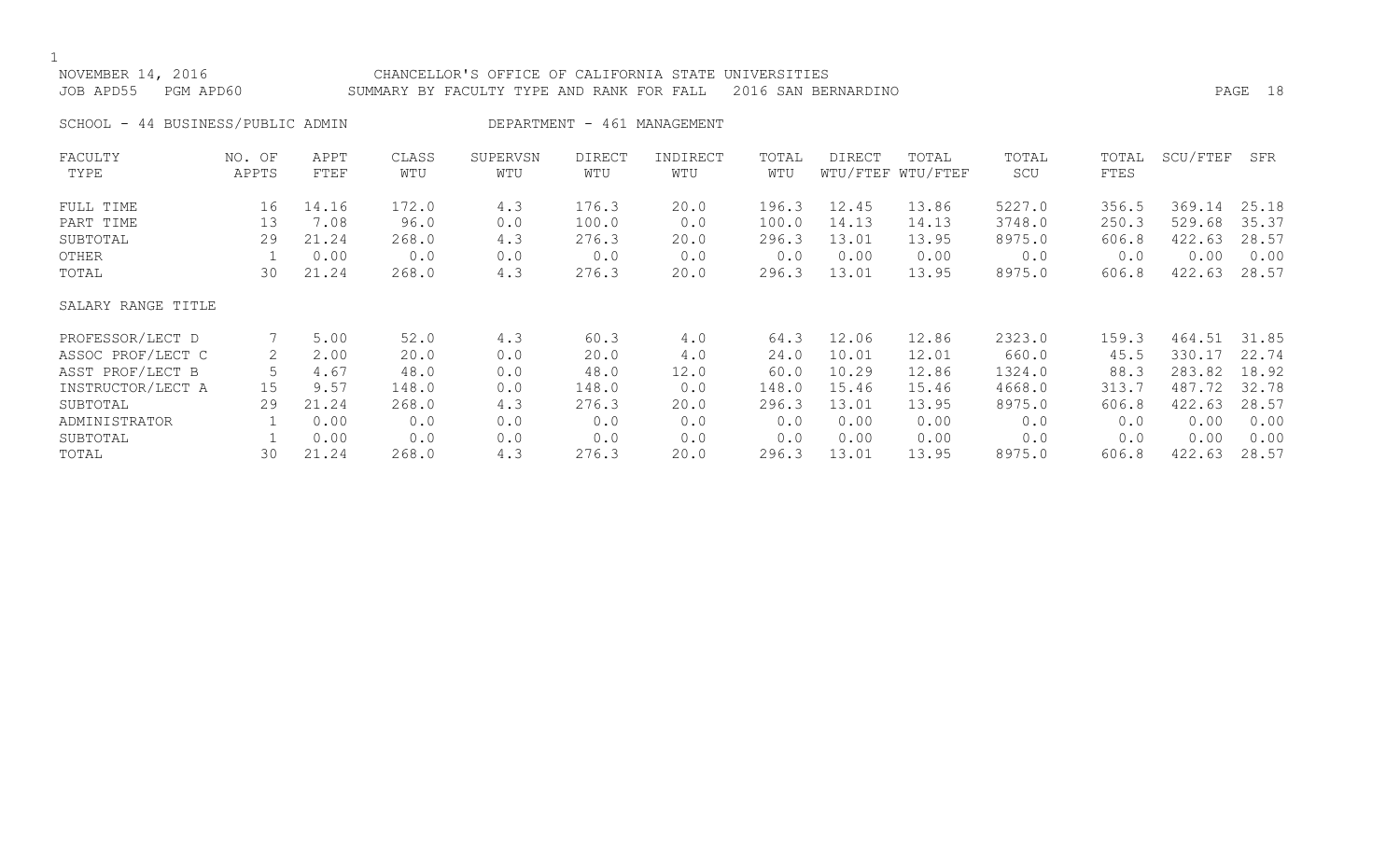NOVEMBER 14, 2016 CHANCELLOR'S OFFICE OF CALIFORNIA STATE UNIVERSITIES
JOB APD55 PGM APD60 SUMMARY BY FACULTY TYPE AND RANK FOR FALL 2016 SAN BERNARDINO

SCHOOL - 44 BUSINESS/PUBLIC ADMIN DEPARTMENT - 461 MANAGEMENT

| FACULTY TYPE | NO. OF APPTS | APPT FTEF | CLASS WTU | SUPERVSN WTU | DIRECT WTU | INDIRECT WTU | TOTAL WTU | DIRECT WTU/FTEF | TOTAL WTU/FTEF | TOTAL SCU | TOTAL FTES | SCU/FTEF | SFR |
|---|---|---|---|---|---|---|---|---|---|---|---|---|---|
| FULL TIME | 16 | 14.16 | 172.0 | 4.3 | 176.3 | 20.0 | 196.3 | 12.45 | 13.86 | 5227.0 | 356.5 | 369.14 | 25.18 |
| PART TIME | 13 | 7.08 | 96.0 | 0.0 | 100.0 | 0.0 | 100.0 | 14.13 | 14.13 | 3748.0 | 250.3 | 529.68 | 35.37 |
| SUBTOTAL | 29 | 21.24 | 268.0 | 4.3 | 276.3 | 20.0 | 296.3 | 13.01 | 13.95 | 8975.0 | 606.8 | 422.63 | 28.57 |
| OTHER | 1 | 0.00 | 0.0 | 0.0 | 0.0 | 0.0 | 0.0 | 0.00 | 0.00 | 0.0 | 0.0 | 0.00 | 0.00 |
| TOTAL | 30 | 21.24 | 268.0 | 4.3 | 276.3 | 20.0 | 296.3 | 13.01 | 13.95 | 8975.0 | 606.8 | 422.63 | 28.57 |

| SALARY RANGE TITLE | NO. OF APPTS | APPT FTEF | CLASS WTU | SUPERVSN WTU | DIRECT WTU | INDIRECT WTU | TOTAL WTU | DIRECT WTU/FTEF | TOTAL WTU/FTEF | TOTAL SCU | TOTAL FTES | SCU/FTEF | SFR |
|---|---|---|---|---|---|---|---|---|---|---|---|---|---|
| PROFESSOR/LECT D | 7 | 5.00 | 52.0 | 4.3 | 60.3 | 4.0 | 64.3 | 12.06 | 12.86 | 2323.0 | 159.3 | 464.51 | 31.85 |
| ASSOC PROF/LECT C | 2 | 2.00 | 20.0 | 0.0 | 20.0 | 4.0 | 24.0 | 10.01 | 12.01 | 660.0 | 45.5 | 330.17 | 22.74 |
| ASST PROF/LECT B | 5 | 4.67 | 48.0 | 0.0 | 48.0 | 12.0 | 60.0 | 10.29 | 12.86 | 1324.0 | 88.3 | 283.82 | 18.92 |
| INSTRUCTOR/LECT A | 15 | 9.57 | 148.0 | 0.0 | 148.0 | 0.0 | 148.0 | 15.46 | 15.46 | 4668.0 | 313.7 | 487.72 | 32.78 |
| SUBTOTAL | 29 | 21.24 | 268.0 | 4.3 | 276.3 | 20.0 | 296.3 | 13.01 | 13.95 | 8975.0 | 606.8 | 422.63 | 28.57 |
| ADMINISTRATOR | 1 | 0.00 | 0.0 | 0.0 | 0.0 | 0.0 | 0.0 | 0.00 | 0.00 | 0.0 | 0.0 | 0.00 | 0.00 |
| SUBTOTAL | 1 | 0.00 | 0.0 | 0.0 | 0.0 | 0.0 | 0.0 | 0.00 | 0.00 | 0.0 | 0.0 | 0.00 | 0.00 |
| TOTAL | 30 | 21.24 | 268.0 | 4.3 | 276.3 | 20.0 | 296.3 | 13.01 | 13.95 | 8975.0 | 606.8 | 422.63 | 28.57 |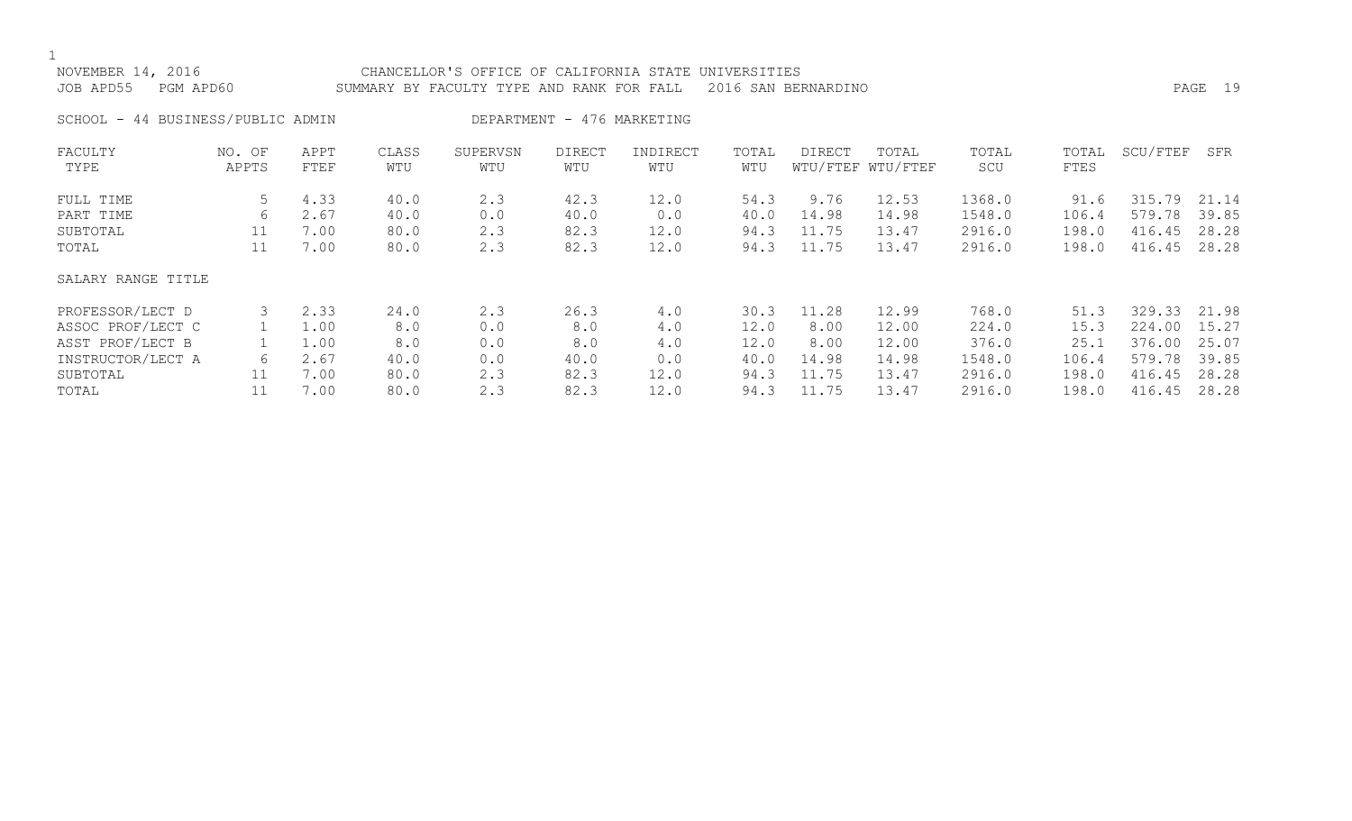NOVEMBER 14, 2016 CHANCELLOR'S OFFICE OF CALIFORNIA STATE UNIVERSITIES
JOB APD55 PGM APD60 SUMMARY BY FACULTY TYPE AND RANK FOR FALL 2016 SAN BERNARDINO

SCHOOL - 44 BUSINESS/PUBLIC ADMIN DEPARTMENT - 476 MARKETING

| FACULTY TYPE | NO. OF APPTS | APPT FTEF | CLASS WTU | SUPERVSN WTU | DIRECT WTU | INDIRECT WTU | TOTAL WTU | DIRECT WTU/FTEF | TOTAL WTU/FTEF | TOTAL SCU | TOTAL FTES | SCU/FTEF | SFR |
|---|---|---|---|---|---|---|---|---|---|---|---|---|---|
| FULL TIME | 5 | 4.33 | 40.0 | 2.3 | 42.3 | 12.0 | 54.3 | 9.76 | 12.53 | 1368.0 | 91.6 | 315.79 | 21.14 |
| PART TIME | 6 | 2.67 | 40.0 | 0.0 | 40.0 | 0.0 | 40.0 | 14.98 | 14.98 | 1548.0 | 106.4 | 579.78 | 39.85 |
| SUBTOTAL | 11 | 7.00 | 80.0 | 2.3 | 82.3 | 12.0 | 94.3 | 11.75 | 13.47 | 2916.0 | 198.0 | 416.45 | 28.28 |
| TOTAL | 11 | 7.00 | 80.0 | 2.3 | 82.3 | 12.0 | 94.3 | 11.75 | 13.47 | 2916.0 | 198.0 | 416.45 | 28.28 |
| SALARY RANGE TITLE | | | | | | | | | | | | | |
| PROFESSOR/LECT D | 3 | 2.33 | 24.0 | 2.3 | 26.3 | 4.0 | 30.3 | 11.28 | 12.99 | 768.0 | 51.3 | 329.33 | 21.98 |
| ASSOC PROF/LECT C | 1 | 1.00 | 8.0 | 0.0 | 8.0 | 4.0 | 12.0 | 8.00 | 12.00 | 224.0 | 15.3 | 224.00 | 15.27 |
| ASST PROF/LECT B | 1 | 1.00 | 8.0 | 0.0 | 8.0 | 4.0 | 12.0 | 8.00 | 12.00 | 376.0 | 25.1 | 376.00 | 25.07 |
| INSTRUCTOR/LECT A | 6 | 2.67 | 40.0 | 0.0 | 40.0 | 0.0 | 40.0 | 14.98 | 14.98 | 1548.0 | 106.4 | 579.78 | 39.85 |
| SUBTOTAL | 11 | 7.00 | 80.0 | 2.3 | 82.3 | 12.0 | 94.3 | 11.75 | 13.47 | 2916.0 | 198.0 | 416.45 | 28.28 |
| TOTAL | 11 | 7.00 | 80.0 | 2.3 | 82.3 | 12.0 | 94.3 | 11.75 | 13.47 | 2916.0 | 198.0 | 416.45 | 28.28 |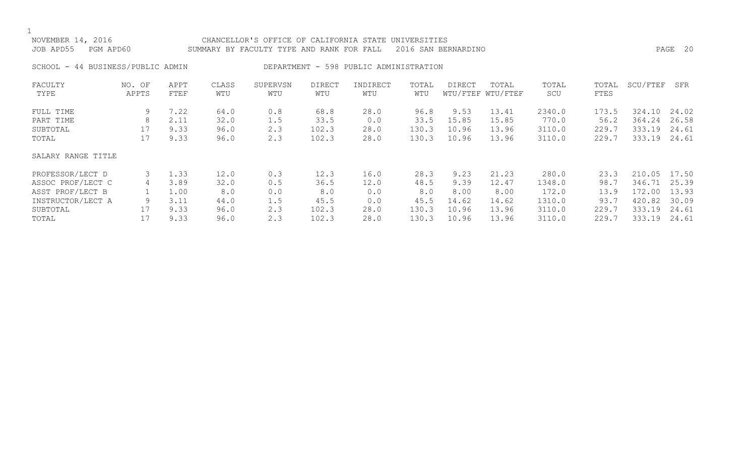NOVEMBER 14, 2016 CHANCELLOR'S OFFICE OF CALIFORNIA STATE UNIVERSITIES
JOB APD55 PGM APD60 SUMMARY BY FACULTY TYPE AND RANK FOR FALL 2016 SAN BERNARDINO

SCHOOL - 44 BUSINESS/PUBLIC ADMIN DEPARTMENT - 598 PUBLIC ADMINISTRATION

| FACULTY TYPE | NO. OF APPTS | APPT FTEF | CLASS WTU | SUPERVSN WTU | DIRECT WTU | INDIRECT WTU | TOTAL WTU | DIRECT WTU/FTEF | TOTAL WTU/FTEF | TOTAL SCU | TOTAL FTES | SCU/FTEF | SFR |
|---|---|---|---|---|---|---|---|---|---|---|---|---|---|
| FULL TIME | 9 | 7.22 | 64.0 | 0.8 | 68.8 | 28.0 | 96.8 | 9.53 | 13.41 | 2340.0 | 173.5 | 324.10 | 24.02 |
| PART TIME | 8 | 2.11 | 32.0 | 1.5 | 33.5 | 0.0 | 33.5 | 15.85 | 15.85 | 770.0 | 56.2 | 364.24 | 26.58 |
| SUBTOTAL | 17 | 9.33 | 96.0 | 2.3 | 102.3 | 28.0 | 130.3 | 10.96 | 13.96 | 3110.0 | 229.7 | 333.19 | 24.61 |
| TOTAL | 17 | 9.33 | 96.0 | 2.3 | 102.3 | 28.0 | 130.3 | 10.96 | 13.96 | 3110.0 | 229.7 | 333.19 | 24.61 |

SALARY RANGE TITLE

| SALARY RANGE TITLE | NO. OF APPTS | APPT FTEF | CLASS WTU | SUPERVSN WTU | DIRECT WTU | INDIRECT WTU | TOTAL WTU | DIRECT WTU/FTEF | TOTAL WTU/FTEF | TOTAL SCU | TOTAL FTES | SCU/FTEF | SFR |
|---|---|---|---|---|---|---|---|---|---|---|---|---|---|
| PROFESSOR/LECT D | 3 | 1.33 | 12.0 | 0.3 | 12.3 | 16.0 | 28.3 | 9.23 | 21.23 | 280.0 | 23.3 | 210.05 | 17.50 |
| ASSOC PROF/LECT C | 4 | 3.89 | 32.0 | 0.5 | 36.5 | 12.0 | 48.5 | 9.39 | 12.47 | 1348.0 | 98.7 | 346.71 | 25.39 |
| ASST PROF/LECT B | 1 | 1.00 | 8.0 | 0.0 | 8.0 | 0.0 | 8.0 | 8.00 | 8.00 | 172.0 | 13.9 | 172.00 | 13.93 |
| INSTRUCTOR/LECT A | 9 | 3.11 | 44.0 | 1.5 | 45.5 | 0.0 | 45.5 | 14.62 | 14.62 | 1310.0 | 93.7 | 420.82 | 30.09 |
| SUBTOTAL | 17 | 9.33 | 96.0 | 2.3 | 102.3 | 28.0 | 130.3 | 10.96 | 13.96 | 3110.0 | 229.7 | 333.19 | 24.61 |
| TOTAL | 17 | 9.33 | 96.0 | 2.3 | 102.3 | 28.0 | 130.3 | 10.96 | 13.96 | 3110.0 | 229.7 | 333.19 | 24.61 |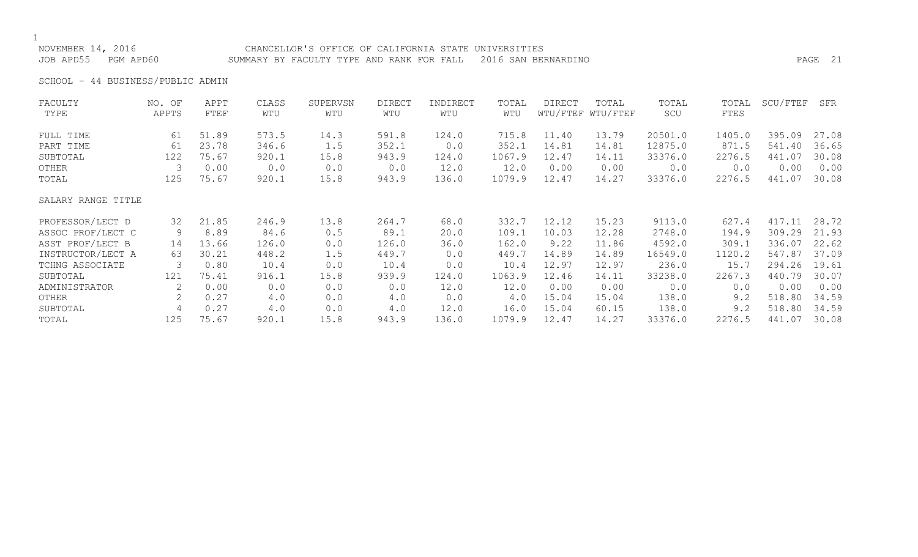NOVEMBER 14, 2016 CHANCELLOR'S OFFICE OF CALIFORNIA STATE UNIVERSITIES
JOB APD55 PGM APD60 SUMMARY BY FACULTY TYPE AND RANK FOR FALL 2016 SAN BERNARDINO

SCHOOL - 44 BUSINESS/PUBLIC ADMIN

| FACULTY TYPE | NO. OF APPTS | APPT FTEF | CLASS WTU | SUPERVSN WTU | DIRECT WTU | INDIRECT WTU | TOTAL WTU | DIRECT WTU/FTEF | TOTAL WTU/FTEF | TOTAL SCU | TOTAL FTES | SCU/FTEF | SFR |
|---|---|---|---|---|---|---|---|---|---|---|---|---|---|
| FULL TIME | 61 | 51.89 | 573.5 | 14.3 | 591.8 | 124.0 | 715.8 | 11.40 | 13.79 | 20501.0 | 1405.0 | 395.09 | 27.08 |
| PART TIME | 61 | 23.78 | 346.6 | 1.5 | 352.1 | 0.0 | 352.1 | 14.81 | 14.81 | 12875.0 | 871.5 | 541.40 | 36.65 |
| SUBTOTAL | 122 | 75.67 | 920.1 | 15.8 | 943.9 | 124.0 | 1067.9 | 12.47 | 14.11 | 33376.0 | 2276.5 | 441.07 | 30.08 |
| OTHER | 3 | 0.00 | 0.0 | 0.0 | 0.0 | 12.0 | 12.0 | 0.00 | 0.00 | 0.0 | 0.0 | 0.00 | 0.00 |
| TOTAL | 125 | 75.67 | 920.1 | 15.8 | 943.9 | 136.0 | 1079.9 | 12.47 | 14.27 | 33376.0 | 2276.5 | 441.07 | 30.08 |
| **SALARY RANGE TITLE** | | | | | | | | | | | | | |
| PROFESSOR/LECT D | 32 | 21.85 | 246.9 | 13.8 | 264.7 | 68.0 | 332.7 | 12.12 | 15.23 | 9113.0 | 627.4 | 417.11 | 28.72 |
| ASSOC PROF/LECT C | 9 | 8.89 | 84.6 | 0.5 | 89.1 | 20.0 | 109.1 | 10.03 | 12.28 | 2748.0 | 194.9 | 309.29 | 21.93 |
| ASST PROF/LECT B | 14 | 13.66 | 126.0 | 0.0 | 126.0 | 36.0 | 162.0 | 9.22 | 11.86 | 4592.0 | 309.1 | 336.07 | 22.62 |
| INSTRUCTOR/LECT A | 63 | 30.21 | 448.2 | 1.5 | 449.7 | 0.0 | 449.7 | 14.89 | 14.89 | 16549.0 | 1120.2 | 547.87 | 37.09 |
| TCHNG ASSOCIATE | 3 | 0.80 | 10.4 | 0.0 | 10.4 | 0.0 | 10.4 | 12.97 | 12.97 | 236.0 | 15.7 | 294.26 | 19.61 |
| SUBTOTAL | 121 | 75.41 | 916.1 | 15.8 | 939.9 | 124.0 | 1063.9 | 12.46 | 14.11 | 33238.0 | 2267.3 | 440.79 | 30.07 |
| ADMINISTRATOR | 2 | 0.00 | 0.0 | 0.0 | 0.0 | 12.0 | 12.0 | 0.00 | 0.00 | 0.0 | 0.0 | 0.00 | 0.00 |
| OTHER | 2 | 0.27 | 4.0 | 0.0 | 4.0 | 0.0 | 4.0 | 15.04 | 15.04 | 138.0 | 9.2 | 518.80 | 34.59 |
| SUBTOTAL | 4 | 0.27 | 4.0 | 0.0 | 4.0 | 12.0 | 16.0 | 15.04 | 60.15 | 138.0 | 9.2 | 518.80 | 34.59 |
| TOTAL | 125 | 75.67 | 920.1 | 15.8 | 943.9 | 136.0 | 1079.9 | 12.47 | 14.27 | 33376.0 | 2276.5 | 441.07 | 30.08 |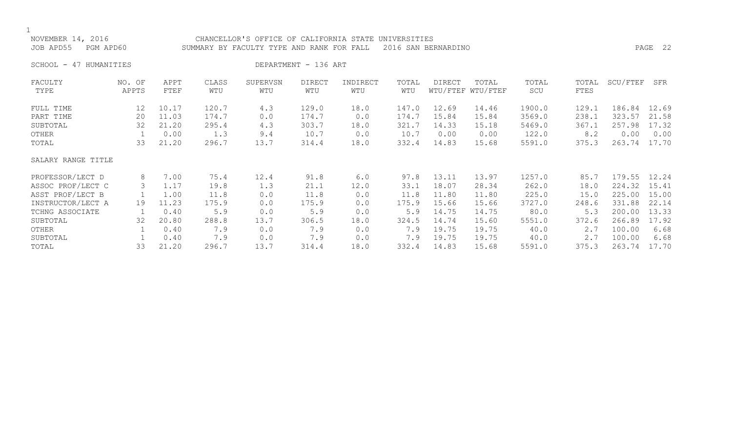NOVEMBER 14, 2016 CHANCELLOR'S OFFICE OF CALIFORNIA STATE UNIVERSITIES
JOB APD55 PGM APD60 SUMMARY BY FACULTY TYPE AND RANK FOR FALL 2016 SAN BERNARDINO

SCHOOL - 47 HUMANITIES DEPARTMENT - 136 ART

| FACULTY TYPE | NO. OF APPTS | APPT FTEF | CLASS WTU | SUPERVSN WTU | DIRECT WTU | INDIRECT WTU | TOTAL WTU | DIRECT WTU/FTEF | TOTAL WTU/FTEF | TOTAL SCU | TOTAL FTES | SCU/FTEF | SFR |
|---|---|---|---|---|---|---|---|---|---|---|---|---|---|
| FULL TIME | 12 | 10.17 | 120.7 | 4.3 | 129.0 | 18.0 | 147.0 | 12.69 | 14.46 | 1900.0 | 129.1 | 186.84 | 12.69 |
| PART TIME | 20 | 11.03 | 174.7 | 0.0 | 174.7 | 0.0 | 174.7 | 15.84 | 15.84 | 3569.0 | 238.1 | 323.57 | 21.58 |
| SUBTOTAL | 32 | 21.20 | 295.4 | 4.3 | 303.7 | 18.0 | 321.7 | 14.33 | 15.18 | 5469.0 | 367.1 | 257.98 | 17.32 |
| OTHER | 1 | 0.00 | 1.3 | 9.4 | 10.7 | 0.0 | 10.7 | 0.00 | 0.00 | 122.0 | 8.2 | 0.00 | 0.00 |
| TOTAL | 33 | 21.20 | 296.7 | 13.7 | 314.4 | 18.0 | 332.4 | 14.83 | 15.68 | 5591.0 | 375.3 | 263.74 | 17.70 |
| **SALARY RANGE TITLE** | | | | | | | | | | | | | |
| PROFESSOR/LECT D | 8 | 7.00 | 75.4 | 12.4 | 91.8 | 6.0 | 97.8 | 13.11 | 13.97 | 1257.0 | 85.7 | 179.55 | 12.24 |
| ASSOC PROF/LECT C | 3 | 1.17 | 19.8 | 1.3 | 21.1 | 12.0 | 33.1 | 18.07 | 28.34 | 262.0 | 18.0 | 224.32 | 15.41 |
| ASST PROF/LECT B | 1 | 1.00 | 11.8 | 0.0 | 11.8 | 0.0 | 11.8 | 11.80 | 11.80 | 225.0 | 15.0 | 225.00 | 15.00 |
| INSTRUCTOR/LECT A | 19 | 11.23 | 175.9 | 0.0 | 175.9 | 0.0 | 175.9 | 15.66 | 15.66 | 3727.0 | 248.6 | 331.88 | 22.14 |
| TCHNG ASSOCIATE | 1 | 0.40 | 5.9 | 0.0 | 5.9 | 0.0 | 5.9 | 14.75 | 14.75 | 80.0 | 5.3 | 200.00 | 13.33 |
| SUBTOTAL | 32 | 20.80 | 288.8 | 13.7 | 306.5 | 18.0 | 324.5 | 14.74 | 15.60 | 5551.0 | 372.6 | 266.89 | 17.92 |
| OTHER | 1 | 0.40 | 7.9 | 0.0 | 7.9 | 0.0 | 7.9 | 19.75 | 19.75 | 40.0 | 2.7 | 100.00 | 6.68 |
| SUBTOTAL | 1 | 0.40 | 7.9 | 0.0 | 7.9 | 0.0 | 7.9 | 19.75 | 19.75 | 40.0 | 2.7 | 100.00 | 6.68 |
| TOTAL | 33 | 21.20 | 296.7 | 13.7 | 314.4 | 18.0 | 332.4 | 14.83 | 15.68 | 5591.0 | 375.3 | 263.74 | 17.70 |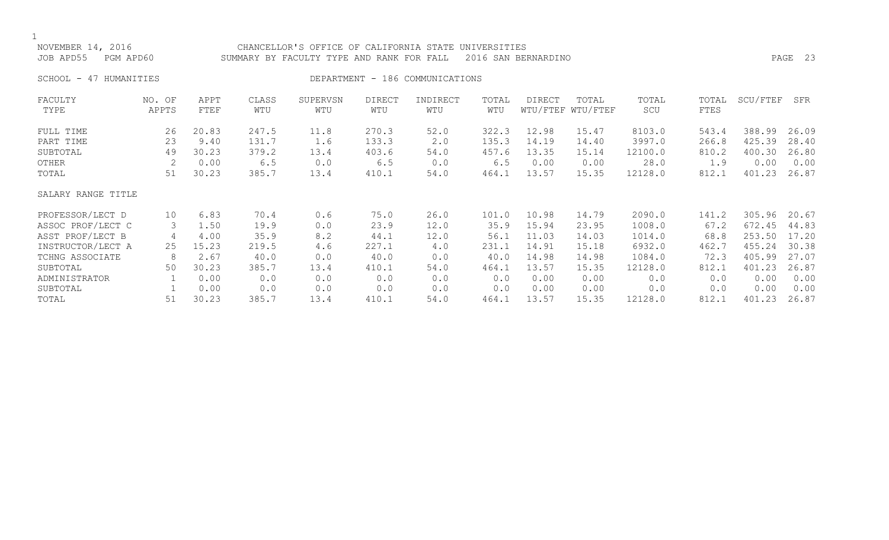NOVEMBER 14, 2016 CHANCELLOR'S OFFICE OF CALIFORNIA STATE UNIVERSITIES
JOB APD55 PGM APD60 SUMMARY BY FACULTY TYPE AND RANK FOR FALL 2016 SAN BERNARDINO

SCHOOL - 47 HUMANITIES DEPARTMENT - 186 COMMUNICATIONS

| FACULTY TYPE | NO. OF APPTS | APPT FTEF | CLASS WTU | SUPERVSN WTU | DIRECT WTU | INDIRECT WTU | TOTAL WTU | DIRECT WTU/FTEF | TOTAL WTU/FTEF | TOTAL SCU | TOTAL FTES | SCU/FTEF | SFR |
|---|---|---|---|---|---|---|---|---|---|---|---|---|---|
| FULL TIME | 26 | 20.83 | 247.5 | 11.8 | 270.3 | 52.0 | 322.3 | 12.98 | 15.47 | 8103.0 | 543.4 | 388.99 | 26.09 |
| PART TIME | 23 | 9.40 | 131.7 | 1.6 | 133.3 | 2.0 | 135.3 | 14.19 | 14.40 | 3997.0 | 266.8 | 425.39 | 28.40 |
| SUBTOTAL | 49 | 30.23 | 379.2 | 13.4 | 403.6 | 54.0 | 457.6 | 13.35 | 15.14 | 12100.0 | 810.2 | 400.30 | 26.80 |
| OTHER | 2 | 0.00 | 6.5 | 0.0 | 6.5 | 0.0 | 6.5 | 0.00 | 0.00 | 28.0 | 1.9 | 0.00 | 0.00 |
| TOTAL | 51 | 30.23 | 385.7 | 13.4 | 410.1 | 54.0 | 464.1 | 13.57 | 15.35 | 12128.0 | 812.1 | 401.23 | 26.87 |
| SALARY RANGE TITLE | | | | | | | | | | | | | |
| PROFESSOR/LECT D | 10 | 6.83 | 70.4 | 0.6 | 75.0 | 26.0 | 101.0 | 10.98 | 14.79 | 2090.0 | 141.2 | 305.96 | 20.67 |
| ASSOC PROF/LECT C | 3 | 1.50 | 19.9 | 0.0 | 23.9 | 12.0 | 35.9 | 15.94 | 23.95 | 1008.0 | 67.2 | 672.45 | 44.83 |
| ASST PROF/LECT B | 4 | 4.00 | 35.9 | 8.2 | 44.1 | 12.0 | 56.1 | 11.03 | 14.03 | 1014.0 | 68.8 | 253.50 | 17.20 |
| INSTRUCTOR/LECT A | 25 | 15.23 | 219.5 | 4.6 | 227.1 | 4.0 | 231.1 | 14.91 | 15.18 | 6932.0 | 462.7 | 455.24 | 30.38 |
| TCHNG ASSOCIATE | 8 | 2.67 | 40.0 | 0.0 | 40.0 | 0.0 | 40.0 | 14.98 | 14.98 | 1084.0 | 72.3 | 405.99 | 27.07 |
| SUBTOTAL | 50 | 30.23 | 385.7 | 13.4 | 410.1 | 54.0 | 464.1 | 13.57 | 15.35 | 12128.0 | 812.1 | 401.23 | 26.87 |
| ADMINISTRATOR | 1 | 0.00 | 0.0 | 0.0 | 0.0 | 0.0 | 0.0 | 0.00 | 0.00 | 0.0 | 0.0 | 0.00 | 0.00 |
| SUBTOTAL | 1 | 0.00 | 0.0 | 0.0 | 0.0 | 0.0 | 0.0 | 0.00 | 0.00 | 0.0 | 0.0 | 0.00 | 0.00 |
| TOTAL | 51 | 30.23 | 385.7 | 13.4 | 410.1 | 54.0 | 464.1 | 13.57 | 15.35 | 12128.0 | 812.1 | 401.23 | 26.87 |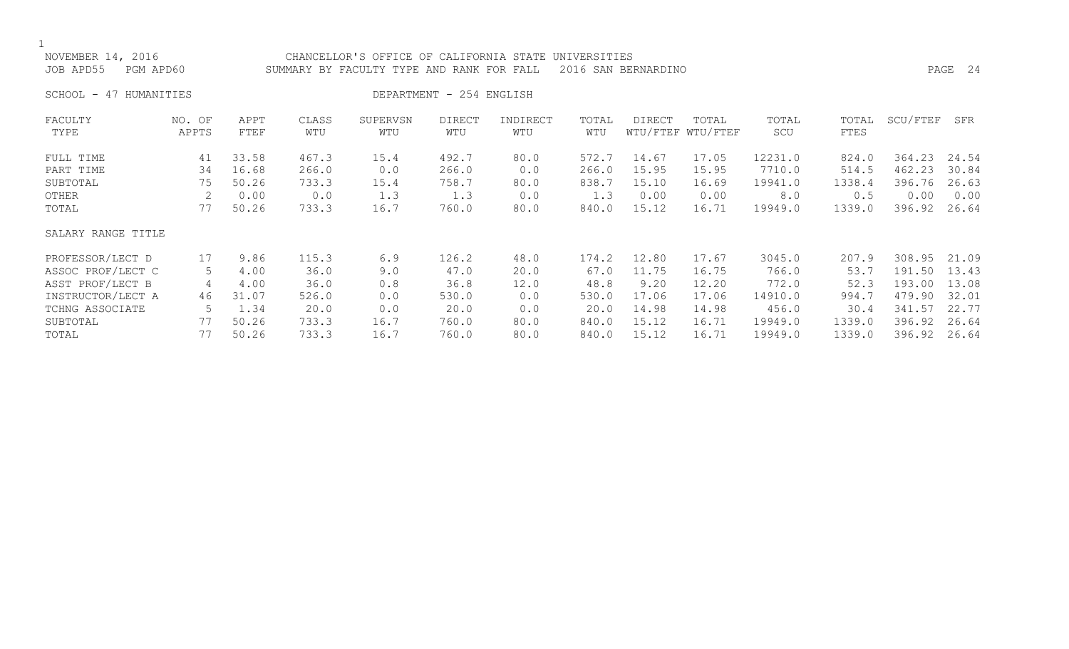NOVEMBER 14, 2016 CHANCELLOR'S OFFICE OF CALIFORNIA STATE UNIVERSITIES
JOB APD55 PGM APD60 SUMMARY BY FACULTY TYPE AND RANK FOR FALL 2016 SAN BERNARDINO

SCHOOL - 47 HUMANITIES DEPARTMENT - 254 ENGLISH

| FACULTY TYPE | NO. OF APPTS | APPT FTEF | CLASS WTU | SUPERVSN WTU | DIRECT WTU | INDIRECT WTU | TOTAL WTU | DIRECT WTU/FTEF | TOTAL WTU/FTEF | TOTAL SCU | TOTAL FTES | SCU/FTEF | SFR |
|---|---|---|---|---|---|---|---|---|---|---|---|---|---|
| FULL TIME | 41 | 33.58 | 467.3 | 15.4 | 492.7 | 80.0 | 572.7 | 14.67 | 17.05 | 12231.0 | 824.0 | 364.23 | 24.54 |
| PART TIME | 34 | 16.68 | 266.0 | 0.0 | 266.0 | 0.0 | 266.0 | 15.95 | 15.95 | 7710.0 | 514.5 | 462.23 | 30.84 |
| SUBTOTAL | 75 | 50.26 | 733.3 | 15.4 | 758.7 | 80.0 | 838.7 | 15.10 | 16.69 | 19941.0 | 1338.4 | 396.76 | 26.63 |
| OTHER | 2 | 0.00 | 0.0 | 1.3 | 1.3 | 0.0 | 1.3 | 0.00 | 0.00 | 8.0 | 0.5 | 0.00 | 0.00 |
| TOTAL | 77 | 50.26 | 733.3 | 16.7 | 760.0 | 80.0 | 840.0 | 15.12 | 16.71 | 19949.0 | 1339.0 | 396.92 | 26.64 |
| SALARY RANGE TITLE | | | | | | | | | | | | | |
| PROFESSOR/LECT D | 17 | 9.86 | 115.3 | 6.9 | 126.2 | 48.0 | 174.2 | 12.80 | 17.67 | 3045.0 | 207.9 | 308.95 | 21.09 |
| ASSOC PROF/LECT C | 5 | 4.00 | 36.0 | 9.0 | 47.0 | 20.0 | 67.0 | 11.75 | 16.75 | 766.0 | 53.7 | 191.50 | 13.43 |
| ASST PROF/LECT B | 4 | 4.00 | 36.0 | 0.8 | 36.8 | 12.0 | 48.8 | 9.20 | 12.20 | 772.0 | 52.3 | 193.00 | 13.08 |
| INSTRUCTOR/LECT A | 46 | 31.07 | 526.0 | 0.0 | 530.0 | 0.0 | 530.0 | 17.06 | 17.06 | 14910.0 | 994.7 | 479.90 | 32.01 |
| TCHNG ASSOCIATE | 5 | 1.34 | 20.0 | 0.0 | 20.0 | 0.0 | 20.0 | 14.98 | 14.98 | 456.0 | 30.4 | 341.57 | 22.77 |
| SUBTOTAL | 77 | 50.26 | 733.3 | 16.7 | 760.0 | 80.0 | 840.0 | 15.12 | 16.71 | 19949.0 | 1339.0 | 396.92 | 26.64 |
| TOTAL | 77 | 50.26 | 733.3 | 16.7 | 760.0 | 80.0 | 840.0 | 15.12 | 16.71 | 19949.0 | 1339.0 | 396.92 | 26.64 |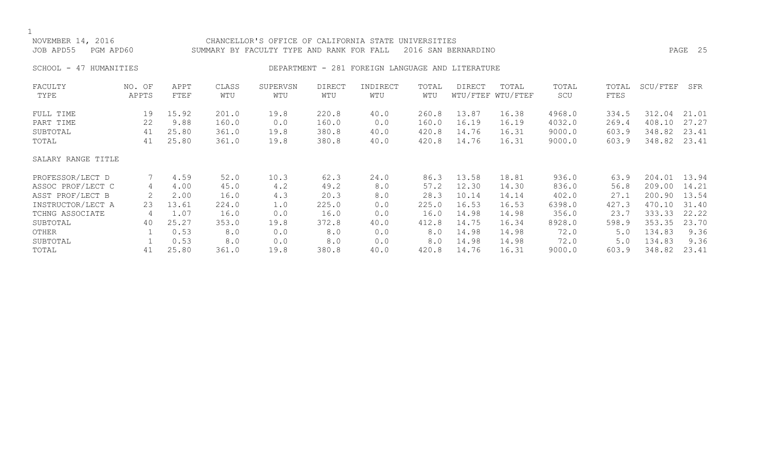NOVEMBER 14, 2016 CHANCELLOR'S OFFICE OF CALIFORNIA STATE UNIVERSITIES
JOB APD55 PGM APD60 SUMMARY BY FACULTY TYPE AND RANK FOR FALL 2016 SAN BERNARDINO

SCHOOL - 47 HUMANITIES DEPARTMENT - 281 FOREIGN LANGUAGE AND LITERATURE

| FACULTY TYPE | NO. OF APPTS | APPT FTEF | CLASS WTU | SUPERVSN WTU | DIRECT WTU | INDIRECT WTU | TOTAL WTU | DIRECT WTU/FTEF | TOTAL WTU/FTEF | TOTAL SCU | TOTAL FTES | SCU/FTEF | SFR |
|---|---|---|---|---|---|---|---|---|---|---|---|---|---|
| FULL TIME | 19 | 15.92 | 201.0 | 19.8 | 220.8 | 40.0 | 260.8 | 13.87 | 16.38 | 4968.0 | 334.5 | 312.04 | 21.01 |
| PART TIME | 22 | 9.88 | 160.0 | 0.0 | 160.0 | 0.0 | 160.0 | 16.19 | 16.19 | 4032.0 | 269.4 | 408.10 | 27.27 |
| SUBTOTAL | 41 | 25.80 | 361.0 | 19.8 | 380.8 | 40.0 | 420.8 | 14.76 | 16.31 | 9000.0 | 603.9 | 348.82 | 23.41 |
| TOTAL | 41 | 25.80 | 361.0 | 19.8 | 380.8 | 40.0 | 420.8 | 14.76 | 16.31 | 9000.0 | 603.9 | 348.82 | 23.41 |
| SALARY RANGE TITLE | | | | | | | | | | | | | |
| PROFESSOR/LECT D | 7 | 4.59 | 52.0 | 10.3 | 62.3 | 24.0 | 86.3 | 13.58 | 18.81 | 936.0 | 63.9 | 204.01 | 13.94 |
| ASSOC PROF/LECT C | 4 | 4.00 | 45.0 | 4.2 | 49.2 | 8.0 | 57.2 | 12.30 | 14.30 | 836.0 | 56.8 | 209.00 | 14.21 |
| ASST PROF/LECT B | 2 | 2.00 | 16.0 | 4.3 | 20.3 | 8.0 | 28.3 | 10.14 | 14.14 | 402.0 | 27.1 | 200.90 | 13.54 |
| INSTRUCTOR/LECT A | 23 | 13.61 | 224.0 | 1.0 | 225.0 | 0.0 | 225.0 | 16.53 | 16.53 | 6398.0 | 427.3 | 470.10 | 31.40 |
| TCHNG ASSOCIATE | 4 | 1.07 | 16.0 | 0.0 | 16.0 | 0.0 | 16.0 | 14.98 | 14.98 | 356.0 | 23.7 | 333.33 | 22.22 |
| SUBTOTAL | 40 | 25.27 | 353.0 | 19.8 | 372.8 | 40.0 | 412.8 | 14.75 | 16.34 | 8928.0 | 598.9 | 353.35 | 23.70 |
| OTHER | 1 | 0.53 | 8.0 | 0.0 | 8.0 | 0.0 | 8.0 | 14.98 | 14.98 | 72.0 | 5.0 | 134.83 | 9.36 |
| SUBTOTAL | 1 | 0.53 | 8.0 | 0.0 | 8.0 | 0.0 | 8.0 | 14.98 | 14.98 | 72.0 | 5.0 | 134.83 | 9.36 |
| TOTAL | 41 | 25.80 | 361.0 | 19.8 | 380.8 | 40.0 | 420.8 | 14.76 | 16.31 | 9000.0 | 603.9 | 348.82 | 23.41 |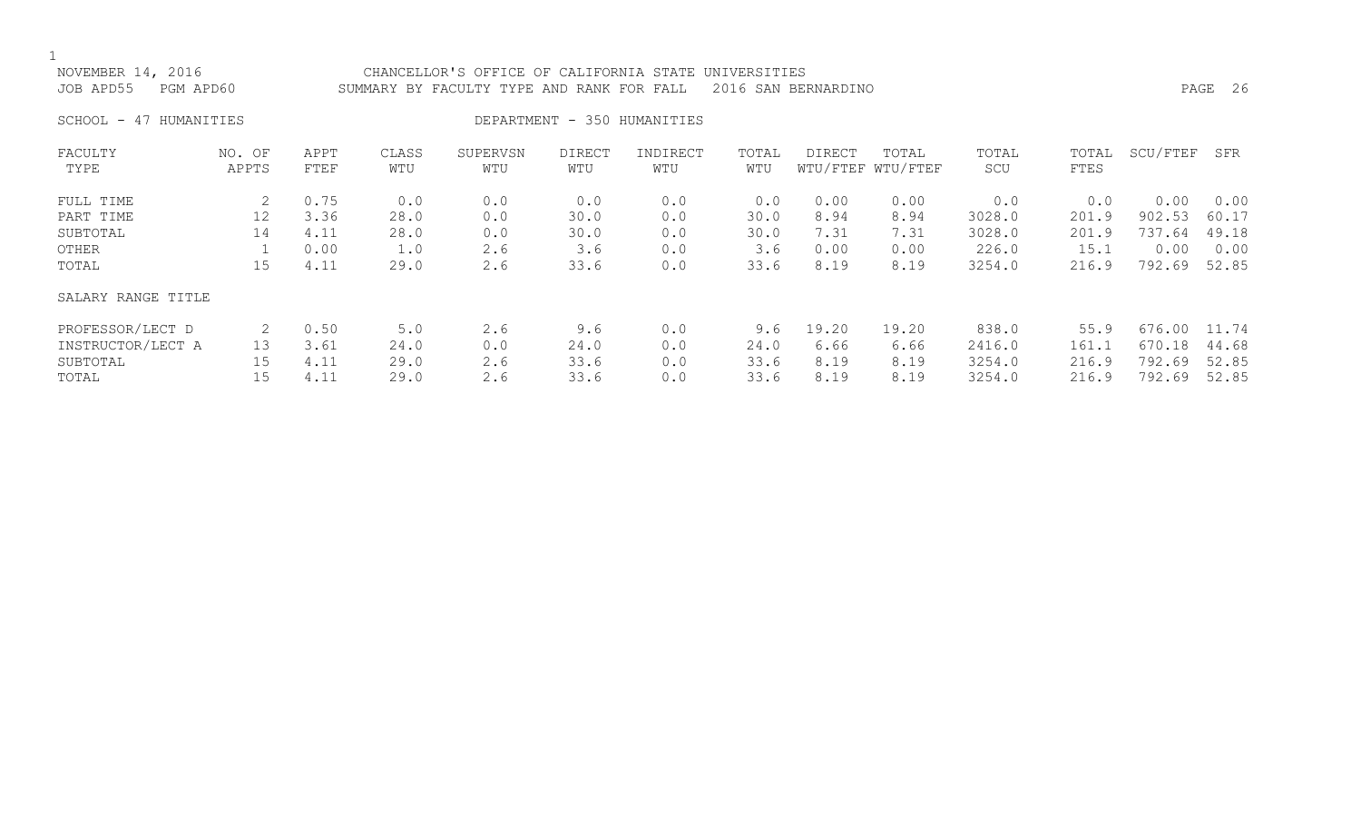NOVEMBER 14, 2016 CHANCELLOR'S OFFICE OF CALIFORNIA STATE UNIVERSITIES
JOB APD55 PGM APD60 SUMMARY BY FACULTY TYPE AND RANK FOR FALL 2016 SAN BERNARDINO

SCHOOL - 47 HUMANITIES DEPARTMENT - 350 HUMANITIES

| FACULTY TYPE | NO. OF APPTS | APPT FTEF | CLASS WTU | SUPERVSN WTU | DIRECT WTU | INDIRECT WTU | TOTAL WTU | DIRECT WTU/FTEF | TOTAL WTU/FTEF | TOTAL SCU | TOTAL FTES | SCU/FTEF | SFR |
|---|---|---|---|---|---|---|---|---|---|---|---|---|---|
| FULL TIME | 2 | 0.75 | 0.0 | 0.0 | 0.0 | 0.0 | 0.0 | 0.00 | 0.00 | 0.0 | 0.0 | 0.00 | 0.00 |
| PART TIME | 12 | 3.36 | 28.0 | 0.0 | 30.0 | 0.0 | 30.0 | 8.94 | 8.94 | 3028.0 | 201.9 | 902.53 | 60.17 |
| SUBTOTAL | 14 | 4.11 | 28.0 | 0.0 | 30.0 | 0.0 | 30.0 | 7.31 | 7.31 | 3028.0 | 201.9 | 737.64 | 49.18 |
| OTHER | 1 | 0.00 | 1.0 | 2.6 | 3.6 | 0.0 | 3.6 | 0.00 | 0.00 | 226.0 | 15.1 | 0.00 | 0.00 |
| TOTAL | 15 | 4.11 | 29.0 | 2.6 | 33.6 | 0.0 | 33.6 | 8.19 | 8.19 | 3254.0 | 216.9 | 792.69 | 52.85 |
| SALARY RANGE TITLE | | | | | | | | | | | | | |
| PROFESSOR/LECT D | 2 | 0.50 | 5.0 | 2.6 | 9.6 | 0.0 | 9.6 | 19.20 | 19.20 | 838.0 | 55.9 | 676.00 | 11.74 |
| INSTRUCTOR/LECT A | 13 | 3.61 | 24.0 | 0.0 | 24.0 | 0.0 | 24.0 | 6.66 | 6.66 | 2416.0 | 161.1 | 670.18 | 44.68 |
| SUBTOTAL | 15 | 4.11 | 29.0 | 2.6 | 33.6 | 0.0 | 33.6 | 8.19 | 8.19 | 3254.0 | 216.9 | 792.69 | 52.85 |
| TOTAL | 15 | 4.11 | 29.0 | 2.6 | 33.6 | 0.0 | 33.6 | 8.19 | 8.19 | 3254.0 | 216.9 | 792.69 | 52.85 |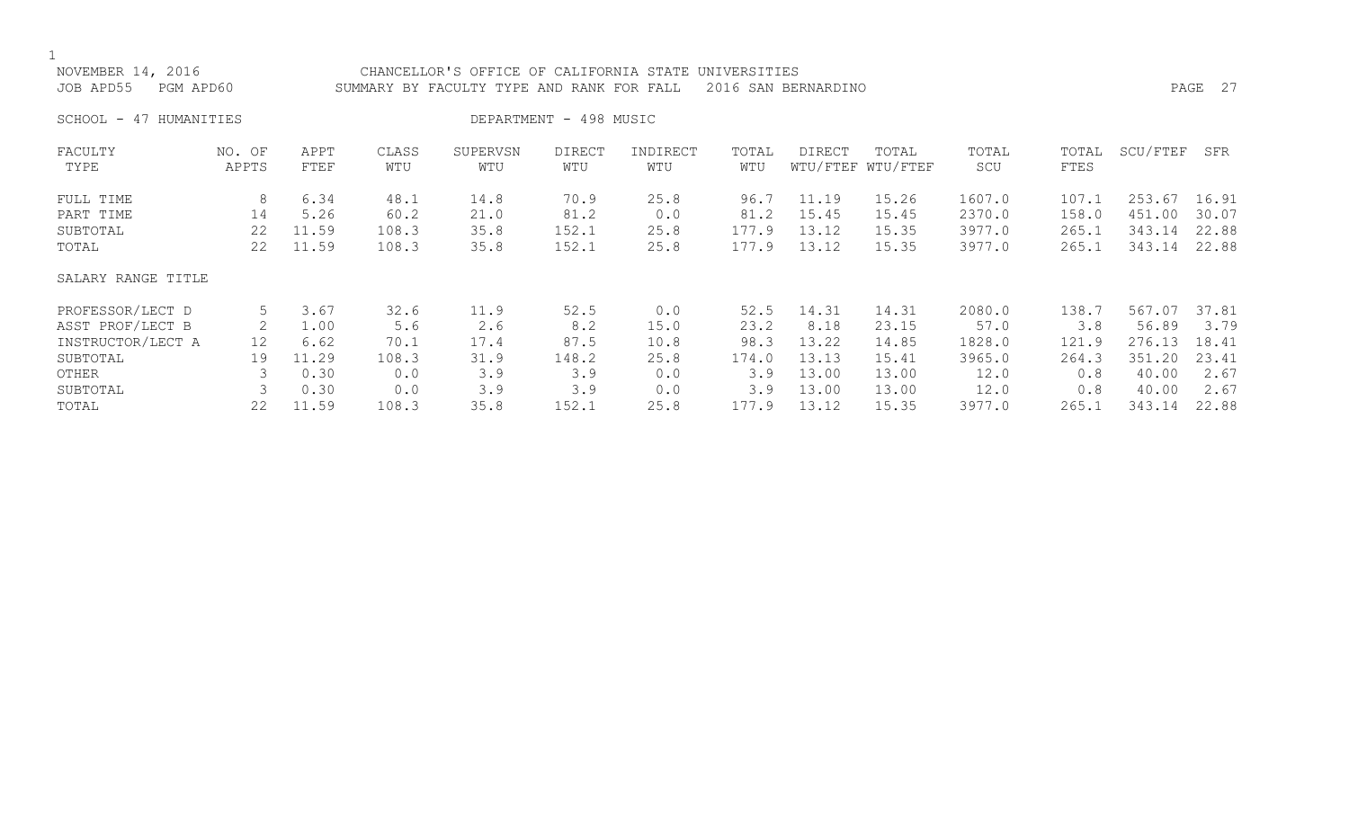NOVEMBER 14, 2016 CHANCELLOR'S OFFICE OF CALIFORNIA STATE UNIVERSITIES
JOB APD55 PGM APD60 SUMMARY BY FACULTY TYPE AND RANK FOR FALL 2016 SAN BERNARDINO

SCHOOL - 47 HUMANITIES DEPARTMENT - 498 MUSIC

| FACULTY TYPE | NO. OF APPTS | APPT FTEF | CLASS WTU | SUPERVSN WTU | DIRECT WTU | INDIRECT WTU | TOTAL WTU | DIRECT WTU/FTEF | TOTAL WTU/FTEF | TOTAL SCU | TOTAL FTES | SCU/FTEF | SFR |
|---|---|---|---|---|---|---|---|---|---|---|---|---|---|
| FULL TIME | 8 | 6.34 | 48.1 | 14.8 | 70.9 | 25.8 | 96.7 | 11.19 | 15.26 | 1607.0 | 107.1 | 253.67 | 16.91 |
| PART TIME | 14 | 5.26 | 60.2 | 21.0 | 81.2 | 0.0 | 81.2 | 15.45 | 15.45 | 2370.0 | 158.0 | 451.00 | 30.07 |
| SUBTOTAL | 22 | 11.59 | 108.3 | 35.8 | 152.1 | 25.8 | 177.9 | 13.12 | 15.35 | 3977.0 | 265.1 | 343.14 | 22.88 |
| TOTAL | 22 | 11.59 | 108.3 | 35.8 | 152.1 | 25.8 | 177.9 | 13.12 | 15.35 | 3977.0 | 265.1 | 343.14 | 22.88 |
| SALARY RANGE TITLE | | | | | | | | | | | | | |
| PROFESSOR/LECT D | 5 | 3.67 | 32.6 | 11.9 | 52.5 | 0.0 | 52.5 | 14.31 | 14.31 | 2080.0 | 138.7 | 567.07 | 37.81 |
| ASST PROF/LECT B | 2 | 1.00 | 5.6 | 2.6 | 8.2 | 15.0 | 23.2 | 8.18 | 23.15 | 57.0 | 3.8 | 56.89 | 3.79 |
| INSTRUCTOR/LECT A | 12 | 6.62 | 70.1 | 17.4 | 87.5 | 10.8 | 98.3 | 13.22 | 14.85 | 1828.0 | 121.9 | 276.13 | 18.41 |
| SUBTOTAL | 19 | 11.29 | 108.3 | 31.9 | 148.2 | 25.8 | 174.0 | 13.13 | 15.41 | 3965.0 | 264.3 | 351.20 | 23.41 |
| OTHER | 3 | 0.30 | 0.0 | 3.9 | 3.9 | 0.0 | 3.9 | 13.00 | 13.00 | 12.0 | 0.8 | 40.00 | 2.67 |
| SUBTOTAL | 3 | 0.30 | 0.0 | 3.9 | 3.9 | 0.0 | 3.9 | 13.00 | 13.00 | 12.0 | 0.8 | 40.00 | 2.67 |
| TOTAL | 22 | 11.59 | 108.3 | 35.8 | 152.1 | 25.8 | 177.9 | 13.12 | 15.35 | 3977.0 | 265.1 | 343.14 | 22.88 |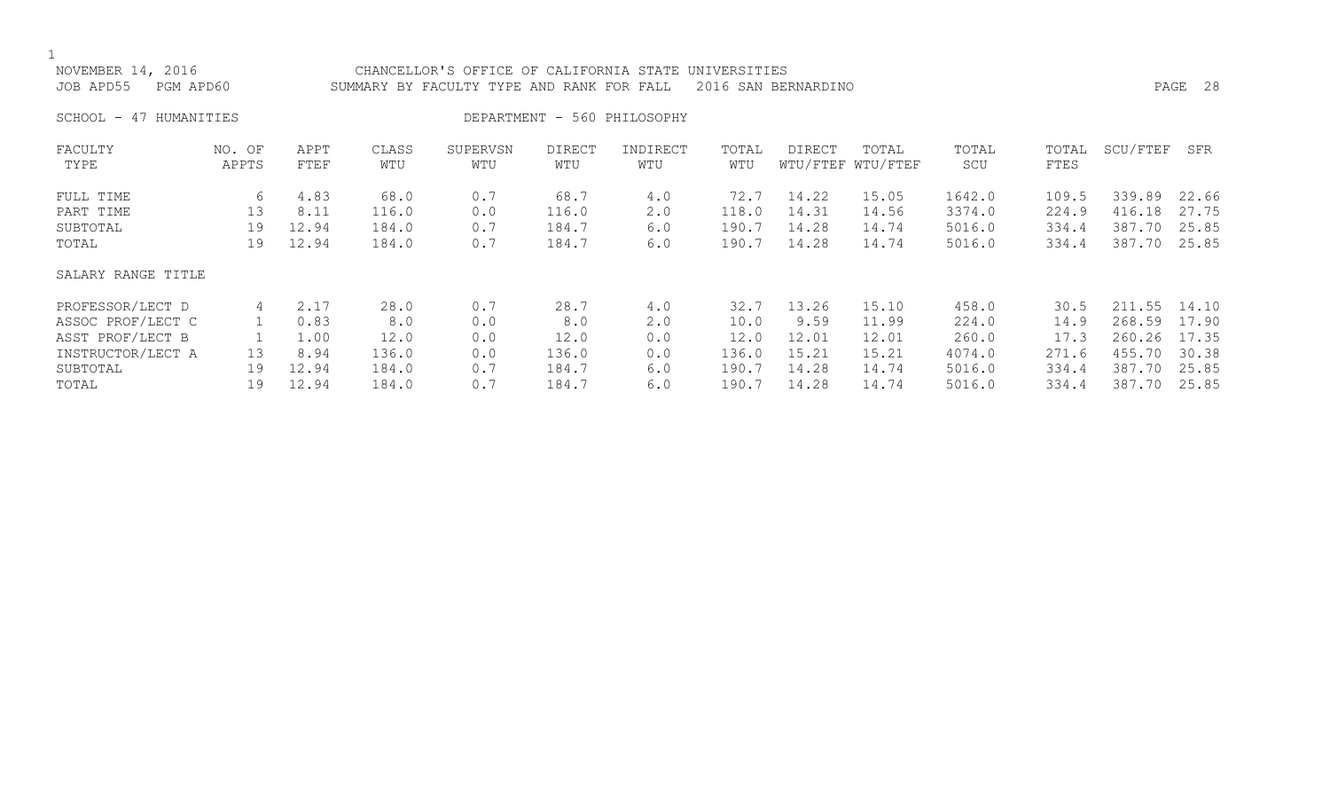NOVEMBER 14, 2016 CHANCELLOR'S OFFICE OF CALIFORNIA STATE UNIVERSITIES
JOB APD55 PGM APD60 SUMMARY BY FACULTY TYPE AND RANK FOR FALL 2016 SAN BERNARDINO

SCHOOL - 47 HUMANITIES DEPARTMENT - 560 PHILOSOPHY

| FACULTY TYPE | NO. OF APPTS | APPT FTEF | CLASS WTU | SUPERVSN WTU | DIRECT WTU | INDIRECT WTU | TOTAL WTU | DIRECT WTU/FTEF | TOTAL WTU/FTEF | TOTAL SCU | TOTAL FTES | SCU/FTEF | SFR |
|---|---|---|---|---|---|---|---|---|---|---|---|---|---|
| FULL TIME | 6 | 4.83 | 68.0 | 0.7 | 68.7 | 4.0 | 72.7 | 14.22 | 15.05 | 1642.0 | 109.5 | 339.89 | 22.66 |
| PART TIME | 13 | 8.11 | 116.0 | 0.0 | 116.0 | 2.0 | 118.0 | 14.31 | 14.56 | 3374.0 | 224.9 | 416.18 | 27.75 |
| SUBTOTAL | 19 | 12.94 | 184.0 | 0.7 | 184.7 | 6.0 | 190.7 | 14.28 | 14.74 | 5016.0 | 334.4 | 387.70 | 25.85 |
| TOTAL | 19 | 12.94 | 184.0 | 0.7 | 184.7 | 6.0 | 190.7 | 14.28 | 14.74 | 5016.0 | 334.4 | 387.70 | 25.85 |

SALARY RANGE TITLE

| SALARY RANGE TITLE | NO. OF APPTS | APPT FTEF | CLASS WTU | SUPERVSN WTU | DIRECT WTU | INDIRECT WTU | TOTAL WTU | DIRECT WTU/FTEF | TOTAL WTU/FTEF | TOTAL SCU | TOTAL FTES | SCU/FTEF | SFR |
|---|---|---|---|---|---|---|---|---|---|---|---|---|---|
| PROFESSOR/LECT D | 4 | 2.17 | 28.0 | 0.7 | 28.7 | 4.0 | 32.7 | 13.26 | 15.10 | 458.0 | 30.5 | 211.55 | 14.10 |
| ASSOC PROF/LECT C | 1 | 0.83 | 8.0 | 0.0 | 8.0 | 2.0 | 10.0 | 9.59 | 11.99 | 224.0 | 14.9 | 268.59 | 17.90 |
| ASST PROF/LECT B | 1 | 1.00 | 12.0 | 0.0 | 12.0 | 0.0 | 12.0 | 12.01 | 12.01 | 260.0 | 17.3 | 260.26 | 17.35 |
| INSTRUCTOR/LECT A | 13 | 8.94 | 136.0 | 0.0 | 136.0 | 0.0 | 136.0 | 15.21 | 15.21 | 4074.0 | 271.6 | 455.70 | 30.38 |
| SUBTOTAL | 19 | 12.94 | 184.0 | 0.7 | 184.7 | 6.0 | 190.7 | 14.28 | 14.74 | 5016.0 | 334.4 | 387.70 | 25.85 |
| TOTAL | 19 | 12.94 | 184.0 | 0.7 | 184.7 | 6.0 | 190.7 | 14.28 | 14.74 | 5016.0 | 334.4 | 387.70 | 25.85 |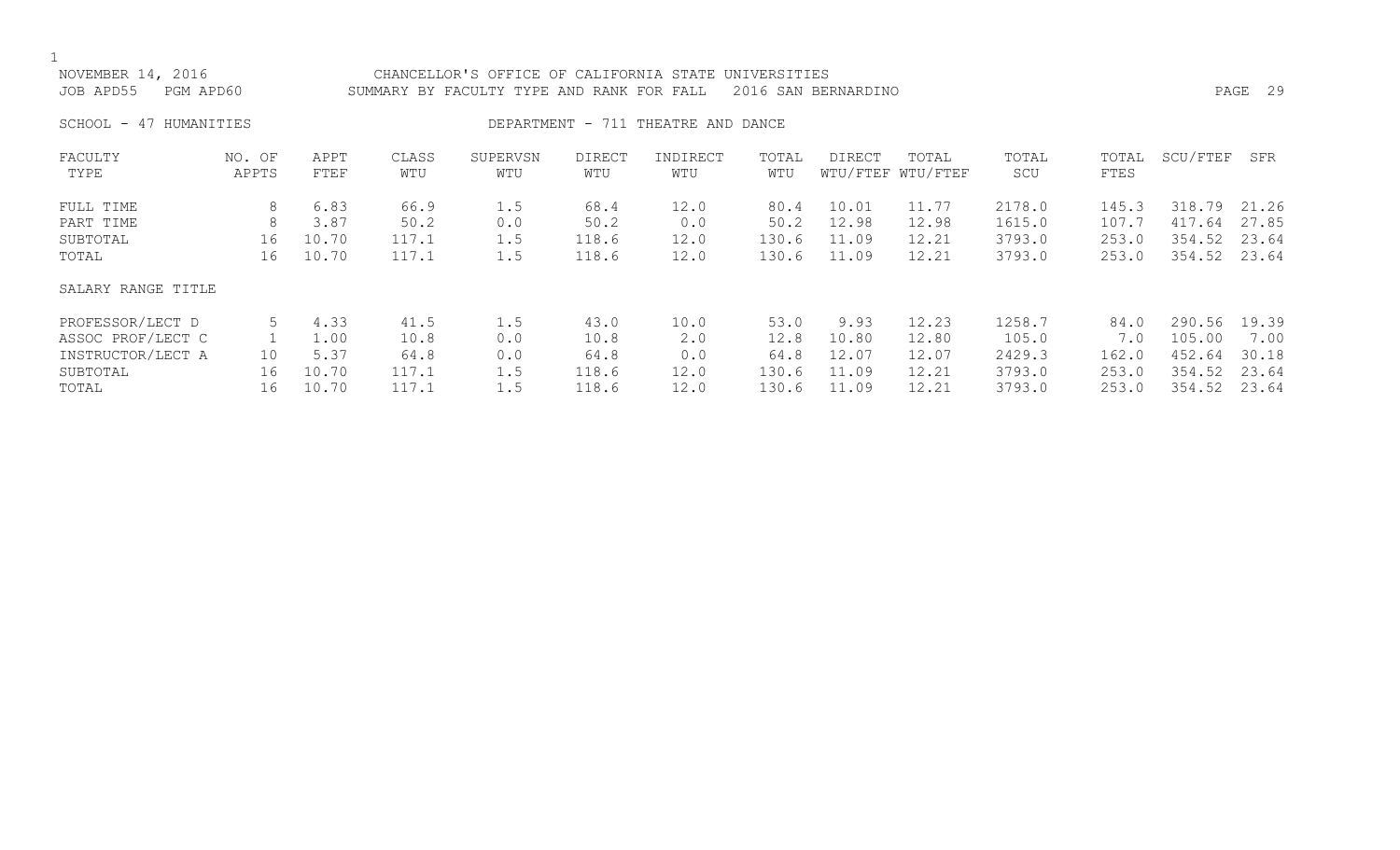NOVEMBER 14, 2016 CHANCELLOR'S OFFICE OF CALIFORNIA STATE UNIVERSITIES
JOB APD55 PGM APD60 SUMMARY BY FACULTY TYPE AND RANK FOR FALL 2016 SAN BERNARDINO

SCHOOL - 47 HUMANITIES DEPARTMENT - 711 THEATRE AND DANCE

| FACULTY TYPE | NO. OF APPTS | APPT FTEF | CLASS WTU | SUPERVSN WTU | DIRECT WTU | INDIRECT WTU | TOTAL WTU | DIRECT WTU/FTEF | TOTAL WTU/FTEF | TOTAL SCU | TOTAL FTES | SCU/FTEF | SFR |
|---|---|---|---|---|---|---|---|---|---|---|---|---|---|
| FULL TIME | 8 | 6.83 | 66.9 | 1.5 | 68.4 | 12.0 | 80.4 | 10.01 | 11.77 | 2178.0 | 145.3 | 318.79 | 21.26 |
| PART TIME | 8 | 3.87 | 50.2 | 0.0 | 50.2 | 0.0 | 50.2 | 12.98 | 12.98 | 1615.0 | 107.7 | 417.64 | 27.85 |
| SUBTOTAL | 16 | 10.70 | 117.1 | 1.5 | 118.6 | 12.0 | 130.6 | 11.09 | 12.21 | 3793.0 | 253.0 | 354.52 | 23.64 |
| TOTAL | 16 | 10.70 | 117.1 | 1.5 | 118.6 | 12.0 | 130.6 | 11.09 | 12.21 | 3793.0 | 253.0 | 354.52 | 23.64 |
| SALARY RANGE TITLE | | | | | | | | | | | | | |
| PROFESSOR/LECT D | 5 | 4.33 | 41.5 | 1.5 | 43.0 | 10.0 | 53.0 | 9.93 | 12.23 | 1258.7 | 84.0 | 290.56 | 19.39 |
| ASSOC PROF/LECT C | 1 | 1.00 | 10.8 | 0.0 | 10.8 | 2.0 | 12.8 | 10.80 | 12.80 | 105.0 | 7.0 | 105.00 | 7.00 |
| INSTRUCTOR/LECT A | 10 | 5.37 | 64.8 | 0.0 | 64.8 | 0.0 | 64.8 | 12.07 | 12.07 | 2429.3 | 162.0 | 452.64 | 30.18 |
| SUBTOTAL | 16 | 10.70 | 117.1 | 1.5 | 118.6 | 12.0 | 130.6 | 11.09 | 12.21 | 3793.0 | 253.0 | 354.52 | 23.64 |
| TOTAL | 16 | 10.70 | 117.1 | 1.5 | 118.6 | 12.0 | 130.6 | 11.09 | 12.21 | 3793.0 | 253.0 | 354.52 | 23.64 |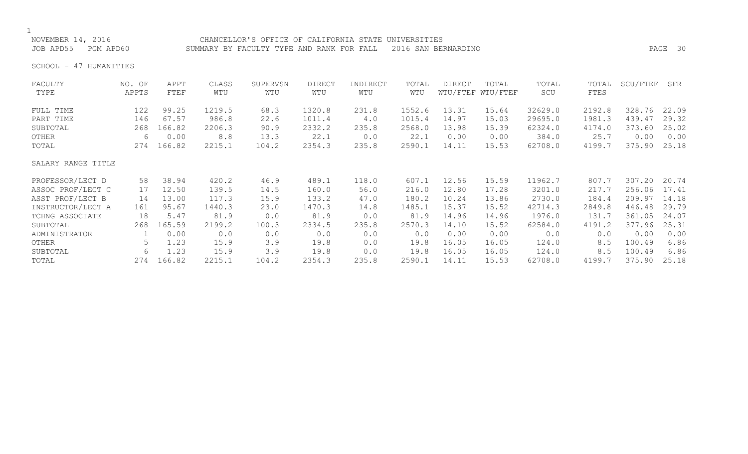NOVEMBER 14, 2016 CHANCELLOR'S OFFICE OF CALIFORNIA STATE UNIVERSITIES
JOB APD55 PGM APD60 SUMMARY BY FACULTY TYPE AND RANK FOR FALL 2016 SAN BERNARDINO

SCHOOL - 47 HUMANITIES

| FACULTY TYPE | NO. OF APPTS | APPT FTEF | CLASS WTU | SUPERVSN WTU | DIRECT WTU | INDIRECT WTU | TOTAL WTU | DIRECT WTU/FTEF | TOTAL WTU/FTEF | TOTAL SCU | TOTAL FTES | SCU/FTEF | SFR |
|---|---|---|---|---|---|---|---|---|---|---|---|---|---|
| FULL TIME | 122 | 99.25 | 1219.5 | 68.3 | 1320.8 | 231.8 | 1552.6 | 13.31 | 15.64 | 32629.0 | 2192.8 | 328.76 | 22.09 |
| PART TIME | 146 | 67.57 | 986.8 | 22.6 | 1011.4 | 4.0 | 1015.4 | 14.97 | 15.03 | 29695.0 | 1981.3 | 439.47 | 29.32 |
| SUBTOTAL | 268 | 166.82 | 2206.3 | 90.9 | 2332.2 | 235.8 | 2568.0 | 13.98 | 15.39 | 62324.0 | 4174.0 | 373.60 | 25.02 |
| OTHER | 6 | 0.00 | 8.8 | 13.3 | 22.1 | 0.0 | 22.1 | 0.00 | 0.00 | 384.0 | 25.7 | 0.00 | 0.00 |
| TOTAL | 274 | 166.82 | 2215.1 | 104.2 | 2354.3 | 235.8 | 2590.1 | 14.11 | 15.53 | 62708.0 | 4199.7 | 375.90 | 25.18 |

| SALARY RANGE TITLE | NO. OF APPTS | APPT FTEF | CLASS WTU | SUPERVSN WTU | DIRECT WTU | INDIRECT WTU | TOTAL WTU | DIRECT WTU/FTEF | TOTAL WTU/FTEF | TOTAL SCU | TOTAL FTES | SCU/FTEF | SFR |
|---|---|---|---|---|---|---|---|---|---|---|---|---|---|
| PROFESSOR/LECT D | 58 | 38.94 | 420.2 | 46.9 | 489.1 | 118.0 | 607.1 | 12.56 | 15.59 | 11962.7 | 807.7 | 307.20 | 20.74 |
| ASSOC PROF/LECT C | 17 | 12.50 | 139.5 | 14.5 | 160.0 | 56.0 | 216.0 | 12.80 | 17.28 | 3201.0 | 217.7 | 256.06 | 17.41 |
| ASST PROF/LECT B | 14 | 13.00 | 117.3 | 15.9 | 133.2 | 47.0 | 180.2 | 10.24 | 13.86 | 2730.0 | 184.4 | 209.97 | 14.18 |
| INSTRUCTOR/LECT A | 161 | 95.67 | 1440.3 | 23.0 | 1470.3 | 14.8 | 1485.1 | 15.37 | 15.52 | 42714.3 | 2849.8 | 446.48 | 29.79 |
| TCHNG ASSOCIATE | 18 | 5.47 | 81.9 | 0.0 | 81.9 | 0.0 | 81.9 | 14.96 | 14.96 | 1976.0 | 131.7 | 361.05 | 24.07 |
| SUBTOTAL | 268 | 165.59 | 2199.2 | 100.3 | 2334.5 | 235.8 | 2570.3 | 14.10 | 15.52 | 62584.0 | 4191.2 | 377.96 | 25.31 |
| ADMINISTRATOR | 1 | 0.00 | 0.0 | 0.0 | 0.0 | 0.0 | 0.0 | 0.00 | 0.00 | 0.0 | 0.0 | 0.00 | 0.00 |
| OTHER | 5 | 1.23 | 15.9 | 3.9 | 19.8 | 0.0 | 19.8 | 16.05 | 16.05 | 124.0 | 8.5 | 100.49 | 6.86 |
| SUBTOTAL | 6 | 1.23 | 15.9 | 3.9 | 19.8 | 0.0 | 19.8 | 16.05 | 16.05 | 124.0 | 8.5 | 100.49 | 6.86 |
| TOTAL | 274 | 166.82 | 2215.1 | 104.2 | 2354.3 | 235.8 | 2590.1 | 14.11 | 15.53 | 62708.0 | 4199.7 | 375.90 | 25.18 |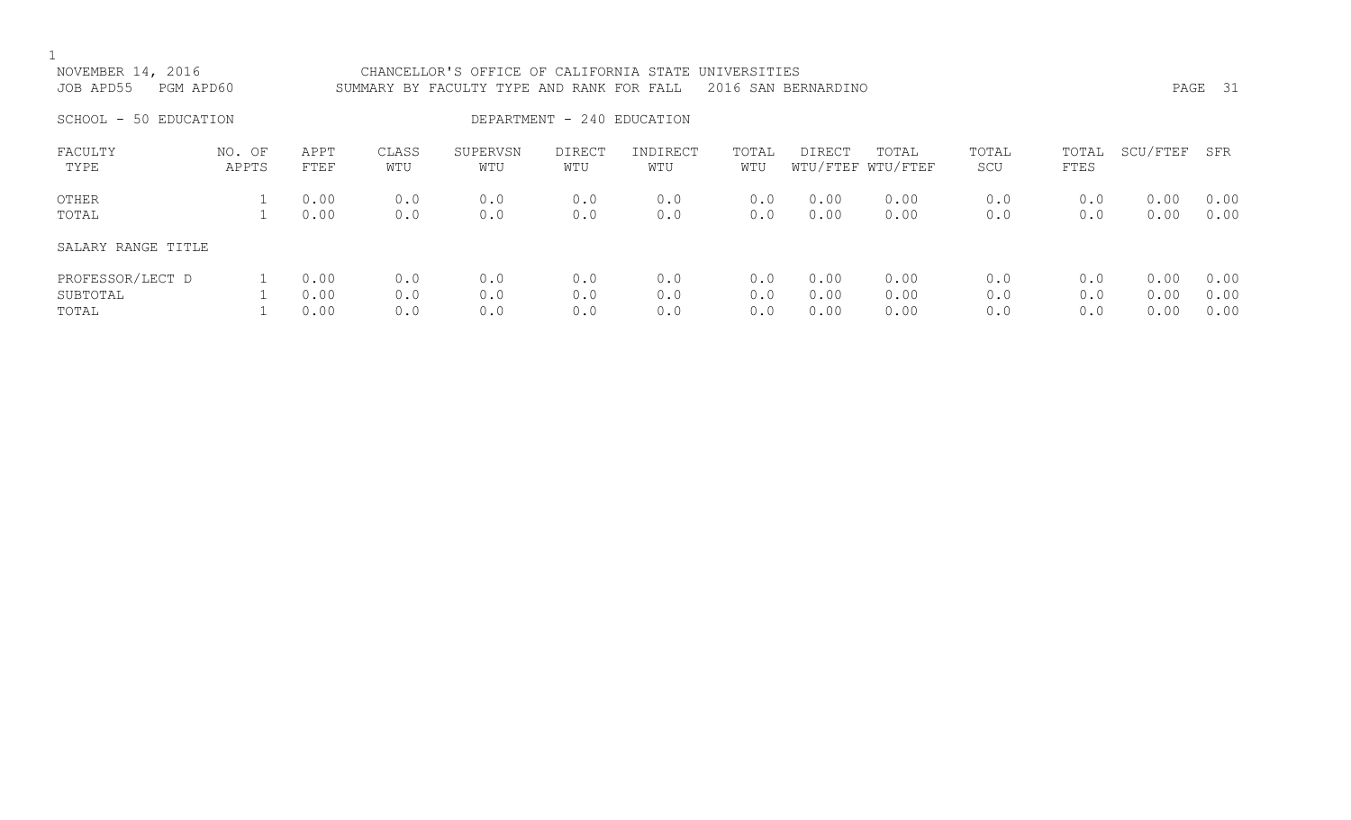NOVEMBER 14, 2016 CHANCELLOR'S OFFICE OF CALIFORNIA STATE UNIVERSITIES
JOB APD55 PGM APD60 SUMMARY BY FACULTY TYPE AND RANK FOR FALL 2016 SAN BERNARDINO

SCHOOL - 50 EDUCATION DEPARTMENT - 240 EDUCATION

| FACULTY TYPE | NO. OF APPTS | APPT FTEF | CLASS WTU | SUPERVSN WTU | DIRECT WTU | INDIRECT WTU | TOTAL WTU | DIRECT WTU/FTEF | TOTAL WTU/FTEF | TOTAL SCU | TOTAL FTES | SCU/FTEF | SFR |
|---|---|---|---|---|---|---|---|---|---|---|---|---|---|
| OTHER | 1 | 0.00 | 0.0 | 0.0 | 0.0 | 0.0 | 0.0 | 0.00 | 0.00 | 0.0 | 0.0 | 0.00 | 0.00 |
| TOTAL | 1 | 0.00 | 0.0 | 0.0 | 0.0 | 0.0 | 0.0 | 0.00 | 0.00 | 0.0 | 0.0 | 0.00 | 0.00 |
| SALARY RANGE TITLE | | | | | | | | | | | | | |
| PROFESSOR/LECT D | 1 | 0.00 | 0.0 | 0.0 | 0.0 | 0.0 | 0.0 | 0.00 | 0.00 | 0.0 | 0.0 | 0.00 | 0.00 |
| SUBTOTAL | 1 | 0.00 | 0.0 | 0.0 | 0.0 | 0.0 | 0.0 | 0.00 | 0.00 | 0.0 | 0.0 | 0.00 | 0.00 |
| TOTAL | 1 | 0.00 | 0.0 | 0.0 | 0.0 | 0.0 | 0.0 | 0.00 | 0.00 | 0.0 | 0.0 | 0.00 | 0.00 |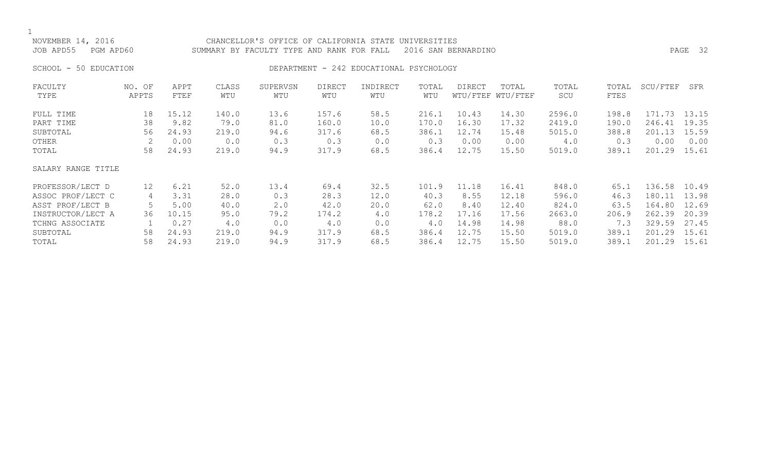NOVEMBER 14, 2016 CHANCELLOR'S OFFICE OF CALIFORNIA STATE UNIVERSITIES
JOB APD55 PGM APD60 SUMMARY BY FACULTY TYPE AND RANK FOR FALL 2016 SAN BERNARDINO

SCHOOL - 50 EDUCATION DEPARTMENT - 242 EDUCATIONAL PSYCHOLOGY

| FACULTY TYPE | NO. OF APPTS | APPT FTEF | CLASS WTU | SUPERVSN WTU | DIRECT WTU | INDIRECT WTU | TOTAL WTU | DIRECT WTU/FTEF | TOTAL WTU/FTEF | TOTAL SCU | TOTAL FTES | SCU/FTEF | SFR |
|---|---|---|---|---|---|---|---|---|---|---|---|---|---|
| FULL TIME | 18 | 15.12 | 140.0 | 13.6 | 157.6 | 58.5 | 216.1 | 10.43 | 14.30 | 2596.0 | 198.8 | 171.73 | 13.15 |
| PART TIME | 38 | 9.82 | 79.0 | 81.0 | 160.0 | 10.0 | 170.0 | 16.30 | 17.32 | 2419.0 | 190.0 | 246.41 | 19.35 |
| SUBTOTAL | 56 | 24.93 | 219.0 | 94.6 | 317.6 | 68.5 | 386.1 | 12.74 | 15.48 | 5015.0 | 388.8 | 201.13 | 15.59 |
| OTHER | 2 | 0.00 | 0.0 | 0.3 | 0.3 | 0.0 | 0.3 | 0.00 | 0.00 | 4.0 | 0.3 | 0.00 | 0.00 |
| TOTAL | 58 | 24.93 | 219.0 | 94.9 | 317.9 | 68.5 | 386.4 | 12.75 | 15.50 | 5019.0 | 389.1 | 201.29 | 15.61 |

| SALARY RANGE TITLE | NO. OF APPTS | APPT FTEF | CLASS WTU | SUPERVSN WTU | DIRECT WTU | INDIRECT WTU | TOTAL WTU | DIRECT WTU/FTEF | TOTAL WTU/FTEF | TOTAL SCU | TOTAL FTES | SCU/FTEF | SFR |
|---|---|---|---|---|---|---|---|---|---|---|---|---|---|
| PROFESSOR/LECT D | 12 | 6.21 | 52.0 | 13.4 | 69.4 | 32.5 | 101.9 | 11.18 | 16.41 | 848.0 | 65.1 | 136.58 | 10.49 |
| ASSOC PROF/LECT C | 4 | 3.31 | 28.0 | 0.3 | 28.3 | 12.0 | 40.3 | 8.55 | 12.18 | 596.0 | 46.3 | 180.11 | 13.98 |
| ASST PROF/LECT B | 5 | 5.00 | 40.0 | 2.0 | 42.0 | 20.0 | 62.0 | 8.40 | 12.40 | 824.0 | 63.5 | 164.80 | 12.69 |
| INSTRUCTOR/LECT A | 36 | 10.15 | 95.0 | 79.2 | 174.2 | 4.0 | 178.2 | 17.16 | 17.56 | 2663.0 | 206.9 | 262.39 | 20.39 |
| TCHNG ASSOCIATE | 1 | 0.27 | 4.0 | 0.0 | 4.0 | 0.0 | 4.0 | 14.98 | 14.98 | 88.0 | 7.3 | 329.59 | 27.45 |
| SUBTOTAL | 58 | 24.93 | 219.0 | 94.9 | 317.9 | 68.5 | 386.4 | 12.75 | 15.50 | 5019.0 | 389.1 | 201.29 | 15.61 |
| TOTAL | 58 | 24.93 | 219.0 | 94.9 | 317.9 | 68.5 | 386.4 | 12.75 | 15.50 | 5019.0 | 389.1 | 201.29 | 15.61 |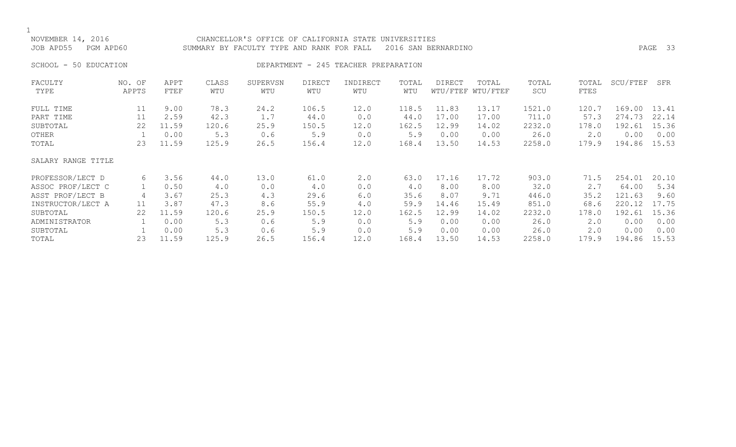NOVEMBER 14, 2016 CHANCELLOR'S OFFICE OF CALIFORNIA STATE UNIVERSITIES
JOB APD55 PGM APD60 SUMMARY BY FACULTY TYPE AND RANK FOR FALL 2016 SAN BERNARDINO

SCHOOL - 50 EDUCATION DEPARTMENT - 245 TEACHER PREPARATION

| FACULTY TYPE | NO. OF APPTS | APPT FTEF | CLASS WTU | SUPERVSN WTU | DIRECT WTU | INDIRECT WTU | TOTAL WTU | DIRECT WTU/FTEF | TOTAL WTU/FTEF | TOTAL SCU | TOTAL FTES | SCU/FTEF | SFR |
|---|---|---|---|---|---|---|---|---|---|---|---|---|---|
| FULL TIME | 11 | 9.00 | 78.3 | 24.2 | 106.5 | 12.0 | 118.5 | 11.83 | 13.17 | 1521.0 | 120.7 | 169.00 | 13.41 |
| PART TIME | 11 | 2.59 | 42.3 | 1.7 | 44.0 | 0.0 | 44.0 | 17.00 | 17.00 | 711.0 | 57.3 | 274.73 | 22.14 |
| SUBTOTAL | 22 | 11.59 | 120.6 | 25.9 | 150.5 | 12.0 | 162.5 | 12.99 | 14.02 | 2232.0 | 178.0 | 192.61 | 15.36 |
| OTHER | 1 | 0.00 | 5.3 | 0.6 | 5.9 | 0.0 | 5.9 | 0.00 | 0.00 | 26.0 | 2.0 | 0.00 | 0.00 |
| TOTAL | 23 | 11.59 | 125.9 | 26.5 | 156.4 | 12.0 | 168.4 | 13.50 | 14.53 | 2258.0 | 179.9 | 194.86 | 15.53 |
| SALARY RANGE TITLE | | | | | | | | | | | | | |
| PROFESSOR/LECT D | 6 | 3.56 | 44.0 | 13.0 | 61.0 | 2.0 | 63.0 | 17.16 | 17.72 | 903.0 | 71.5 | 254.01 | 20.10 |
| ASSOC PROF/LECT C | 1 | 0.50 | 4.0 | 0.0 | 4.0 | 0.0 | 4.0 | 8.00 | 8.00 | 32.0 | 2.7 | 64.00 | 5.34 |
| ASST PROF/LECT B | 4 | 3.67 | 25.3 | 4.3 | 29.6 | 6.0 | 35.6 | 8.07 | 9.71 | 446.0 | 35.2 | 121.63 | 9.60 |
| INSTRUCTOR/LECT A | 11 | 3.87 | 47.3 | 8.6 | 55.9 | 4.0 | 59.9 | 14.46 | 15.49 | 851.0 | 68.6 | 220.12 | 17.75 |
| SUBTOTAL | 22 | 11.59 | 120.6 | 25.9 | 150.5 | 12.0 | 162.5 | 12.99 | 14.02 | 2232.0 | 178.0 | 192.61 | 15.36 |
| ADMINISTRATOR | 1 | 0.00 | 5.3 | 0.6 | 5.9 | 0.0 | 5.9 | 0.00 | 0.00 | 26.0 | 2.0 | 0.00 | 0.00 |
| SUBTOTAL | 1 | 0.00 | 5.3 | 0.6 | 5.9 | 0.0 | 5.9 | 0.00 | 0.00 | 26.0 | 2.0 | 0.00 | 0.00 |
| TOTAL | 23 | 11.59 | 125.9 | 26.5 | 156.4 | 12.0 | 168.4 | 13.50 | 14.53 | 2258.0 | 179.9 | 194.86 | 15.53 |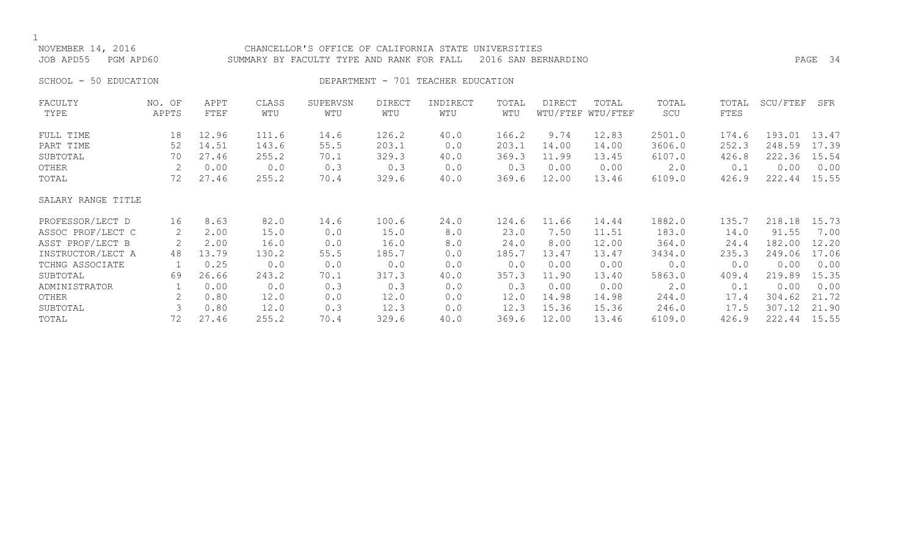NOVEMBER 14, 2016 CHANCELLOR'S OFFICE OF CALIFORNIA STATE UNIVERSITIES
JOB APD55 PGM APD60 SUMMARY BY FACULTY TYPE AND RANK FOR FALL 2016 SAN BERNARDINO

SCHOOL - 50 EDUCATION DEPARTMENT - 701 TEACHER EDUCATION

| FACULTY TYPE | NO. OF APPTS | APPT FTEF | CLASS WTU | SUPERVSN WTU | DIRECT WTU | INDIRECT WTU | TOTAL WTU | DIRECT WTU/FTEF | TOTAL WTU/FTEF | TOTAL SCU | TOTAL FTES | SCU/FTEF | SFR |
|---|---|---|---|---|---|---|---|---|---|---|---|---|---|
| FULL TIME | 18 | 12.96 | 111.6 | 14.6 | 126.2 | 40.0 | 166.2 | 9.74 | 12.83 | 2501.0 | 174.6 | 193.01 | 13.47 |
| PART TIME | 52 | 14.51 | 143.6 | 55.5 | 203.1 | 0.0 | 203.1 | 14.00 | 14.00 | 3606.0 | 252.3 | 248.59 | 17.39 |
| SUBTOTAL | 70 | 27.46 | 255.2 | 70.1 | 329.3 | 40.0 | 369.3 | 11.99 | 13.45 | 6107.0 | 426.8 | 222.36 | 15.54 |
| OTHER | 2 | 0.00 | 0.0 | 0.3 | 0.3 | 0.0 | 0.3 | 0.00 | 0.00 | 2.0 | 0.1 | 0.00 | 0.00 |
| TOTAL | 72 | 27.46 | 255.2 | 70.4 | 329.6 | 40.0 | 369.6 | 12.00 | 13.46 | 6109.0 | 426.9 | 222.44 | 15.55 |
| SALARY RANGE TITLE | | | | | | | | | | | | | |
| PROFESSOR/LECT D | 16 | 8.63 | 82.0 | 14.6 | 100.6 | 24.0 | 124.6 | 11.66 | 14.44 | 1882.0 | 135.7 | 218.18 | 15.73 |
| ASSOC PROF/LECT C | 2 | 2.00 | 15.0 | 0.0 | 15.0 | 8.0 | 23.0 | 7.50 | 11.51 | 183.0 | 14.0 | 91.55 | 7.00 |
| ASST PROF/LECT B | 2 | 2.00 | 16.0 | 0.0 | 16.0 | 8.0 | 24.0 | 8.00 | 12.00 | 364.0 | 24.4 | 182.00 | 12.20 |
| INSTRUCTOR/LECT A | 48 | 13.79 | 130.2 | 55.5 | 185.7 | 0.0 | 185.7 | 13.47 | 13.47 | 3434.0 | 235.3 | 249.06 | 17.06 |
| TCHNG ASSOCIATE | 1 | 0.25 | 0.0 | 0.0 | 0.0 | 0.0 | 0.0 | 0.00 | 0.00 | 0.0 | 0.0 | 0.00 | 0.00 |
| SUBTOTAL | 69 | 26.66 | 243.2 | 70.1 | 317.3 | 40.0 | 357.3 | 11.90 | 13.40 | 5863.0 | 409.4 | 219.89 | 15.35 |
| ADMINISTRATOR | 1 | 0.00 | 0.0 | 0.3 | 0.3 | 0.0 | 0.3 | 0.00 | 0.00 | 2.0 | 0.1 | 0.00 | 0.00 |
| OTHER | 2 | 0.80 | 12.0 | 0.0 | 12.0 | 0.0 | 12.0 | 14.98 | 14.98 | 244.0 | 17.4 | 304.62 | 21.72 |
| SUBTOTAL | 3 | 0.80 | 12.0 | 0.3 | 12.3 | 0.0 | 12.3 | 15.36 | 15.36 | 246.0 | 17.5 | 307.12 | 21.90 |
| TOTAL | 72 | 27.46 | 255.2 | 70.4 | 329.6 | 40.0 | 369.6 | 12.00 | 13.46 | 6109.0 | 426.9 | 222.44 | 15.55 |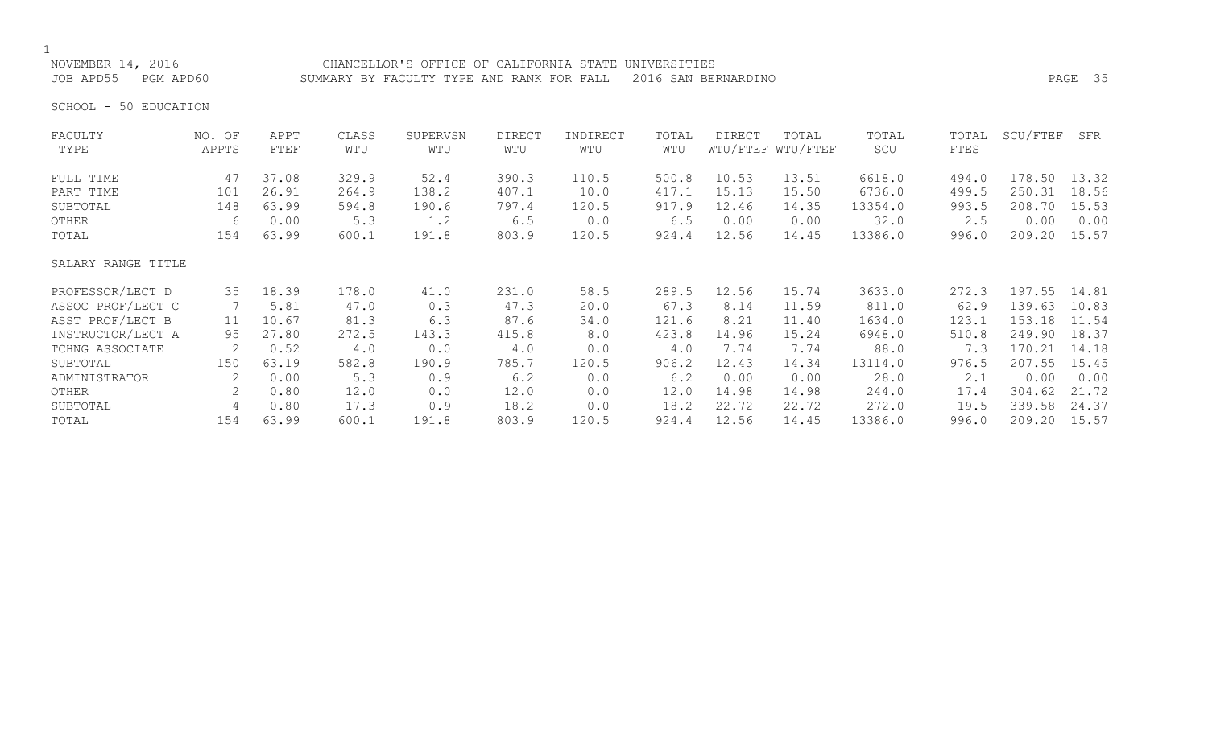NOVEMBER 14, 2016 CHANCELLOR'S OFFICE OF CALIFORNIA STATE UNIVERSITIES
JOB APD55 PGM APD60 SUMMARY BY FACULTY TYPE AND RANK FOR FALL 2016 SAN BERNARDINO

SCHOOL - 50 EDUCATION

| FACULTY TYPE | NO. OF APPTS | APPT FTEF | CLASS WTU | SUPERVSN WTU | DIRECT WTU | INDIRECT WTU | TOTAL WTU | DIRECT WTU/FTEF | TOTAL WTU/FTEF | TOTAL SCU | TOTAL FTES | SCU/FTEF | SFR |
|---|---|---|---|---|---|---|---|---|---|---|---|---|---|
| FULL TIME | 47 | 37.08 | 329.9 | 52.4 | 390.3 | 110.5 | 500.8 | 10.53 | 13.51 | 6618.0 | 494.0 | 178.50 | 13.32 |
| PART TIME | 101 | 26.91 | 264.9 | 138.2 | 407.1 | 10.0 | 417.1 | 15.13 | 15.50 | 6736.0 | 499.5 | 250.31 | 18.56 |
| SUBTOTAL | 148 | 63.99 | 594.8 | 190.6 | 797.4 | 120.5 | 917.9 | 12.46 | 14.35 | 13354.0 | 993.5 | 208.70 | 15.53 |
| OTHER | 6 | 0.00 | 5.3 | 1.2 | 6.5 | 0.0 | 6.5 | 0.00 | 0.00 | 32.0 | 2.5 | 0.00 | 0.00 |
| TOTAL | 154 | 63.99 | 600.1 | 191.8 | 803.9 | 120.5 | 924.4 | 12.56 | 14.45 | 13386.0 | 996.0 | 209.20 | 15.57 |
| **SALARY RANGE TITLE** | | | | | | | | | | | | | |
| PROFESSOR/LECT D | 35 | 18.39 | 178.0 | 41.0 | 231.0 | 58.5 | 289.5 | 12.56 | 15.74 | 3633.0 | 272.3 | 197.55 | 14.81 |
| ASSOC PROF/LECT C | 7 | 5.81 | 47.0 | 0.3 | 47.3 | 20.0 | 67.3 | 8.14 | 11.59 | 811.0 | 62.9 | 139.63 | 10.83 |
| ASST PROF/LECT B | 11 | 10.67 | 81.3 | 6.3 | 87.6 | 34.0 | 121.6 | 8.21 | 11.40 | 1634.0 | 123.1 | 153.18 | 11.54 |
| INSTRUCTOR/LECT A | 95 | 27.80 | 272.5 | 143.3 | 415.8 | 8.0 | 423.8 | 14.96 | 15.24 | 6948.0 | 510.8 | 249.90 | 18.37 |
| TCHNG ASSOCIATE | 2 | 0.52 | 4.0 | 0.0 | 4.0 | 0.0 | 4.0 | 7.74 | 7.74 | 88.0 | 7.3 | 170.21 | 14.18 |
| SUBTOTAL | 150 | 63.19 | 582.8 | 190.9 | 785.7 | 120.5 | 906.2 | 12.43 | 14.34 | 13114.0 | 976.5 | 207.55 | 15.45 |
| ADMINISTRATOR | 2 | 0.00 | 5.3 | 0.9 | 6.2 | 0.0 | 6.2 | 0.00 | 0.00 | 28.0 | 2.1 | 0.00 | 0.00 |
| OTHER | 2 | 0.80 | 12.0 | 0.0 | 12.0 | 0.0 | 12.0 | 14.98 | 14.98 | 244.0 | 17.4 | 304.62 | 21.72 |
| SUBTOTAL | 4 | 0.80 | 17.3 | 0.9 | 18.2 | 0.0 | 18.2 | 22.72 | 22.72 | 272.0 | 19.5 | 339.58 | 24.37 |
| TOTAL | 154 | 63.99 | 600.1 | 191.8 | 803.9 | 120.5 | 924.4 | 12.56 | 14.45 | 13386.0 | 996.0 | 209.20 | 15.57 |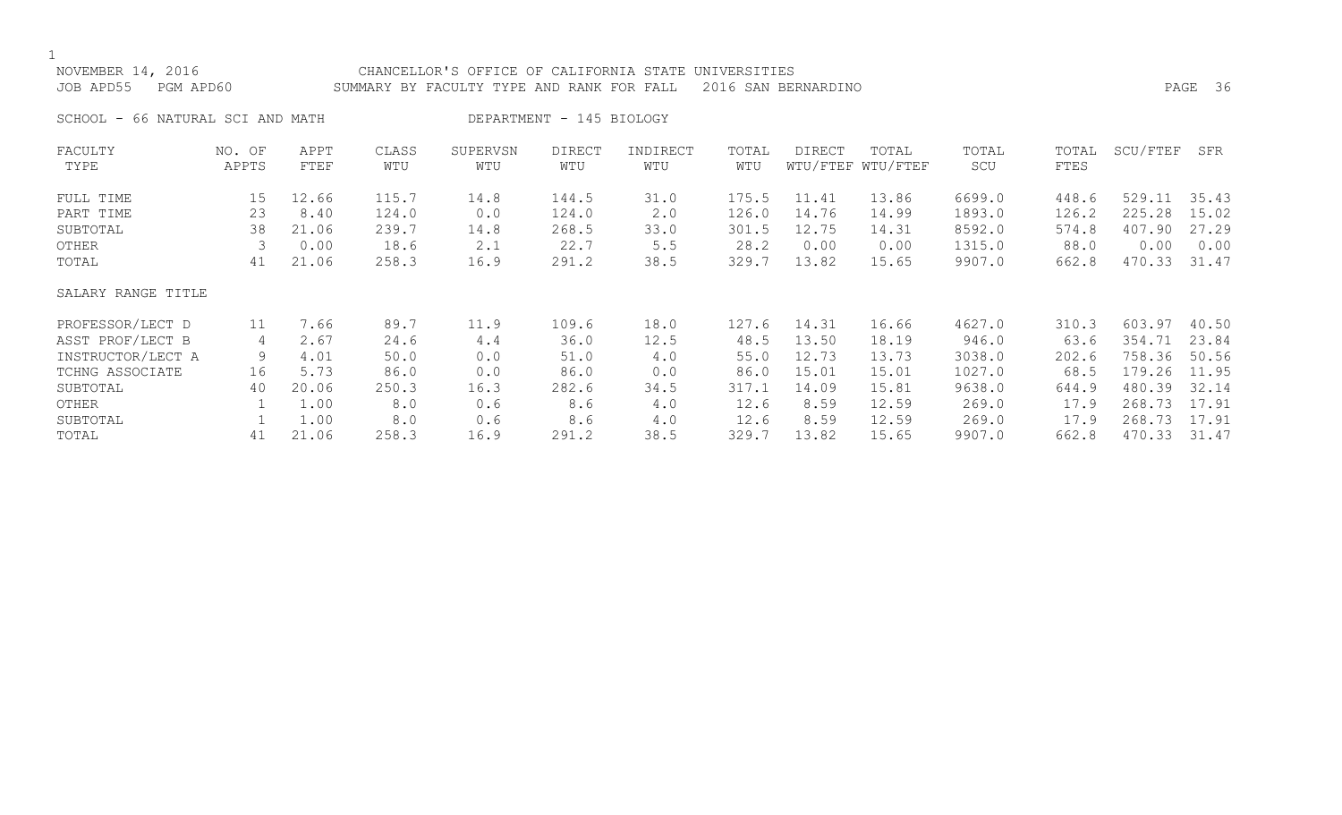NOVEMBER 14, 2016 CHANCELLOR'S OFFICE OF CALIFORNIA STATE UNIVERSITIES
JOB APD55 PGM APD60 SUMMARY BY FACULTY TYPE AND RANK FOR FALL 2016 SAN BERNARDINO

SCHOOL - 66 NATURAL SCI AND MATH DEPARTMENT - 145 BIOLOGY

| FACULTY TYPE | NO. OF APPTS | APPT FTEF | CLASS WTU | SUPERVSN WTU | DIRECT WTU | INDIRECT WTU | TOTAL WTU | DIRECT WTU/FTEF | TOTAL WTU/FTEF | TOTAL SCU | TOTAL FTES | SCU/FTEF | SFR |
|---|---|---|---|---|---|---|---|---|---|---|---|---|---|
| FULL TIME | 15 | 12.66 | 115.7 | 14.8 | 144.5 | 31.0 | 175.5 | 11.41 | 13.86 | 6699.0 | 448.6 | 529.11 | 35.43 |
| PART TIME | 23 | 8.40 | 124.0 | 0.0 | 124.0 | 2.0 | 126.0 | 14.76 | 14.99 | 1893.0 | 126.2 | 225.28 | 15.02 |
| SUBTOTAL | 38 | 21.06 | 239.7 | 14.8 | 268.5 | 33.0 | 301.5 | 12.75 | 14.31 | 8592.0 | 574.8 | 407.90 | 27.29 |
| OTHER | 3 | 0.00 | 18.6 | 2.1 | 22.7 | 5.5 | 28.2 | 0.00 | 0.00 | 1315.0 | 88.0 | 0.00 | 0.00 |
| TOTAL | 41 | 21.06 | 258.3 | 16.9 | 291.2 | 38.5 | 329.7 | 13.82 | 15.65 | 9907.0 | 662.8 | 470.33 | 31.47 |
| SALARY RANGE TITLE | | | | | | | | | | | | | |
| PROFESSOR/LECT D | 11 | 7.66 | 89.7 | 11.9 | 109.6 | 18.0 | 127.6 | 14.31 | 16.66 | 4627.0 | 310.3 | 603.97 | 40.50 |
| ASST PROF/LECT B | 4 | 2.67 | 24.6 | 4.4 | 36.0 | 12.5 | 48.5 | 13.50 | 18.19 | 946.0 | 63.6 | 354.71 | 23.84 |
| INSTRUCTOR/LECT A | 9 | 4.01 | 50.0 | 0.0 | 51.0 | 4.0 | 55.0 | 12.73 | 13.73 | 3038.0 | 202.6 | 758.36 | 50.56 |
| TCHNG ASSOCIATE | 16 | 5.73 | 86.0 | 0.0 | 86.0 | 0.0 | 86.0 | 15.01 | 15.01 | 1027.0 | 68.5 | 179.26 | 11.95 |
| SUBTOTAL | 40 | 20.06 | 250.3 | 16.3 | 282.6 | 34.5 | 317.1 | 14.09 | 15.81 | 9638.0 | 644.9 | 480.39 | 32.14 |
| OTHER | 1 | 1.00 | 8.0 | 0.6 | 8.6 | 4.0 | 12.6 | 8.59 | 12.59 | 269.0 | 17.9 | 268.73 | 17.91 |
| SUBTOTAL | 1 | 1.00 | 8.0 | 0.6 | 8.6 | 4.0 | 12.6 | 8.59 | 12.59 | 269.0 | 17.9 | 268.73 | 17.91 |
| TOTAL | 41 | 21.06 | 258.3 | 16.9 | 291.2 | 38.5 | 329.7 | 13.82 | 15.65 | 9907.0 | 662.8 | 470.33 | 31.47 |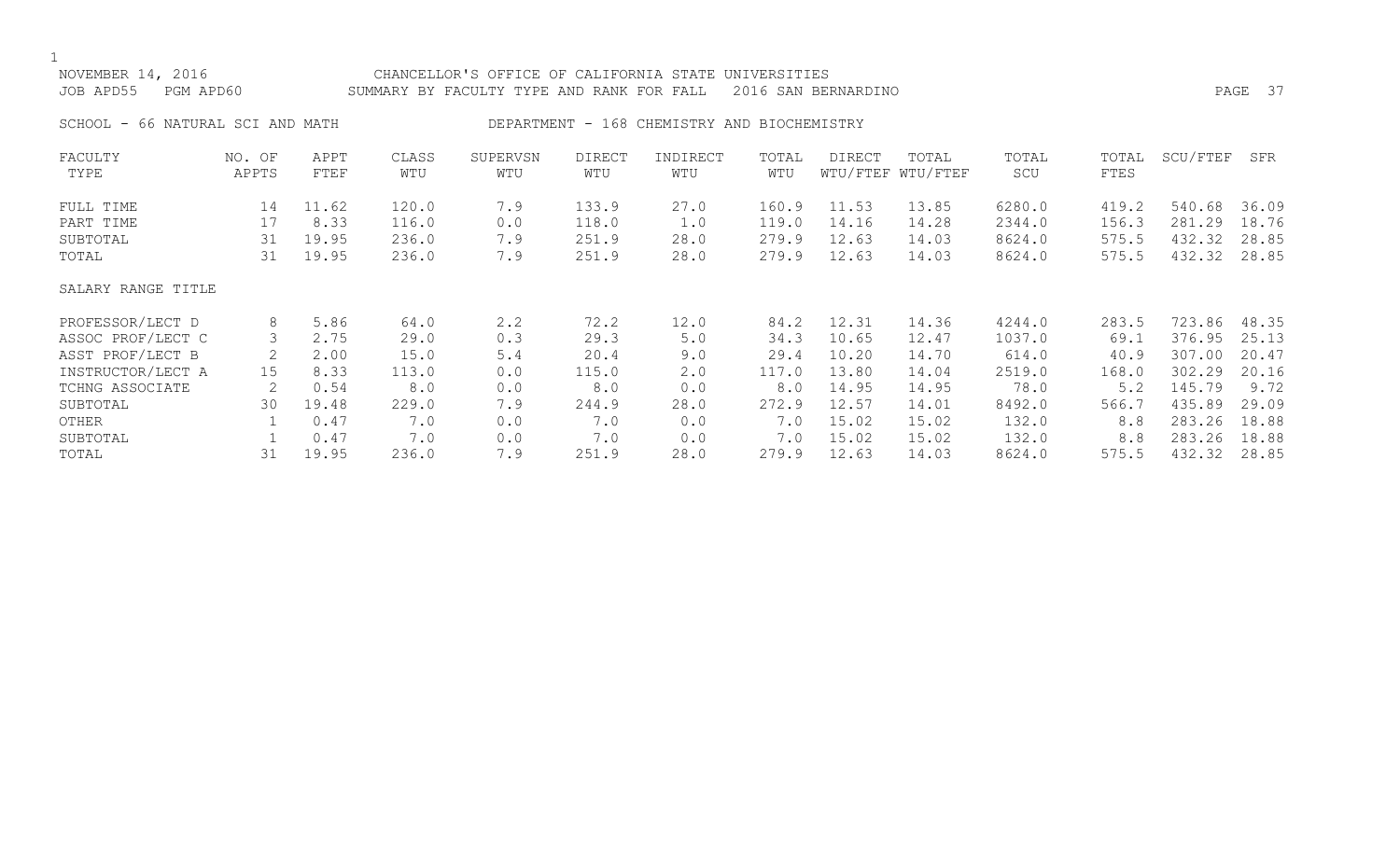NOVEMBER 14, 2016 CHANCELLOR'S OFFICE OF CALIFORNIA STATE UNIVERSITIES
JOB APD55 PGM APD60 SUMMARY BY FACULTY TYPE AND RANK FOR FALL 2016 SAN BERNARDINO

SCHOOL - 66 NATURAL SCI AND MATH DEPARTMENT - 168 CHEMISTRY AND BIOCHEMISTRY

| FACULTY TYPE | NO. OF APPTS | APPT FTEF | CLASS WTU | SUPERVSN WTU | DIRECT WTU | INDIRECT WTU | TOTAL WTU | DIRECT WTU/FTEF | TOTAL WTU/FTEF | TOTAL SCU | TOTAL FTES | SCU/FTEF | SFR |
|---|---|---|---|---|---|---|---|---|---|---|---|---|---|
| FULL TIME | 14 | 11.62 | 120.0 | 7.9 | 133.9 | 27.0 | 160.9 | 11.53 | 13.85 | 6280.0 | 419.2 | 540.68 | 36.09 |
| PART TIME | 17 | 8.33 | 116.0 | 0.0 | 118.0 | 1.0 | 119.0 | 14.16 | 14.28 | 2344.0 | 156.3 | 281.29 | 18.76 |
| SUBTOTAL | 31 | 19.95 | 236.0 | 7.9 | 251.9 | 28.0 | 279.9 | 12.63 | 14.03 | 8624.0 | 575.5 | 432.32 | 28.85 |
| TOTAL | 31 | 19.95 | 236.0 | 7.9 | 251.9 | 28.0 | 279.9 | 12.63 | 14.03 | 8624.0 | 575.5 | 432.32 | 28.85 |
| SALARY RANGE TITLE | | | | | | | | | | | | | |
| PROFESSOR/LECT D | 8 | 5.86 | 64.0 | 2.2 | 72.2 | 12.0 | 84.2 | 12.31 | 14.36 | 4244.0 | 283.5 | 723.86 | 48.35 |
| ASSOC PROF/LECT C | 3 | 2.75 | 29.0 | 0.3 | 29.3 | 5.0 | 34.3 | 10.65 | 12.47 | 1037.0 | 69.1 | 376.95 | 25.13 |
| ASST PROF/LECT B | 2 | 2.00 | 15.0 | 5.4 | 20.4 | 9.0 | 29.4 | 10.20 | 14.70 | 614.0 | 40.9 | 307.00 | 20.47 |
| INSTRUCTOR/LECT A | 15 | 8.33 | 113.0 | 0.0 | 115.0 | 2.0 | 117.0 | 13.80 | 14.04 | 2519.0 | 168.0 | 302.29 | 20.16 |
| TCHNG ASSOCIATE | 2 | 0.54 | 8.0 | 0.0 | 8.0 | 0.0 | 8.0 | 14.95 | 14.95 | 78.0 | 5.2 | 145.79 | 9.72 |
| SUBTOTAL | 30 | 19.48 | 229.0 | 7.9 | 244.9 | 28.0 | 272.9 | 12.57 | 14.01 | 8492.0 | 566.7 | 435.89 | 29.09 |
| OTHER | 1 | 0.47 | 7.0 | 0.0 | 7.0 | 0.0 | 7.0 | 15.02 | 15.02 | 132.0 | 8.8 | 283.26 | 18.88 |
| SUBTOTAL | 1 | 0.47 | 7.0 | 0.0 | 7.0 | 0.0 | 7.0 | 15.02 | 15.02 | 132.0 | 8.8 | 283.26 | 18.88 |
| TOTAL | 31 | 19.95 | 236.0 | 7.9 | 251.9 | 28.0 | 279.9 | 12.63 | 14.03 | 8624.0 | 575.5 | 432.32 | 28.85 |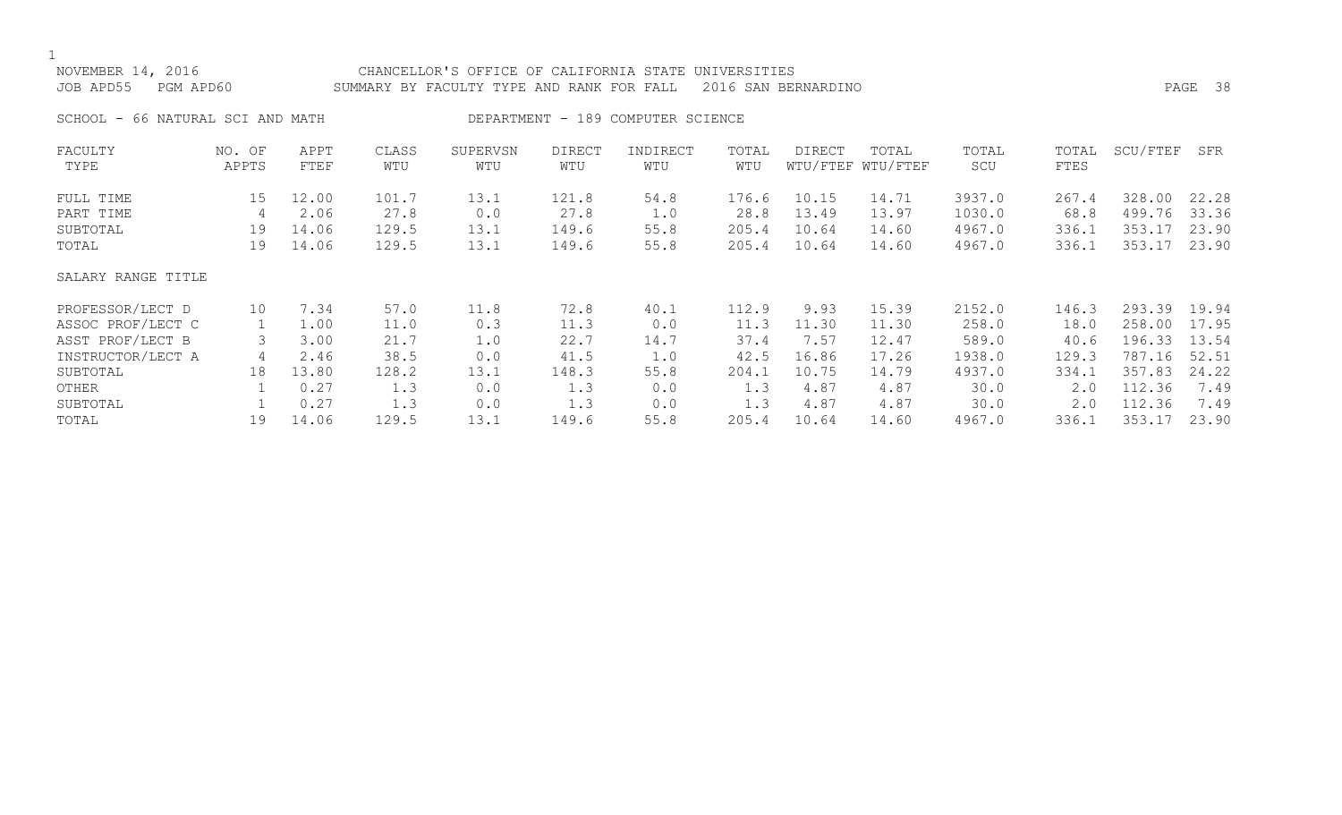NOVEMBER 14, 2016 CHANCELLOR'S OFFICE OF CALIFORNIA STATE UNIVERSITIES
JOB APD55 PGM APD60 SUMMARY BY FACULTY TYPE AND RANK FOR FALL 2016 SAN BERNARDINO

SCHOOL - 66 NATURAL SCI AND MATH DEPARTMENT - 189 COMPUTER SCIENCE

| FACULTY TYPE | NO. OF APPTS | APPT FTEF | CLASS WTU | SUPERVSN WTU | DIRECT WTU | INDIRECT WTU | TOTAL WTU | DIRECT WTU/FTEF | TOTAL WTU/FTEF | TOTAL SCU | TOTAL FTES | SCU/FTEF | SFR |
|---|---|---|---|---|---|---|---|---|---|---|---|---|---|
| FULL TIME | 15 | 12.00 | 101.7 | 13.1 | 121.8 | 54.8 | 176.6 | 10.15 | 14.71 | 3937.0 | 267.4 | 328.00 | 22.28 |
| PART TIME | 4 | 2.06 | 27.8 | 0.0 | 27.8 | 1.0 | 28.8 | 13.49 | 13.97 | 1030.0 | 68.8 | 499.76 | 33.36 |
| SUBTOTAL | 19 | 14.06 | 129.5 | 13.1 | 149.6 | 55.8 | 205.4 | 10.64 | 14.60 | 4967.0 | 336.1 | 353.17 | 23.90 |
| TOTAL | 19 | 14.06 | 129.5 | 13.1 | 149.6 | 55.8 | 205.4 | 10.64 | 14.60 | 4967.0 | 336.1 | 353.17 | 23.90 |
| SALARY RANGE TITLE | | | | | | | | | | | | | |
| PROFESSOR/LECT D | 10 | 7.34 | 57.0 | 11.8 | 72.8 | 40.1 | 112.9 | 9.93 | 15.39 | 2152.0 | 146.3 | 293.39 | 19.94 |
| ASSOC PROF/LECT C | 1 | 1.00 | 11.0 | 0.3 | 11.3 | 0.0 | 11.3 | 11.30 | 11.30 | 258.0 | 18.0 | 258.00 | 17.95 |
| ASST PROF/LECT B | 3 | 3.00 | 21.7 | 1.0 | 22.7 | 14.7 | 37.4 | 7.57 | 12.47 | 589.0 | 40.6 | 196.33 | 13.54 |
| INSTRUCTOR/LECT A | 4 | 2.46 | 38.5 | 0.0 | 41.5 | 1.0 | 42.5 | 16.86 | 17.26 | 1938.0 | 129.3 | 787.16 | 52.51 |
| SUBTOTAL | 18 | 13.80 | 128.2 | 13.1 | 148.3 | 55.8 | 204.1 | 10.75 | 14.79 | 4937.0 | 334.1 | 357.83 | 24.22 |
| OTHER | 1 | 0.27 | 1.3 | 0.0 | 1.3 | 0.0 | 1.3 | 4.87 | 4.87 | 30.0 | 2.0 | 112.36 | 7.49 |
| SUBTOTAL | 1 | 0.27 | 1.3 | 0.0 | 1.3 | 0.0 | 1.3 | 4.87 | 4.87 | 30.0 | 2.0 | 112.36 | 7.49 |
| TOTAL | 19 | 14.06 | 129.5 | 13.1 | 149.6 | 55.8 | 205.4 | 10.64 | 14.60 | 4967.0 | 336.1 | 353.17 | 23.90 |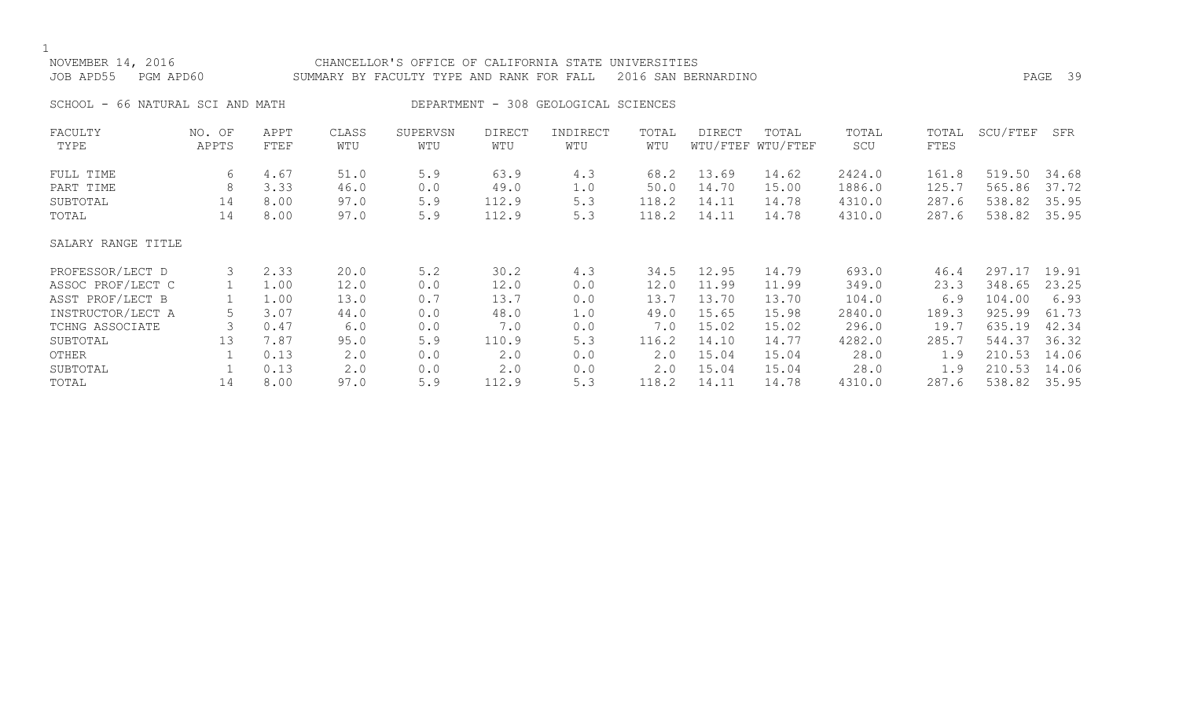NOVEMBER 14, 2016 CHANCELLOR'S OFFICE OF CALIFORNIA STATE UNIVERSITIES
JOB APD55 PGM APD60 SUMMARY BY FACULTY TYPE AND RANK FOR FALL 2016 SAN BERNARDINO

SCHOOL - 66 NATURAL SCI AND MATH DEPARTMENT - 308 GEOLOGICAL SCIENCES

| FACULTY TYPE | NO. OF APPTS | APPT FTEF | CLASS WTU | SUPERVSN WTU | DIRECT WTU | INDIRECT WTU | TOTAL WTU | DIRECT WTU/FTEF | TOTAL WTU/FTEF | TOTAL SCU | TOTAL FTES | SCU/FTEF | SFR |
|---|---|---|---|---|---|---|---|---|---|---|---|---|---|
| FULL TIME | 6 | 4.67 | 51.0 | 5.9 | 63.9 | 4.3 | 68.2 | 13.69 | 14.62 | 2424.0 | 161.8 | 519.50 | 34.68 |
| PART TIME | 8 | 3.33 | 46.0 | 0.0 | 49.0 | 1.0 | 50.0 | 14.70 | 15.00 | 1886.0 | 125.7 | 565.86 | 37.72 |
| SUBTOTAL | 14 | 8.00 | 97.0 | 5.9 | 112.9 | 5.3 | 118.2 | 14.11 | 14.78 | 4310.0 | 287.6 | 538.82 | 35.95 |
| TOTAL | 14 | 8.00 | 97.0 | 5.9 | 112.9 | 5.3 | 118.2 | 14.11 | 14.78 | 4310.0 | 287.6 | 538.82 | 35.95 |
| SALARY RANGE TITLE | | | | | | | | | | | | | |
| PROFESSOR/LECT D | 3 | 2.33 | 20.0 | 5.2 | 30.2 | 4.3 | 34.5 | 12.95 | 14.79 | 693.0 | 46.4 | 297.17 | 19.91 |
| ASSOC PROF/LECT C | 1 | 1.00 | 12.0 | 0.0 | 12.0 | 0.0 | 12.0 | 11.99 | 11.99 | 349.0 | 23.3 | 348.65 | 23.25 |
| ASST PROF/LECT B | 1 | 1.00 | 13.0 | 0.7 | 13.7 | 0.0 | 13.7 | 13.70 | 13.70 | 104.0 | 6.9 | 104.00 | 6.93 |
| INSTRUCTOR/LECT A | 5 | 3.07 | 44.0 | 0.0 | 48.0 | 1.0 | 49.0 | 15.65 | 15.98 | 2840.0 | 189.3 | 925.99 | 61.73 |
| TCHNG ASSOCIATE | 3 | 0.47 | 6.0 | 0.0 | 7.0 | 0.0 | 7.0 | 15.02 | 15.02 | 296.0 | 19.7 | 635.19 | 42.34 |
| SUBTOTAL | 13 | 7.87 | 95.0 | 5.9 | 110.9 | 5.3 | 116.2 | 14.10 | 14.77 | 4282.0 | 285.7 | 544.37 | 36.32 |
| OTHER | 1 | 0.13 | 2.0 | 0.0 | 2.0 | 0.0 | 2.0 | 15.04 | 15.04 | 28.0 | 1.9 | 210.53 | 14.06 |
| SUBTOTAL | 1 | 0.13 | 2.0 | 0.0 | 2.0 | 0.0 | 2.0 | 15.04 | 15.04 | 28.0 | 1.9 | 210.53 | 14.06 |
| TOTAL | 14 | 8.00 | 97.0 | 5.9 | 112.9 | 5.3 | 118.2 | 14.11 | 14.78 | 4310.0 | 287.6 | 538.82 | 35.95 |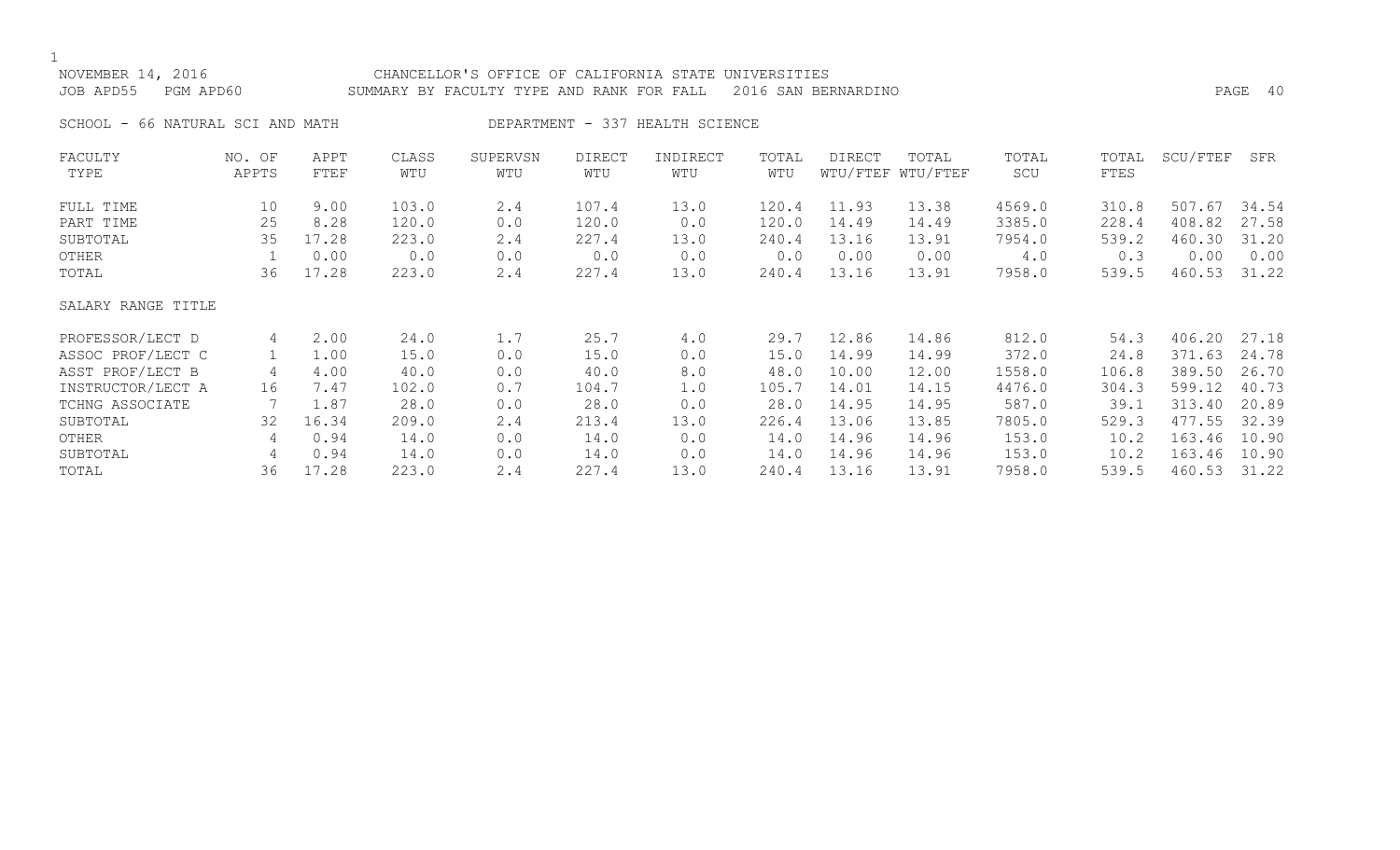NOVEMBER 14, 2016 CHANCELLOR'S OFFICE OF CALIFORNIA STATE UNIVERSITIES
JOB APD55 PGM APD60 SUMMARY BY FACULTY TYPE AND RANK FOR FALL 2016 SAN BERNARDINO

SCHOOL - 66 NATURAL SCI AND MATH DEPARTMENT - 337 HEALTH SCIENCE

| FACULTY TYPE | NO. OF APPTS | APPT FTEF | CLASS WTU | SUPERVSN WTU | DIRECT WTU | INDIRECT WTU | TOTAL WTU | DIRECT WTU/FTEF | TOTAL WTU/FTEF | TOTAL SCU | TOTAL FTES | SCU/FTEF | SFR |
|---|---|---|---|---|---|---|---|---|---|---|---|---|---|
| FULL TIME | 10 | 9.00 | 103.0 | 2.4 | 107.4 | 13.0 | 120.4 | 11.93 | 13.38 | 4569.0 | 310.8 | 507.67 | 34.54 |
| PART TIME | 25 | 8.28 | 120.0 | 0.0 | 120.0 | 0.0 | 120.0 | 14.49 | 14.49 | 3385.0 | 228.4 | 408.82 | 27.58 |
| SUBTOTAL | 35 | 17.28 | 223.0 | 2.4 | 227.4 | 13.0 | 240.4 | 13.16 | 13.91 | 7954.0 | 539.2 | 460.30 | 31.20 |
| OTHER | 1 | 0.00 | 0.0 | 0.0 | 0.0 | 0.0 | 0.0 | 0.00 | 0.00 | 4.0 | 0.3 | 0.00 | 0.00 |
| TOTAL | 36 | 17.28 | 223.0 | 2.4 | 227.4 | 13.0 | 240.4 | 13.16 | 13.91 | 7958.0 | 539.5 | 460.53 | 31.22 |
| SALARY RANGE TITLE | | | | | | | | | | | | | |
| PROFESSOR/LECT D | 4 | 2.00 | 24.0 | 1.7 | 25.7 | 4.0 | 29.7 | 12.86 | 14.86 | 812.0 | 54.3 | 406.20 | 27.18 |
| ASSOC PROF/LECT C | 1 | 1.00 | 15.0 | 0.0 | 15.0 | 0.0 | 15.0 | 14.99 | 14.99 | 372.0 | 24.8 | 371.63 | 24.78 |
| ASST PROF/LECT B | 4 | 4.00 | 40.0 | 0.0 | 40.0 | 8.0 | 48.0 | 10.00 | 12.00 | 1558.0 | 106.8 | 389.50 | 26.70 |
| INSTRUCTOR/LECT A | 16 | 7.47 | 102.0 | 0.7 | 104.7 | 1.0 | 105.7 | 14.01 | 14.15 | 4476.0 | 304.3 | 599.12 | 40.73 |
| TCHNG ASSOCIATE | 7 | 1.87 | 28.0 | 0.0 | 28.0 | 0.0 | 28.0 | 14.95 | 14.95 | 587.0 | 39.1 | 313.40 | 20.89 |
| SUBTOTAL | 32 | 16.34 | 209.0 | 2.4 | 213.4 | 13.0 | 226.4 | 13.06 | 13.85 | 7805.0 | 529.3 | 477.55 | 32.39 |
| OTHER | 4 | 0.94 | 14.0 | 0.0 | 14.0 | 0.0 | 14.0 | 14.96 | 14.96 | 153.0 | 10.2 | 163.46 | 10.90 |
| SUBTOTAL | 4 | 0.94 | 14.0 | 0.0 | 14.0 | 0.0 | 14.0 | 14.96 | 14.96 | 153.0 | 10.2 | 163.46 | 10.90 |
| TOTAL | 36 | 17.28 | 223.0 | 2.4 | 227.4 | 13.0 | 240.4 | 13.16 | 13.91 | 7958.0 | 539.5 | 460.53 | 31.22 |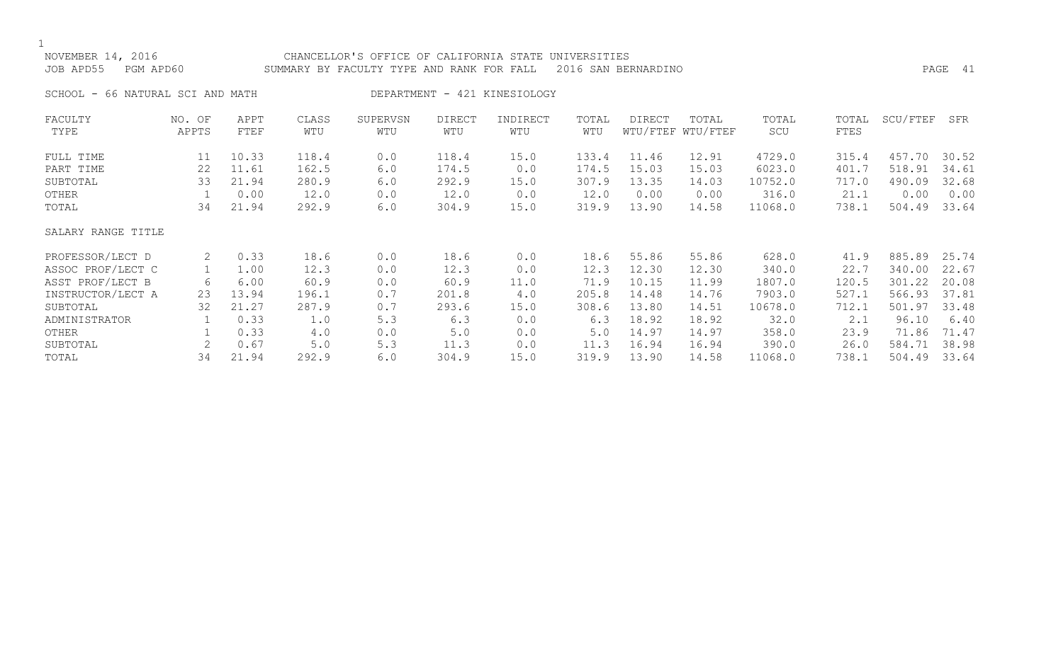NOVEMBER 14, 2016 CHANCELLOR'S OFFICE OF CALIFORNIA STATE UNIVERSITIES
JOB APD55 PGM APD60 SUMMARY BY FACULTY TYPE AND RANK FOR FALL 2016 SAN BERNARDINO

SCHOOL - 66 NATURAL SCI AND MATH DEPARTMENT - 421 KINESIOLOGY

| FACULTY TYPE | NO. OF APPTS | APPT FTEF | CLASS WTU | SUPERVSN WTU | DIRECT WTU | INDIRECT WTU | TOTAL WTU | DIRECT WTU/FTEF | TOTAL WTU/FTEF | TOTAL SCU | TOTAL FTES | SCU/FTEF | SFR |
|---|---|---|---|---|---|---|---|---|---|---|---|---|---|
| FULL TIME | 11 | 10.33 | 118.4 | 0.0 | 118.4 | 15.0 | 133.4 | 11.46 | 12.91 | 4729.0 | 315.4 | 457.70 | 30.52 |
| PART TIME | 22 | 11.61 | 162.5 | 6.0 | 174.5 | 0.0 | 174.5 | 15.03 | 15.03 | 6023.0 | 401.7 | 518.91 | 34.61 |
| SUBTOTAL | 33 | 21.94 | 280.9 | 6.0 | 292.9 | 15.0 | 307.9 | 13.35 | 14.03 | 10752.0 | 717.0 | 490.09 | 32.68 |
| OTHER | 1 | 0.00 | 12.0 | 0.0 | 12.0 | 0.0 | 12.0 | 0.00 | 0.00 | 316.0 | 21.1 | 0.00 | 0.00 |
| TOTAL | 34 | 21.94 | 292.9 | 6.0 | 304.9 | 15.0 | 319.9 | 13.90 | 14.58 | 11068.0 | 738.1 | 504.49 | 33.64 |

| SALARY RANGE TITLE | NO. OF APPTS | APPT FTEF | CLASS WTU | SUPERVSN WTU | DIRECT WTU | INDIRECT WTU | TOTAL WTU | DIRECT WTU/FTEF | TOTAL WTU/FTEF | TOTAL SCU | TOTAL FTES | SCU/FTEF | SFR |
|---|---|---|---|---|---|---|---|---|---|---|---|---|---|
| PROFESSOR/LECT D | 2 | 0.33 | 18.6 | 0.0 | 18.6 | 0.0 | 18.6 | 55.86 | 55.86 | 628.0 | 41.9 | 885.89 | 25.74 |
| ASSOC PROF/LECT C | 1 | 1.00 | 12.3 | 0.0 | 12.3 | 0.0 | 12.3 | 12.30 | 12.30 | 340.0 | 22.7 | 340.00 | 22.67 |
| ASST PROF/LECT B | 6 | 6.00 | 60.9 | 0.0 | 60.9 | 11.0 | 71.9 | 10.15 | 11.99 | 1807.0 | 120.5 | 301.22 | 20.08 |
| INSTRUCTOR/LECT A | 23 | 13.94 | 196.1 | 0.7 | 201.8 | 4.0 | 205.8 | 14.48 | 14.76 | 7903.0 | 527.1 | 566.93 | 37.81 |
| SUBTOTAL | 32 | 21.27 | 287.9 | 0.7 | 293.6 | 15.0 | 308.6 | 13.80 | 14.51 | 10678.0 | 712.1 | 501.97 | 33.48 |
| ADMINISTRATOR | 1 | 0.33 | 1.0 | 5.3 | 6.3 | 0.0 | 6.3 | 18.92 | 18.92 | 32.0 | 2.1 | 96.10 | 6.40 |
| OTHER | 1 | 0.33 | 4.0 | 0.0 | 5.0 | 0.0 | 5.0 | 14.97 | 14.97 | 358.0 | 23.9 | 71.86 | 71.47 |
| SUBTOTAL | 2 | 0.67 | 5.0 | 5.3 | 11.3 | 0.0 | 11.3 | 16.94 | 16.94 | 390.0 | 26.0 | 584.71 | 38.98 |
| TOTAL | 34 | 21.94 | 292.9 | 6.0 | 304.9 | 15.0 | 319.9 | 13.90 | 14.58 | 11068.0 | 738.1 | 504.49 | 33.64 |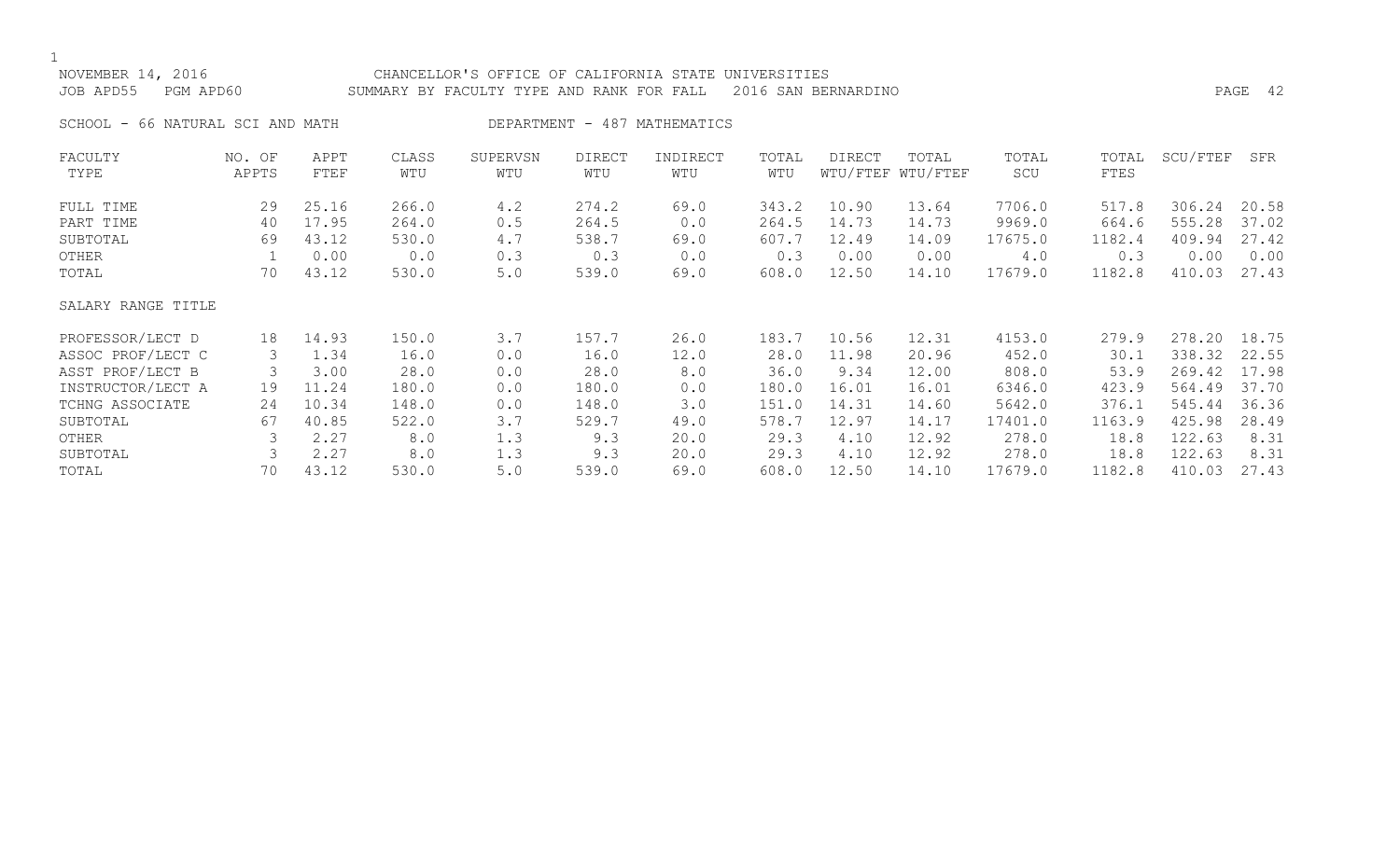NOVEMBER 14, 2016 CHANCELLOR'S OFFICE OF CALIFORNIA STATE UNIVERSITIES
JOB APD55 PGM APD60 SUMMARY BY FACULTY TYPE AND RANK FOR FALL 2016 SAN BERNARDINO

SCHOOL - 66 NATURAL SCI AND MATH DEPARTMENT - 487 MATHEMATICS

| FACULTY TYPE | NO. OF APPTS | APPT FTEF | CLASS WTU | SUPERVSN WTU | DIRECT WTU | INDIRECT WTU | TOTAL WTU | DIRECT WTU/FTEF | TOTAL WTU/FTEF | TOTAL SCU | TOTAL FTES | SCU/FTEF | SFR |
|---|---|---|---|---|---|---|---|---|---|---|---|---|---|
| FULL TIME | 29 | 25.16 | 266.0 | 4.2 | 274.2 | 69.0 | 343.2 | 10.90 | 13.64 | 7706.0 | 517.8 | 306.24 | 20.58 |
| PART TIME | 40 | 17.95 | 264.0 | 0.5 | 264.5 | 0.0 | 264.5 | 14.73 | 14.73 | 9969.0 | 664.6 | 555.28 | 37.02 |
| SUBTOTAL | 69 | 43.12 | 530.0 | 4.7 | 538.7 | 69.0 | 607.7 | 12.49 | 14.09 | 17675.0 | 1182.4 | 409.94 | 27.42 |
| OTHER | 1 | 0.00 | 0.0 | 0.3 | 0.3 | 0.0 | 0.3 | 0.00 | 0.00 | 4.0 | 0.3 | 0.00 | 0.00 |
| TOTAL | 70 | 43.12 | 530.0 | 5.0 | 539.0 | 69.0 | 608.0 | 12.50 | 14.10 | 17679.0 | 1182.8 | 410.03 | 27.43 |
| SALARY RANGE TITLE | | | | | | | | | | | | | |
| PROFESSOR/LECT D | 18 | 14.93 | 150.0 | 3.7 | 157.7 | 26.0 | 183.7 | 10.56 | 12.31 | 4153.0 | 279.9 | 278.20 | 18.75 |
| ASSOC PROF/LECT C | 3 | 1.34 | 16.0 | 0.0 | 16.0 | 12.0 | 28.0 | 11.98 | 20.96 | 452.0 | 30.1 | 338.32 | 22.55 |
| ASST PROF/LECT B | 3 | 3.00 | 28.0 | 0.0 | 28.0 | 8.0 | 36.0 | 9.34 | 12.00 | 808.0 | 53.9 | 269.42 | 17.98 |
| INSTRUCTOR/LECT A | 19 | 11.24 | 180.0 | 0.0 | 180.0 | 0.0 | 180.0 | 16.01 | 16.01 | 6346.0 | 423.9 | 564.49 | 37.70 |
| TCHNG ASSOCIATE | 24 | 10.34 | 148.0 | 0.0 | 148.0 | 3.0 | 151.0 | 14.31 | 14.60 | 5642.0 | 376.1 | 545.44 | 36.36 |
| SUBTOTAL | 67 | 40.85 | 522.0 | 3.7 | 529.7 | 49.0 | 578.7 | 12.97 | 14.17 | 17401.0 | 1163.9 | 425.98 | 28.49 |
| OTHER | 3 | 2.27 | 8.0 | 1.3 | 9.3 | 20.0 | 29.3 | 4.10 | 12.92 | 278.0 | 18.8 | 122.63 | 8.31 |
| SUBTOTAL | 3 | 2.27 | 8.0 | 1.3 | 9.3 | 20.0 | 29.3 | 4.10 | 12.92 | 278.0 | 18.8 | 122.63 | 8.31 |
| TOTAL | 70 | 43.12 | 530.0 | 5.0 | 539.0 | 69.0 | 608.0 | 12.50 | 14.10 | 17679.0 | 1182.8 | 410.03 | 27.43 |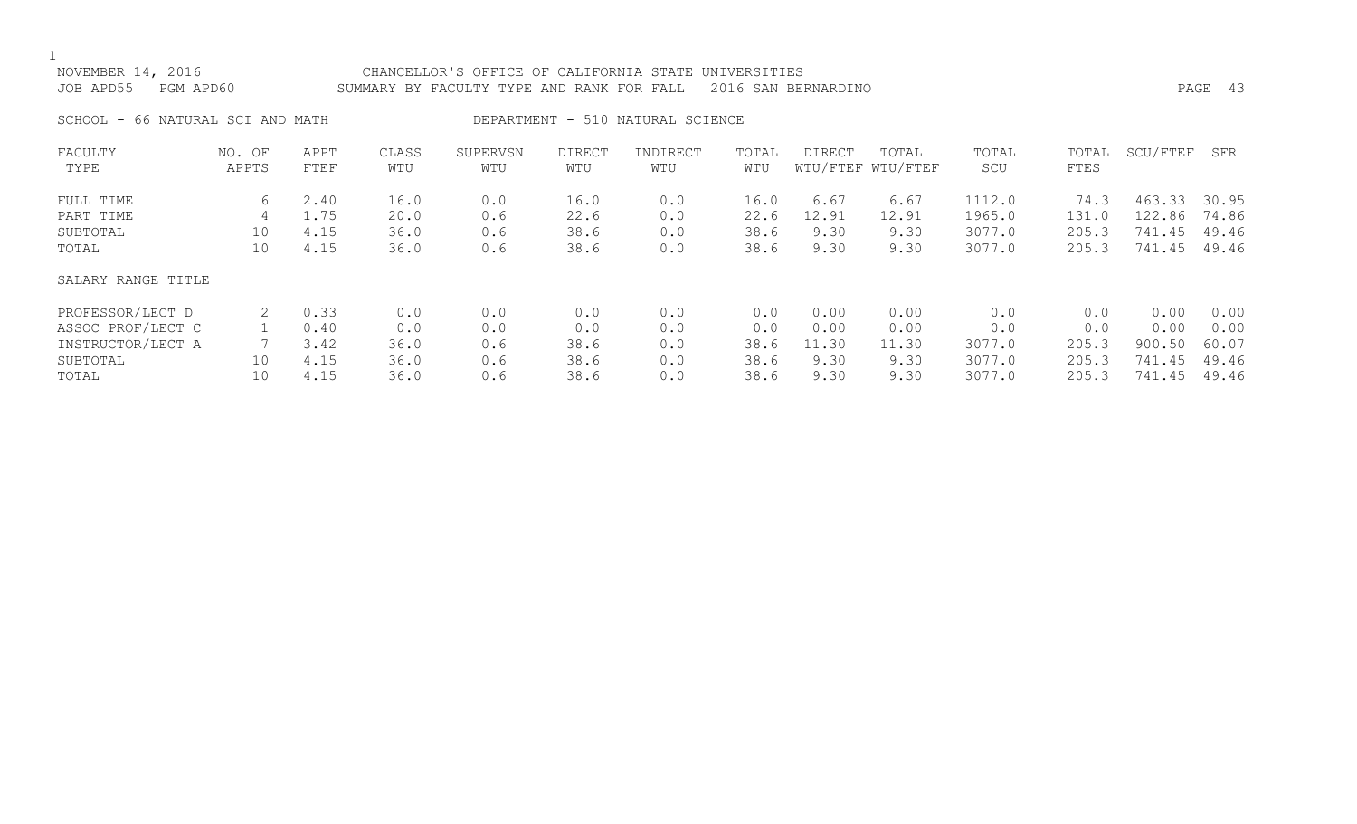NOVEMBER 14, 2016 CHANCELLOR'S OFFICE OF CALIFORNIA STATE UNIVERSITIES
JOB APD55 PGM APD60 SUMMARY BY FACULTY TYPE AND RANK FOR FALL 2016 SAN BERNARDINO

SCHOOL - 66 NATURAL SCI AND MATH DEPARTMENT - 510 NATURAL SCIENCE

| FACULTY TYPE | NO. OF APPTS | APPT FTEF | CLASS WTU | SUPERVSN WTU | DIRECT WTU | INDIRECT WTU | TOTAL WTU | DIRECT WTU/FTEF | TOTAL WTU/FTEF | TOTAL SCU | TOTAL FTES | SCU/FTEF | SFR |
|---|---|---|---|---|---|---|---|---|---|---|---|---|---|
| FULL TIME | 6 | 2.40 | 16.0 | 0.0 | 16.0 | 0.0 | 16.0 | 6.67 | 6.67 | 1112.0 | 74.3 | 463.33 | 30.95 |
| PART TIME | 4 | 1.75 | 20.0 | 0.6 | 22.6 | 0.0 | 22.6 | 12.91 | 12.91 | 1965.0 | 131.0 | 122.86 | 74.86 |
| SUBTOTAL | 10 | 4.15 | 36.0 | 0.6 | 38.6 | 0.0 | 38.6 | 9.30 | 9.30 | 3077.0 | 205.3 | 741.45 | 49.46 |
| TOTAL | 10 | 4.15 | 36.0 | 0.6 | 38.6 | 0.0 | 38.6 | 9.30 | 9.30 | 3077.0 | 205.3 | 741.45 | 49.46 |
| SALARY RANGE TITLE | | | | | | | | | | | | | |
| PROFESSOR/LECT D | 2 | 0.33 | 0.0 | 0.0 | 0.0 | 0.0 | 0.0 | 0.00 | 0.00 | 0.0 | 0.0 | 0.00 | 0.00 |
| ASSOC PROF/LECT C | 1 | 0.40 | 0.0 | 0.0 | 0.0 | 0.0 | 0.0 | 0.00 | 0.00 | 0.0 | 0.0 | 0.00 | 0.00 |
| INSTRUCTOR/LECT A | 7 | 3.42 | 36.0 | 0.6 | 38.6 | 0.0 | 38.6 | 11.30 | 11.30 | 3077.0 | 205.3 | 900.50 | 60.07 |
| SUBTOTAL | 10 | 4.15 | 36.0 | 0.6 | 38.6 | 0.0 | 38.6 | 9.30 | 9.30 | 3077.0 | 205.3 | 741.45 | 49.46 |
| TOTAL | 10 | 4.15 | 36.0 | 0.6 | 38.6 | 0.0 | 38.6 | 9.30 | 9.30 | 3077.0 | 205.3 | 741.45 | 49.46 |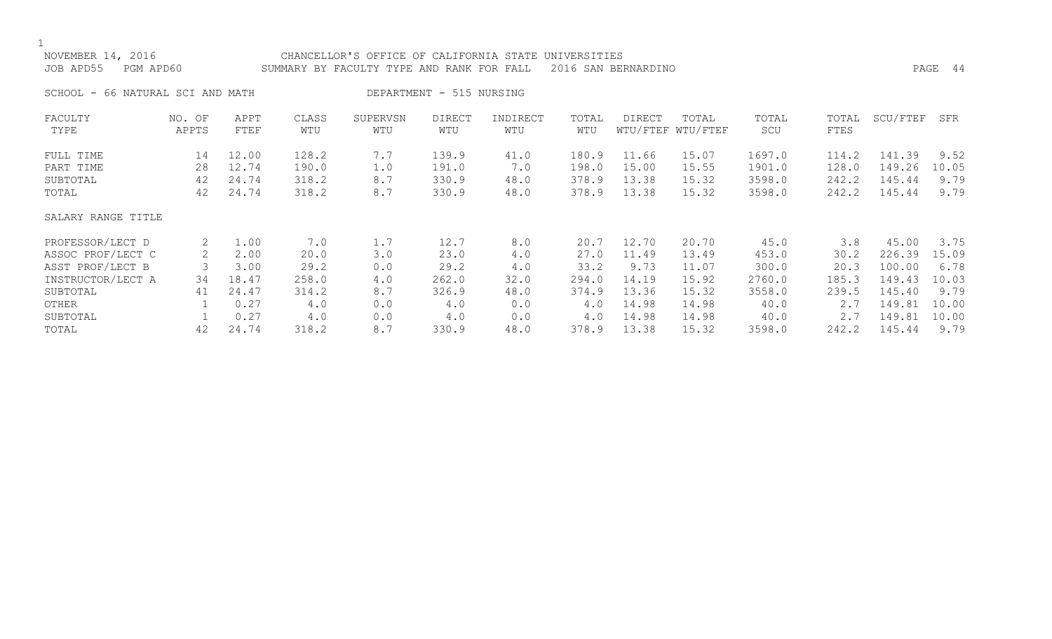NOVEMBER 14, 2016 CHANCELLOR'S OFFICE OF CALIFORNIA STATE UNIVERSITIES
JOB APD55 PGM APD60 SUMMARY BY FACULTY TYPE AND RANK FOR FALL 2016 SAN BERNARDINO

SCHOOL - 66 NATURAL SCI AND MATH DEPARTMENT - 515 NURSING

| FACULTY TYPE | NO. OF APPTS | APPT FTEF | CLASS WTU | SUPERVSN WTU | DIRECT WTU | INDIRECT WTU | TOTAL WTU | DIRECT WTU/FTEF | TOTAL WTU/FTEF | TOTAL SCU | TOTAL FTES | SCU/FTEF | SFR |
|---|---|---|---|---|---|---|---|---|---|---|---|---|---|
| FULL TIME | 14 | 12.00 | 128.2 | 7.7 | 139.9 | 41.0 | 180.9 | 11.66 | 15.07 | 1697.0 | 114.2 | 141.39 | 9.52 |
| PART TIME | 28 | 12.74 | 190.0 | 1.0 | 191.0 | 7.0 | 198.0 | 15.00 | 15.55 | 1901.0 | 128.0 | 149.26 | 10.05 |
| SUBTOTAL | 42 | 24.74 | 318.2 | 8.7 | 330.9 | 48.0 | 378.9 | 13.38 | 15.32 | 3598.0 | 242.2 | 145.44 | 9.79 |
| TOTAL | 42 | 24.74 | 318.2 | 8.7 | 330.9 | 48.0 | 378.9 | 13.38 | 15.32 | 3598.0 | 242.2 | 145.44 | 9.79 |
| SALARY RANGE TITLE | | | | | | | | | | | | | |
| PROFESSOR/LECT D | 2 | 1.00 | 7.0 | 1.7 | 12.7 | 8.0 | 20.7 | 12.70 | 20.70 | 45.0 | 3.8 | 45.00 | 3.75 |
| ASSOC PROF/LECT C | 2 | 2.00 | 20.0 | 3.0 | 23.0 | 4.0 | 27.0 | 11.49 | 13.49 | 453.0 | 30.2 | 226.39 | 15.09 |
| ASST PROF/LECT B | 3 | 3.00 | 29.2 | 0.0 | 29.2 | 4.0 | 33.2 | 9.73 | 11.07 | 300.0 | 20.3 | 100.00 | 6.78 |
| INSTRUCTOR/LECT A | 34 | 18.47 | 258.0 | 4.0 | 262.0 | 32.0 | 294.0 | 14.19 | 15.92 | 2760.0 | 185.3 | 149.43 | 10.03 |
| SUBTOTAL | 41 | 24.47 | 314.2 | 8.7 | 326.9 | 48.0 | 374.9 | 13.36 | 15.32 | 3558.0 | 239.5 | 145.40 | 9.79 |
| OTHER | 1 | 0.27 | 4.0 | 0.0 | 4.0 | 0.0 | 4.0 | 14.98 | 14.98 | 40.0 | 2.7 | 149.81 | 10.00 |
| SUBTOTAL | 1 | 0.27 | 4.0 | 0.0 | 4.0 | 0.0 | 4.0 | 14.98 | 14.98 | 40.0 | 2.7 | 149.81 | 10.00 |
| TOTAL | 42 | 24.74 | 318.2 | 8.7 | 330.9 | 48.0 | 378.9 | 13.38 | 15.32 | 3598.0 | 242.2 | 145.44 | 9.79 |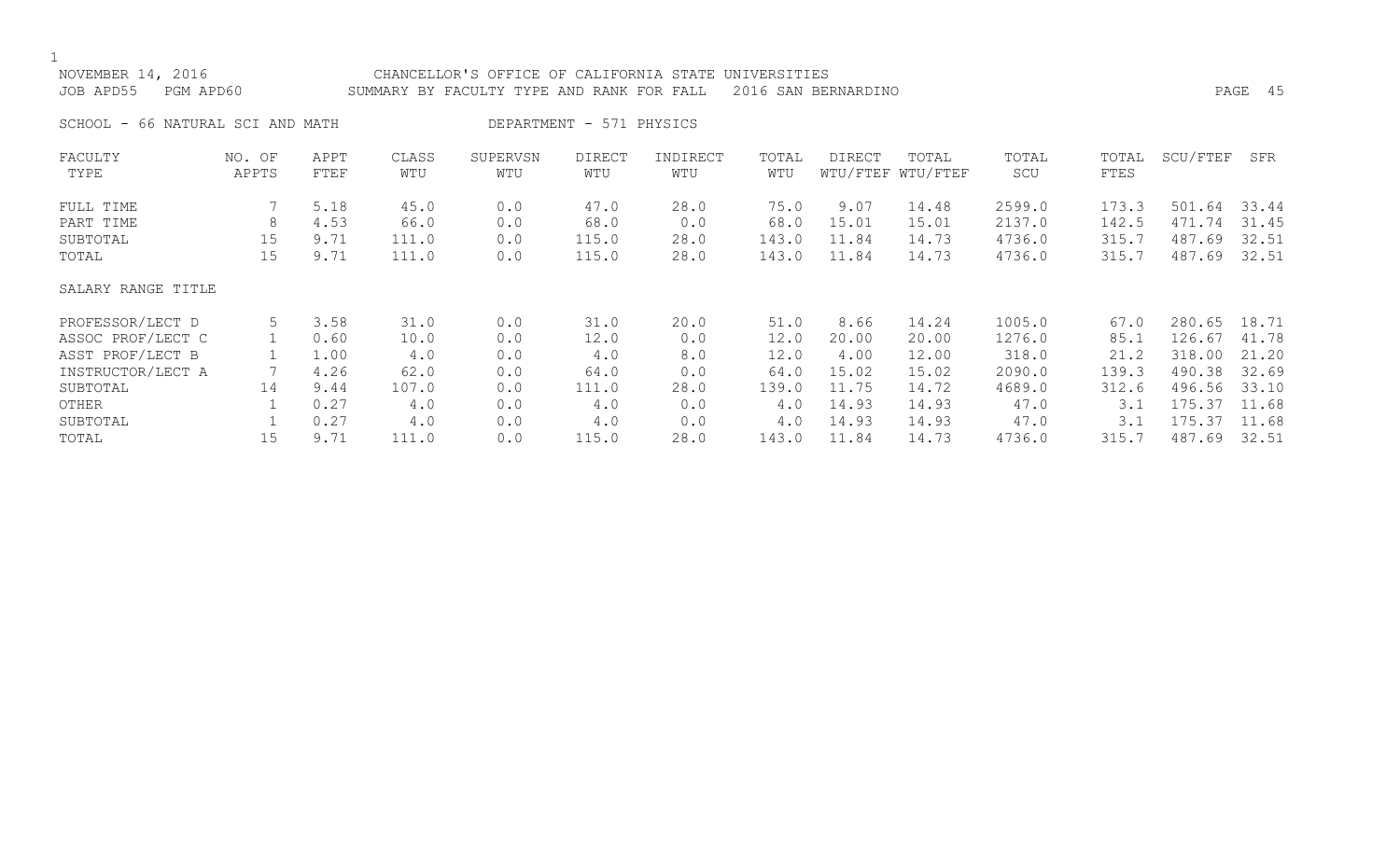NOVEMBER 14, 2016 CHANCELLOR'S OFFICE OF CALIFORNIA STATE UNIVERSITIES
JOB APD55 PGM APD60 SUMMARY BY FACULTY TYPE AND RANK FOR FALL 2016 SAN BERNARDINO

SCHOOL - 66 NATURAL SCI AND MATH DEPARTMENT - 571 PHYSICS

| FACULTY TYPE | NO. OF APPTS | APPT FTEF | CLASS WTU | SUPERVSN WTU | DIRECT WTU | INDIRECT WTU | TOTAL WTU | DIRECT WTU/FTEF | TOTAL WTU/FTEF | TOTAL SCU | TOTAL FTES | SCU/FTEF | SFR |
|---|---|---|---|---|---|---|---|---|---|---|---|---|---|
| FULL TIME | 7 | 5.18 | 45.0 | 0.0 | 47.0 | 28.0 | 75.0 | 9.07 | 14.48 | 2599.0 | 173.3 | 501.64 | 33.44 |
| PART TIME | 8 | 4.53 | 66.0 | 0.0 | 68.0 | 0.0 | 68.0 | 15.01 | 15.01 | 2137.0 | 142.5 | 471.74 | 31.45 |
| SUBTOTAL | 15 | 9.71 | 111.0 | 0.0 | 115.0 | 28.0 | 143.0 | 11.84 | 14.73 | 4736.0 | 315.7 | 487.69 | 32.51 |
| TOTAL | 15 | 9.71 | 111.0 | 0.0 | 115.0 | 28.0 | 143.0 | 11.84 | 14.73 | 4736.0 | 315.7 | 487.69 | 32.51 |

SALARY RANGE TITLE

| SALARY RANGE TITLE | NO. OF APPTS | APPT FTEF | CLASS WTU | SUPERVSN WTU | DIRECT WTU | INDIRECT WTU | TOTAL WTU | DIRECT WTU/FTEF | TOTAL WTU/FTEF | TOTAL SCU | TOTAL FTES | SCU/FTEF | SFR |
|---|---|---|---|---|---|---|---|---|---|---|---|---|---|
| PROFESSOR/LECT D | 5 | 3.58 | 31.0 | 0.0 | 31.0 | 20.0 | 51.0 | 8.66 | 14.24 | 1005.0 | 67.0 | 280.65 | 18.71 |
| ASSOC PROF/LECT C | 1 | 0.60 | 10.0 | 0.0 | 12.0 | 0.0 | 12.0 | 20.00 | 20.00 | 1276.0 | 85.1 | 126.67 | 41.78 |
| ASST PROF/LECT B | 1 | 1.00 | 4.0 | 0.0 | 4.0 | 8.0 | 12.0 | 4.00 | 12.00 | 318.0 | 21.2 | 318.00 | 21.20 |
| INSTRUCTOR/LECT A | 7 | 4.26 | 62.0 | 0.0 | 64.0 | 0.0 | 64.0 | 15.02 | 15.02 | 2090.0 | 139.3 | 490.38 | 32.69 |
| SUBTOTAL | 14 | 9.44 | 107.0 | 0.0 | 111.0 | 28.0 | 139.0 | 11.75 | 14.72 | 4689.0 | 312.6 | 496.56 | 33.10 |
| OTHER | 1 | 0.27 | 4.0 | 0.0 | 4.0 | 0.0 | 4.0 | 14.93 | 14.93 | 47.0 | 3.1 | 175.37 | 11.68 |
| SUBTOTAL | 1 | 0.27 | 4.0 | 0.0 | 4.0 | 0.0 | 4.0 | 14.93 | 14.93 | 47.0 | 3.1 | 175.37 | 11.68 |
| TOTAL | 15 | 9.71 | 111.0 | 0.0 | 115.0 | 28.0 | 143.0 | 11.84 | 14.73 | 4736.0 | 315.7 | 487.69 | 32.51 |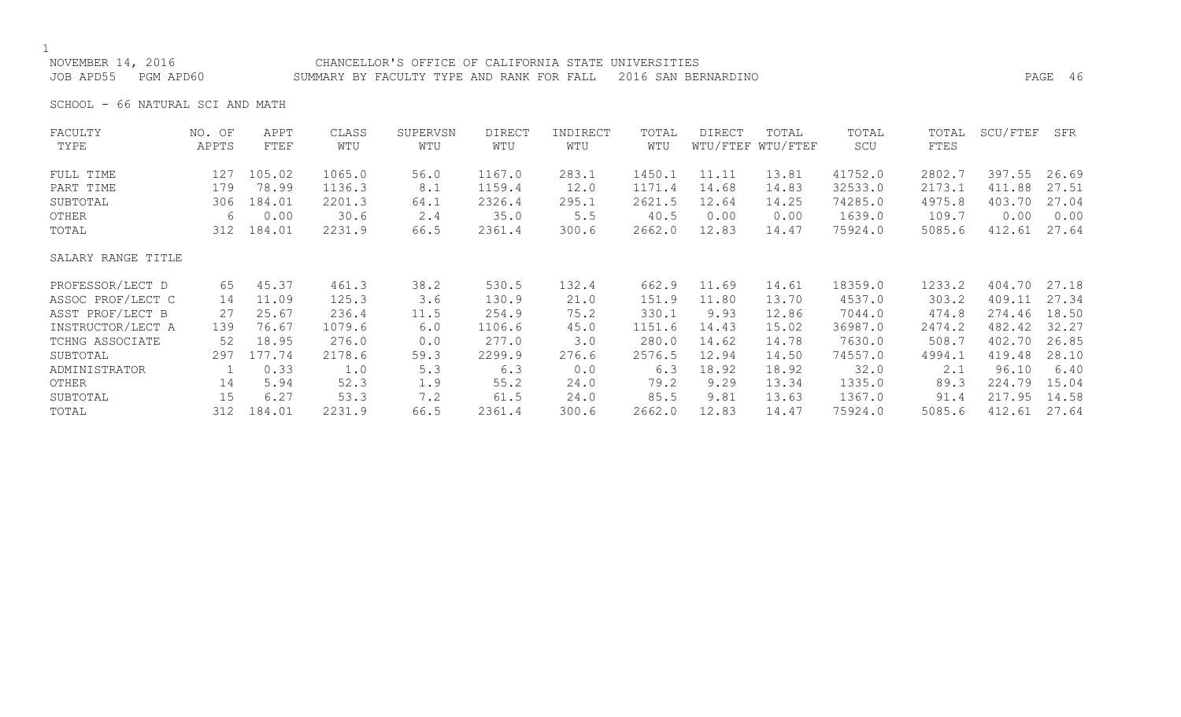CHANCELLOR'S OFFICE OF CALIFORNIA STATE UNIVERSITIES

SUMMARY BY FACULTY TYPE AND RANK FOR FALL 2016 SAN BERNARDINO

SCHOOL - 66 NATURAL SCI AND MATH

| FACULTY TYPE | NO. OF APPTS | APPT FTEF | CLASS WTU | SUPERVSN WTU | DIRECT WTU | INDIRECT WTU | TOTAL WTU | DIRECT WTU/FTEF | TOTAL WTU/FTEF | TOTAL SCU | TOTAL FTES | SCU/FTEF | SFR |
|---|---|---|---|---|---|---|---|---|---|---|---|---|---|
| FULL TIME | 127 | 105.02 | 1065.0 | 56.0 | 1167.0 | 283.1 | 1450.1 | 11.11 | 13.81 | 41752.0 | 2802.7 | 397.55 | 26.69 |
| PART TIME | 179 | 78.99 | 1136.3 | 8.1 | 1159.4 | 12.0 | 1171.4 | 14.68 | 14.83 | 32533.0 | 2173.1 | 411.88 | 27.51 |
| SUBTOTAL | 306 | 184.01 | 2201.3 | 64.1 | 2326.4 | 295.1 | 2621.5 | 12.64 | 14.25 | 74285.0 | 4975.8 | 403.70 | 27.04 |
| OTHER | 6 | 0.00 | 30.6 | 2.4 | 35.0 | 5.5 | 40.5 | 0.00 | 0.00 | 1639.0 | 109.7 | 0.00 | 0.00 |
| TOTAL | 312 | 184.01 | 2231.9 | 66.5 | 2361.4 | 300.6 | 2662.0 | 12.83 | 14.47 | 75924.0 | 5085.6 | 412.61 | 27.64 |
| **SALARY RANGE TITLE** | | | | | | | | | | | | | |
| PROFESSOR/LECT D | 65 | 45.37 | 461.3 | 38.2 | 530.5 | 132.4 | 662.9 | 11.69 | 14.61 | 18359.0 | 1233.2 | 404.70 | 27.18 |
| ASSOC PROF/LECT C | 14 | 11.09 | 125.3 | 3.6 | 130.9 | 21.0 | 151.9 | 11.80 | 13.70 | 4537.0 | 303.2 | 409.11 | 27.34 |
| ASST PROF/LECT B | 27 | 25.67 | 236.4 | 11.5 | 254.9 | 75.2 | 330.1 | 9.93 | 12.86 | 7044.0 | 474.8 | 274.46 | 18.50 |
| INSTRUCTOR/LECT A | 139 | 76.67 | 1079.6 | 6.0 | 1106.6 | 45.0 | 1151.6 | 14.43 | 15.02 | 36987.0 | 2474.2 | 482.42 | 32.27 |
| TCHNG ASSOCIATE | 52 | 18.95 | 276.0 | 0.0 | 277.0 | 3.0 | 280.0 | 14.62 | 14.78 | 7630.0 | 508.7 | 402.70 | 26.85 |
| SUBTOTAL | 297 | 177.74 | 2178.6 | 59.3 | 2299.9 | 276.6 | 2576.5 | 12.94 | 14.50 | 74557.0 | 4994.1 | 419.48 | 28.10 |
| ADMINISTRATOR | 1 | 0.33 | 1.0 | 5.3 | 6.3 | 0.0 | 6.3 | 18.92 | 18.92 | 32.0 | 2.1 | 96.10 | 6.40 |
| OTHER | 14 | 5.94 | 52.3 | 1.9 | 55.2 | 24.0 | 79.2 | 9.29 | 13.34 | 1335.0 | 89.3 | 224.79 | 15.04 |
| SUBTOTAL | 15 | 6.27 | 53.3 | 7.2 | 61.5 | 24.0 | 85.5 | 9.81 | 13.63 | 1367.0 | 91.4 | 217.95 | 14.58 |
| TOTAL | 312 | 184.01 | 2231.9 | 66.5 | 2361.4 | 300.6 | 2662.0 | 12.83 | 14.47 | 75924.0 | 5085.6 | 412.61 | 27.64 |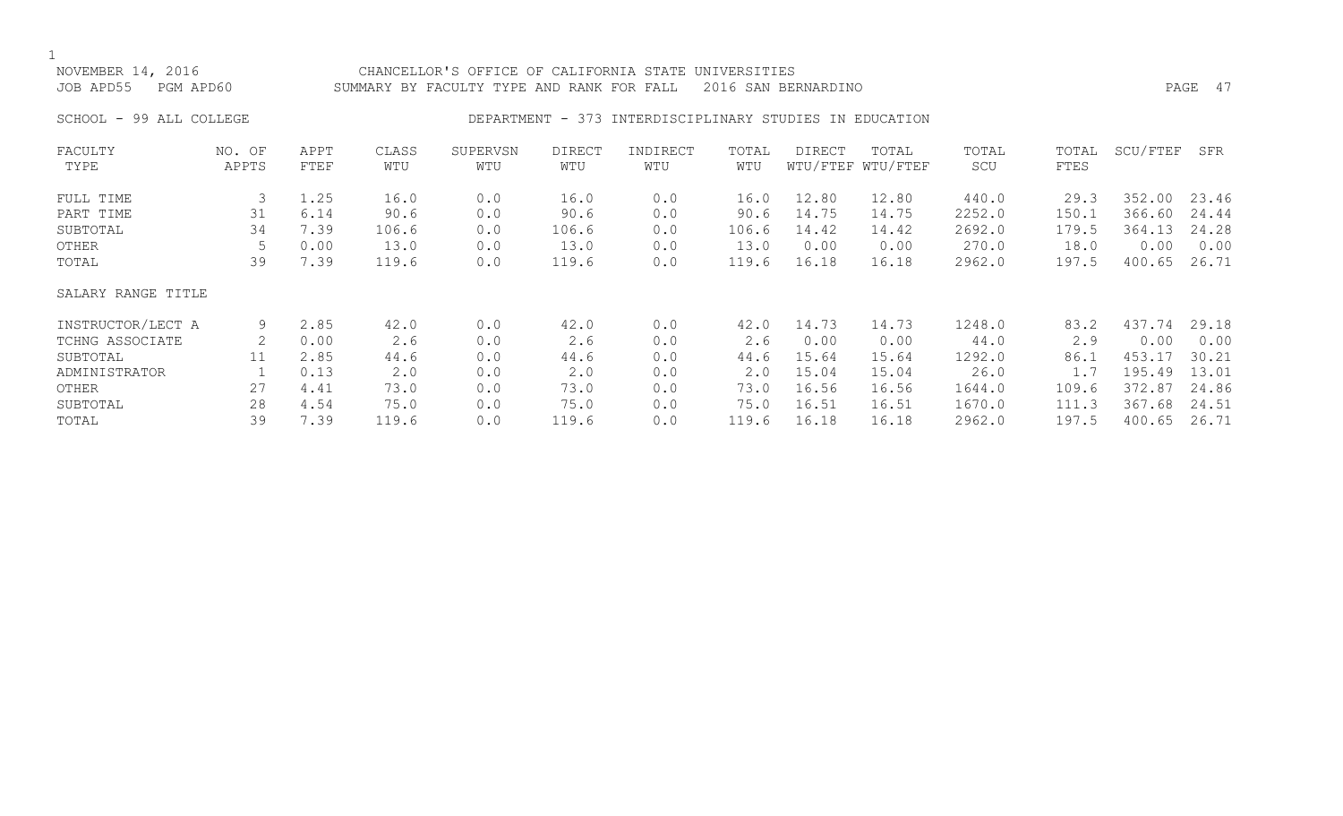NOVEMBER 14, 2016 CHANCELLOR'S OFFICE OF CALIFORNIA STATE UNIVERSITIES

JOB APD55 PGM APD60 SUMMARY BY FACULTY TYPE AND RANK FOR FALL 2016 SAN BERNARDINO

SCHOOL - 99 ALL COLLEGE DEPARTMENT - 373 INTERDISCIPLINARY STUDIES IN EDUCATION

| FACULTY TYPE | NO. OF APPTS | APPT FTEF | CLASS WTU | SUPERVSN WTU | DIRECT WTU | INDIRECT WTU | TOTAL WTU | DIRECT WTU/FTEF | TOTAL WTU/FTEF | TOTAL SCU | TOTAL FTES | SCU/FTEF | SFR |
|---|---|---|---|---|---|---|---|---|---|---|---|---|---|
| FULL TIME | 3 | 1.25 | 16.0 | 0.0 | 16.0 | 0.0 | 16.0 | 12.80 | 12.80 | 440.0 | 29.3 | 352.00 | 23.46 |
| PART TIME | 31 | 6.14 | 90.6 | 0.0 | 90.6 | 0.0 | 90.6 | 14.75 | 14.75 | 2252.0 | 150.1 | 366.60 | 24.44 |
| SUBTOTAL | 34 | 7.39 | 106.6 | 0.0 | 106.6 | 0.0 | 106.6 | 14.42 | 14.42 | 2692.0 | 179.5 | 364.13 | 24.28 |
| OTHER | 5 | 0.00 | 13.0 | 0.0 | 13.0 | 0.0 | 13.0 | 0.00 | 0.00 | 270.0 | 18.0 | 0.00 | 0.00 |
| TOTAL | 39 | 7.39 | 119.6 | 0.0 | 119.6 | 0.0 | 119.6 | 16.18 | 16.18 | 2962.0 | 197.5 | 400.65 | 26.71 |
| SALARY RANGE TITLE | | | | | | | | | | | | | |
| INSTRUCTOR/LECT A | 9 | 2.85 | 42.0 | 0.0 | 42.0 | 0.0 | 42.0 | 14.73 | 14.73 | 1248.0 | 83.2 | 437.74 | 29.18 |
| TCHNG ASSOCIATE | 2 | 0.00 | 2.6 | 0.0 | 2.6 | 0.0 | 2.6 | 0.00 | 0.00 | 44.0 | 2.9 | 0.00 | 0.00 |
| SUBTOTAL | 11 | 2.85 | 44.6 | 0.0 | 44.6 | 0.0 | 44.6 | 15.64 | 15.64 | 1292.0 | 86.1 | 453.17 | 30.21 |
| ADMINISTRATOR | 1 | 0.13 | 2.0 | 0.0 | 2.0 | 0.0 | 2.0 | 15.04 | 15.04 | 26.0 | 1.7 | 195.49 | 13.01 |
| OTHER | 27 | 4.41 | 73.0 | 0.0 | 73.0 | 0.0 | 73.0 | 16.56 | 16.56 | 1644.0 | 109.6 | 372.87 | 24.86 |
| SUBTOTAL | 28 | 4.54 | 75.0 | 0.0 | 75.0 | 0.0 | 75.0 | 16.51 | 16.51 | 1670.0 | 111.3 | 367.68 | 24.51 |
| TOTAL | 39 | 7.39 | 119.6 | 0.0 | 119.6 | 0.0 | 119.6 | 16.18 | 16.18 | 2962.0 | 197.5 | 400.65 | 26.71 |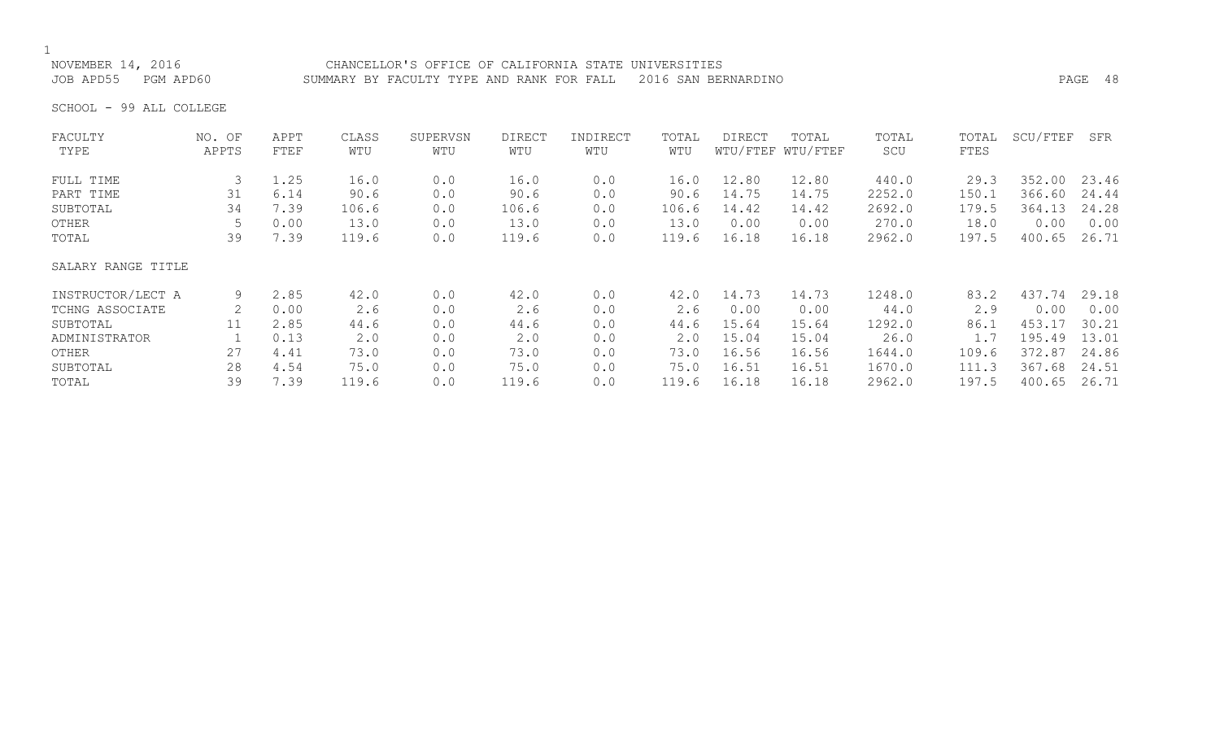CHANCELLOR'S OFFICE OF CALIFORNIA STATE UNIVERSITIES

SUMMARY BY FACULTY TYPE AND RANK FOR FALL 2016 SAN BERNARDINO

NOVEMBER 14, 2016

JOB APD55 PGM APD60

SCHOOL - 99 ALL COLLEGE

| FACULTY TYPE | NO. OF APPTS | APPT FTEF | CLASS WTU | SUPERVSN WTU | DIRECT WTU | INDIRECT WTU | TOTAL WTU | DIRECT WTU/FTEF | TOTAL WTU/FTEF | TOTAL SCU | TOTAL FTES | SCU/FTEF | SFR |
|---|---|---|---|---|---|---|---|---|---|---|---|---|---|
| FULL TIME | 3 | 1.25 | 16.0 | 0.0 | 16.0 | 0.0 | 16.0 | 12.80 | 12.80 | 440.0 | 29.3 | 352.00 | 23.46 |
| PART TIME | 31 | 6.14 | 90.6 | 0.0 | 90.6 | 0.0 | 90.6 | 14.75 | 14.75 | 2252.0 | 150.1 | 366.60 | 24.44 |
| SUBTOTAL | 34 | 7.39 | 106.6 | 0.0 | 106.6 | 0.0 | 106.6 | 14.42 | 14.42 | 2692.0 | 179.5 | 364.13 | 24.28 |
| OTHER | 5 | 0.00 | 13.0 | 0.0 | 13.0 | 0.0 | 13.0 | 0.00 | 0.00 | 270.0 | 18.0 | 0.00 | 0.00 |
| TOTAL | 39 | 7.39 | 119.6 | 0.0 | 119.6 | 0.0 | 119.6 | 16.18 | 16.18 | 2962.0 | 197.5 | 400.65 | 26.71 |
| SALARY RANGE TITLE | | | | | | | | | | | | | |
| INSTRUCTOR/LECT A | 9 | 2.85 | 42.0 | 0.0 | 42.0 | 0.0 | 42.0 | 14.73 | 14.73 | 1248.0 | 83.2 | 437.74 | 29.18 |
| TCHNG ASSOCIATE | 2 | 0.00 | 2.6 | 0.0 | 2.6 | 0.0 | 2.6 | 0.00 | 0.00 | 44.0 | 2.9 | 0.00 | 0.00 |
| SUBTOTAL | 11 | 2.85 | 44.6 | 0.0 | 44.6 | 0.0 | 44.6 | 15.64 | 15.64 | 1292.0 | 86.1 | 453.17 | 30.21 |
| ADMINISTRATOR | 1 | 0.13 | 2.0 | 0.0 | 2.0 | 0.0 | 2.0 | 15.04 | 15.04 | 26.0 | 1.7 | 195.49 | 13.01 |
| OTHER | 27 | 4.41 | 73.0 | 0.0 | 73.0 | 0.0 | 73.0 | 16.56 | 16.56 | 1644.0 | 109.6 | 372.87 | 24.86 |
| SUBTOTAL | 28 | 4.54 | 75.0 | 0.0 | 75.0 | 0.0 | 75.0 | 16.51 | 16.51 | 1670.0 | 111.3 | 367.68 | 24.51 |
| TOTAL | 39 | 7.39 | 119.6 | 0.0 | 119.6 | 0.0 | 119.6 | 16.18 | 16.18 | 2962.0 | 197.5 | 400.65 | 26.71 |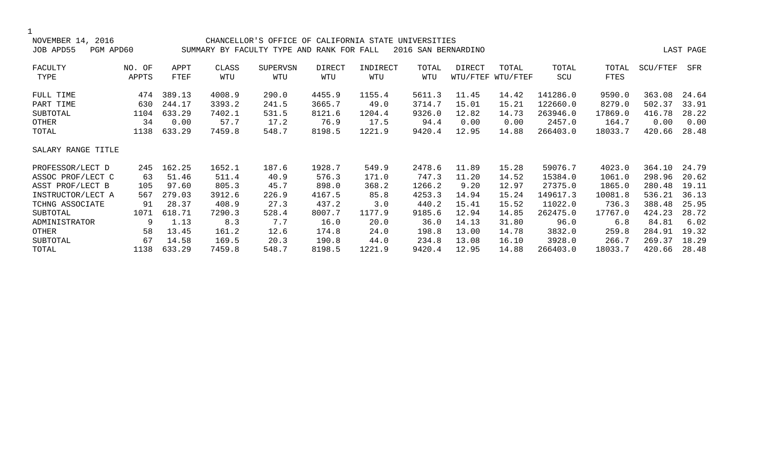NOVEMBER 14, 2016 CHANCELLOR'S OFFICE OF CALIFORNIA STATE UNIVERSITIES

JOB APD55 PGM APD60 SUMMARY BY FACULTY TYPE AND RANK FOR FALL 2016 SAN BERNARDINO LAST PAGE

| FACULTY TYPE | NO. OF APPTS | APPT FTEF | CLASS WTU | SUPERVSN WTU | DIRECT WTU | INDIRECT WTU | TOTAL WTU | DIRECT WTU/FTEF | TOTAL WTU/FTEF | TOTAL SCU | TOTAL FTES | SCU/FTEF | SFR |
|---|---|---|---|---|---|---|---|---|---|---|---|---|---|
| FULL TIME | 474 | 389.13 | 4008.9 | 290.0 | 4455.9 | 1155.4 | 5611.3 | 11.45 | 14.42 | 141286.0 | 9590.0 | 363.08 | 24.64 |
| PART TIME | 630 | 244.17 | 3393.2 | 241.5 | 3665.7 | 49.0 | 3714.7 | 15.01 | 15.21 | 122660.0 | 8279.0 | 502.37 | 33.91 |
| SUBTOTAL | 1104 | 633.29 | 7402.1 | 531.5 | 8121.6 | 1204.4 | 9326.0 | 12.82 | 14.73 | 263946.0 | 17869.0 | 416.78 | 28.22 |
| OTHER | 34 | 0.00 | 57.7 | 17.2 | 76.9 | 17.5 | 94.4 | 0.00 | 0.00 | 2457.0 | 164.7 | 0.00 | 0.00 |
| TOTAL | 1138 | 633.29 | 7459.8 | 548.7 | 8198.5 | 1221.9 | 9420.4 | 12.95 | 14.88 | 266403.0 | 18033.7 | 420.66 | 28.48 |
| SALARY RANGE TITLE | | | | | | | | | | | | | |
| PROFESSOR/LECT D | 245 | 162.25 | 1652.1 | 187.6 | 1928.7 | 549.9 | 2478.6 | 11.89 | 15.28 | 59076.7 | 4023.0 | 364.10 | 24.79 |
| ASSOC PROF/LECT C | 63 | 51.46 | 511.4 | 40.9 | 576.3 | 171.0 | 747.3 | 11.20 | 14.52 | 15384.0 | 1061.0 | 298.96 | 20.62 |
| ASST PROF/LECT B | 105 | 97.60 | 805.3 | 45.7 | 898.0 | 368.2 | 1266.2 | 9.20 | 12.97 | 27375.0 | 1865.0 | 280.48 | 19.11 |
| INSTRUCTOR/LECT A | 567 | 279.03 | 3912.6 | 226.9 | 4167.5 | 85.8 | 4253.3 | 14.94 | 15.24 | 149617.3 | 10081.8 | 536.21 | 36.13 |
| TCHNG ASSOCIATE | 91 | 28.37 | 408.9 | 27.3 | 437.2 | 3.0 | 440.2 | 15.41 | 15.52 | 11022.0 | 736.3 | 388.48 | 25.95 |
| SUBTOTAL | 1071 | 618.71 | 7290.3 | 528.4 | 8007.7 | 1177.9 | 9185.6 | 12.94 | 14.85 | 262475.0 | 17767.0 | 424.23 | 28.72 |
| ADMINISTRATOR | 9 | 1.13 | 8.3 | 7.7 | 16.0 | 20.0 | 36.0 | 14.13 | 31.80 | 96.0 | 6.8 | 84.81 | 6.02 |
| OTHER | 58 | 13.45 | 161.2 | 12.6 | 174.8 | 24.0 | 198.8 | 13.00 | 14.78 | 3832.0 | 259.8 | 284.91 | 19.32 |
| SUBTOTAL | 67 | 14.58 | 169.5 | 20.3 | 190.8 | 44.0 | 234.8 | 13.08 | 16.10 | 3928.0 | 266.7 | 269.37 | 18.29 |
| TOTAL | 1138 | 633.29 | 7459.8 | 548.7 | 8198.5 | 1221.9 | 9420.4 | 12.95 | 14.88 | 266403.0 | 18033.7 | 420.66 | 28.48 |